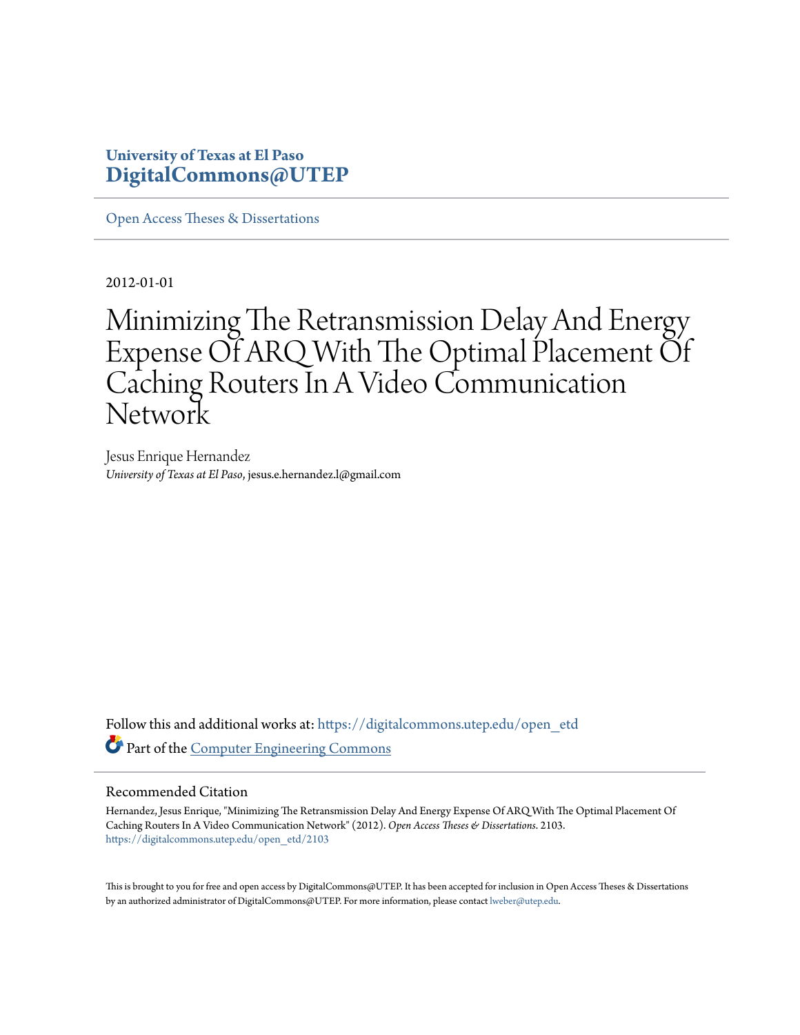University of Texas at El Paso
**DigitalCommons@UTEP**

Open Access Theses & Dissertations

2012-01-01

# Minimizing The Retransmission Delay And Energy Expense Of ARQ With The Optimal Placement Of Caching Routers In A Video Communication Network

Jesus Enrique Hernandez
*University of Texas at El Paso*, jesus.e.hernandez.l@gmail.com

Follow this and additional works at: https://digitalcommons.utep.edu/open_etd

Part of the Computer Engineering Commons

## Recommended Citation

Hernandez, Jesus Enrique, "Minimizing The Retransmission Delay And Energy Expense Of ARQ With The Optimal Placement Of Caching Routers In A Video Communication Network" (2012). *Open Access Theses & Dissertations*. 2103.
https://digitalcommons.utep.edu/open_etd/2103

This is brought to you for free and open access by DigitalCommons@UTEP. It has been accepted for inclusion in Open Access Theses & Dissertations by an authorized administrator of DigitalCommons@UTEP. For more information, please contact lweber@utep.edu.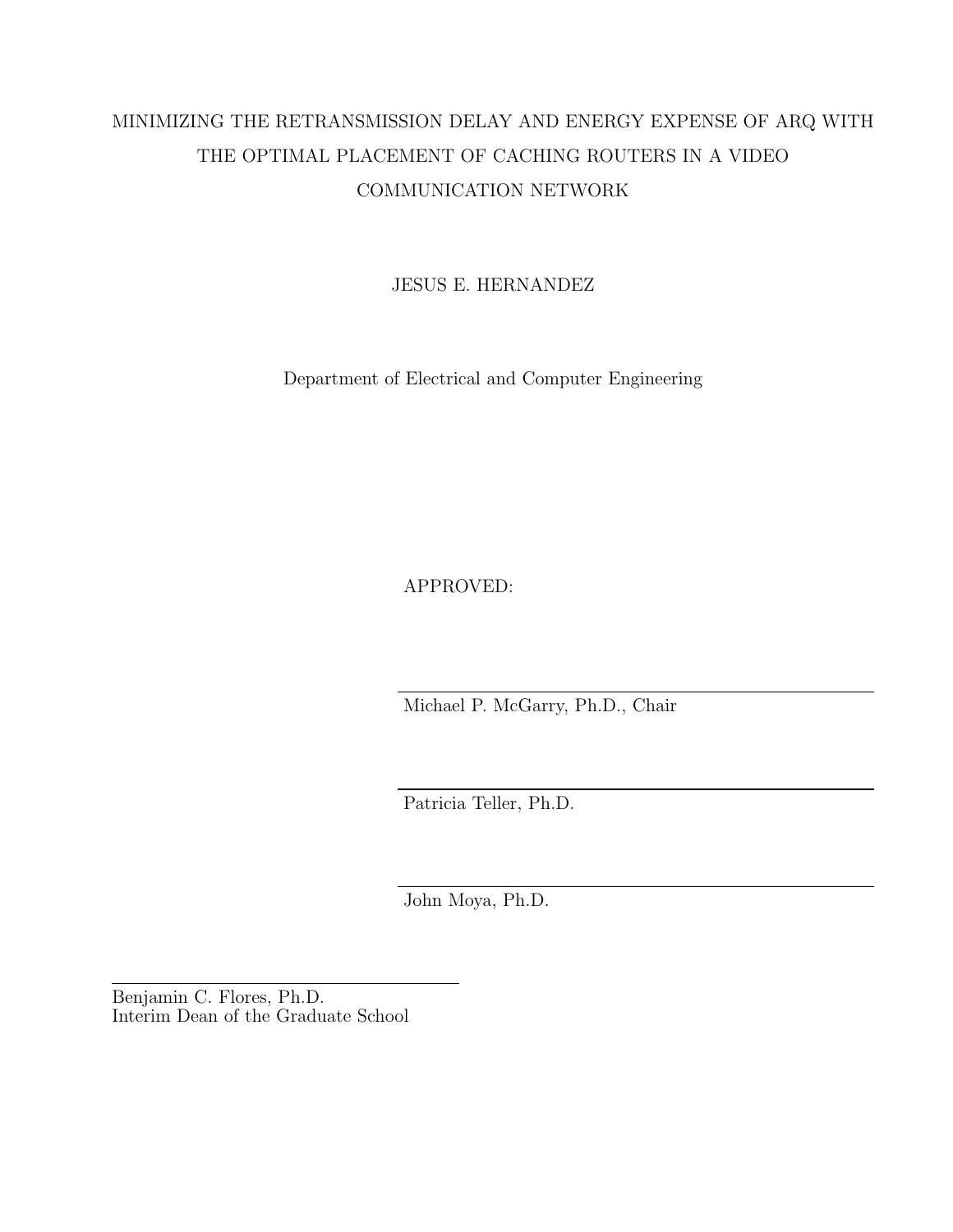MINIMIZING THE RETRANSMISSION DELAY AND ENERGY EXPENSE OF ARQ WITH THE OPTIMAL PLACEMENT OF CACHING ROUTERS IN A VIDEO COMMUNICATION NETWORK

JESUS E. HERNANDEZ

Department of Electrical and Computer Engineering

APPROVED:

Michael P. McGarry, Ph.D., Chair

Patricia Teller, Ph.D.

John Moya, Ph.D.

Benjamin C. Flores, Ph.D.
Interim Dean of the Graduate School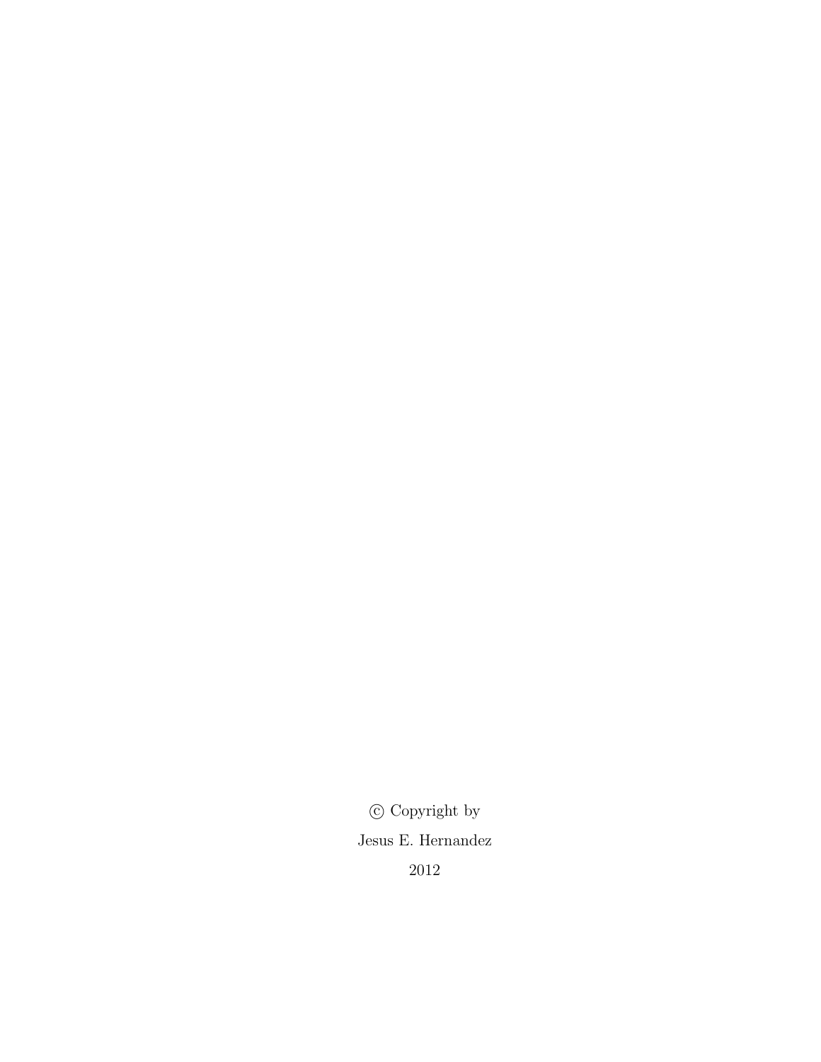© Copyright by

Jesus E. Hernandez

2012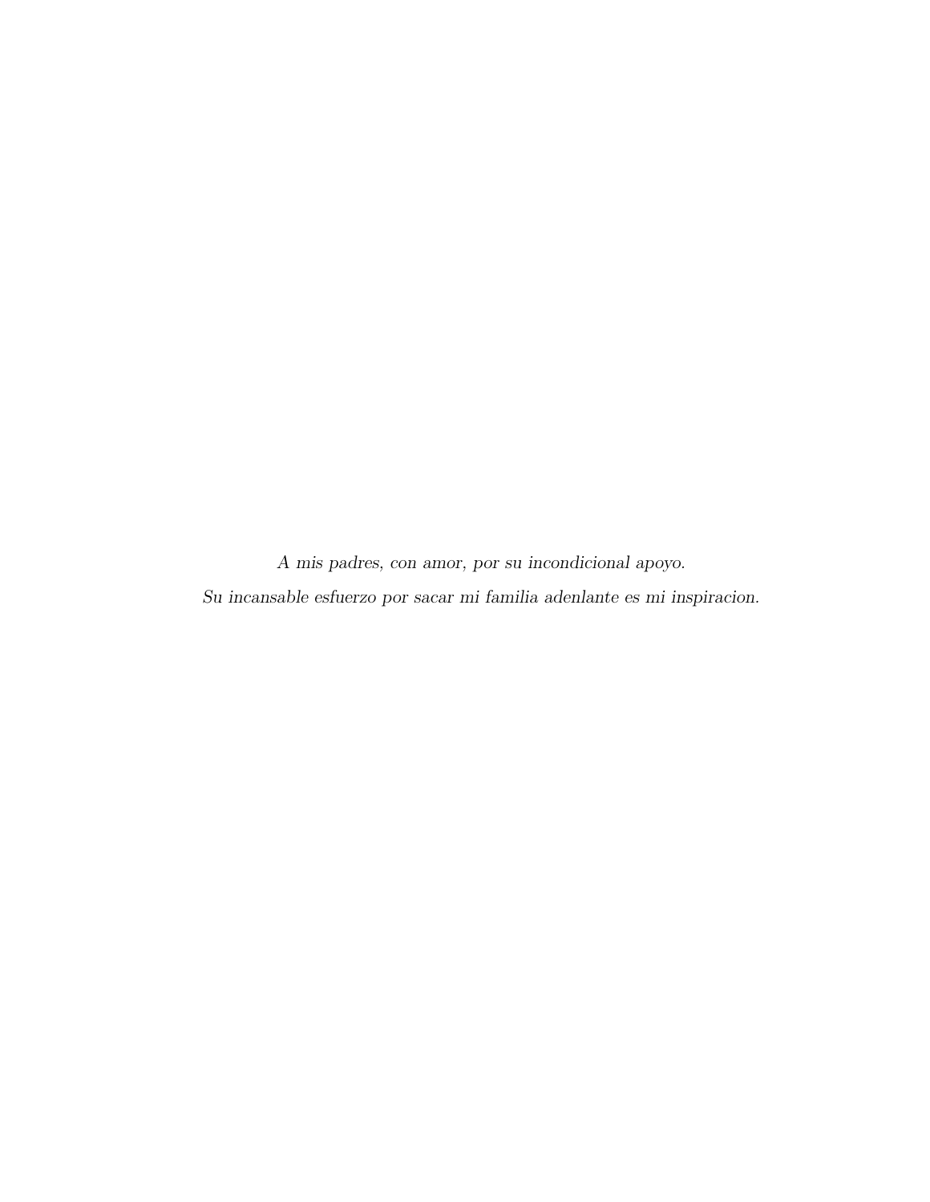*A mis padres, con amor, por su incondicional apoyo.*

*Su incansable esfuerzo por sacar mi familia adenlante es mi inspiracion.*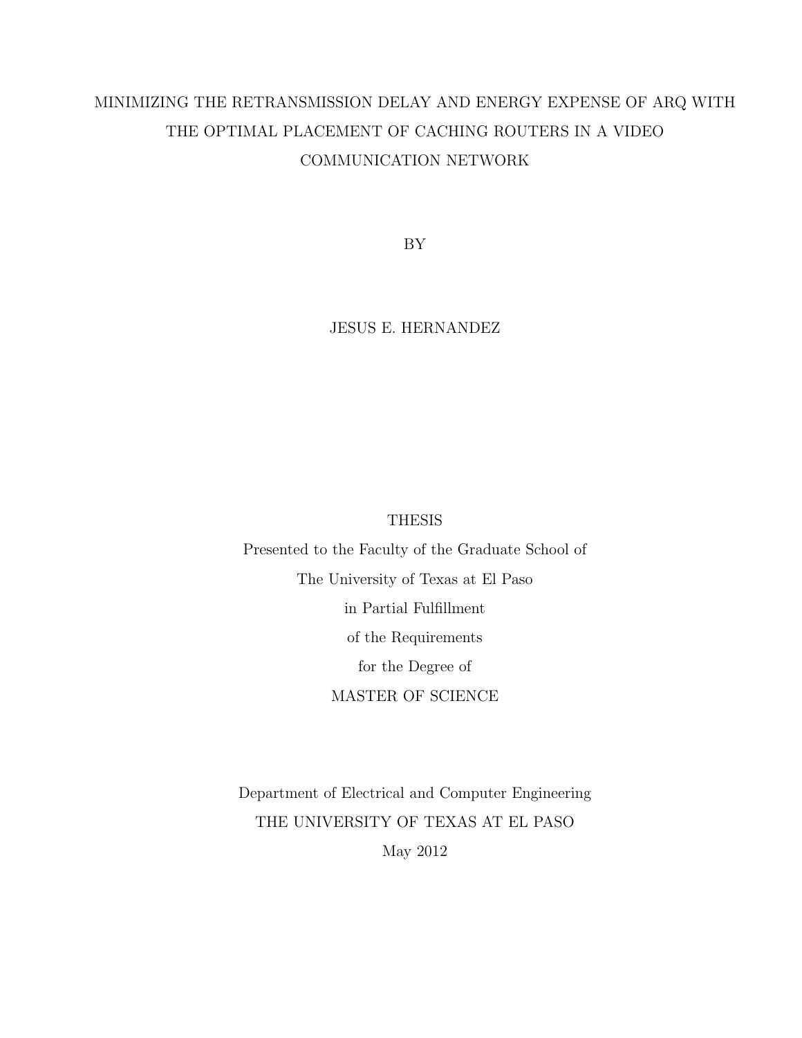# MINIMIZING THE RETRANSMISSION DELAY AND ENERGY EXPENSE OF ARQ WITH THE OPTIMAL PLACEMENT OF CACHING ROUTERS IN A VIDEO COMMUNICATION NETWORK

BY

JESUS E. HERNANDEZ

THESIS

Presented to the Faculty of the Graduate School of

The University of Texas at El Paso

in Partial Fulfillment

of the Requirements

for the Degree of

MASTER OF SCIENCE

Department of Electrical and Computer Engineering

THE UNIVERSITY OF TEXAS AT EL PASO

May 2012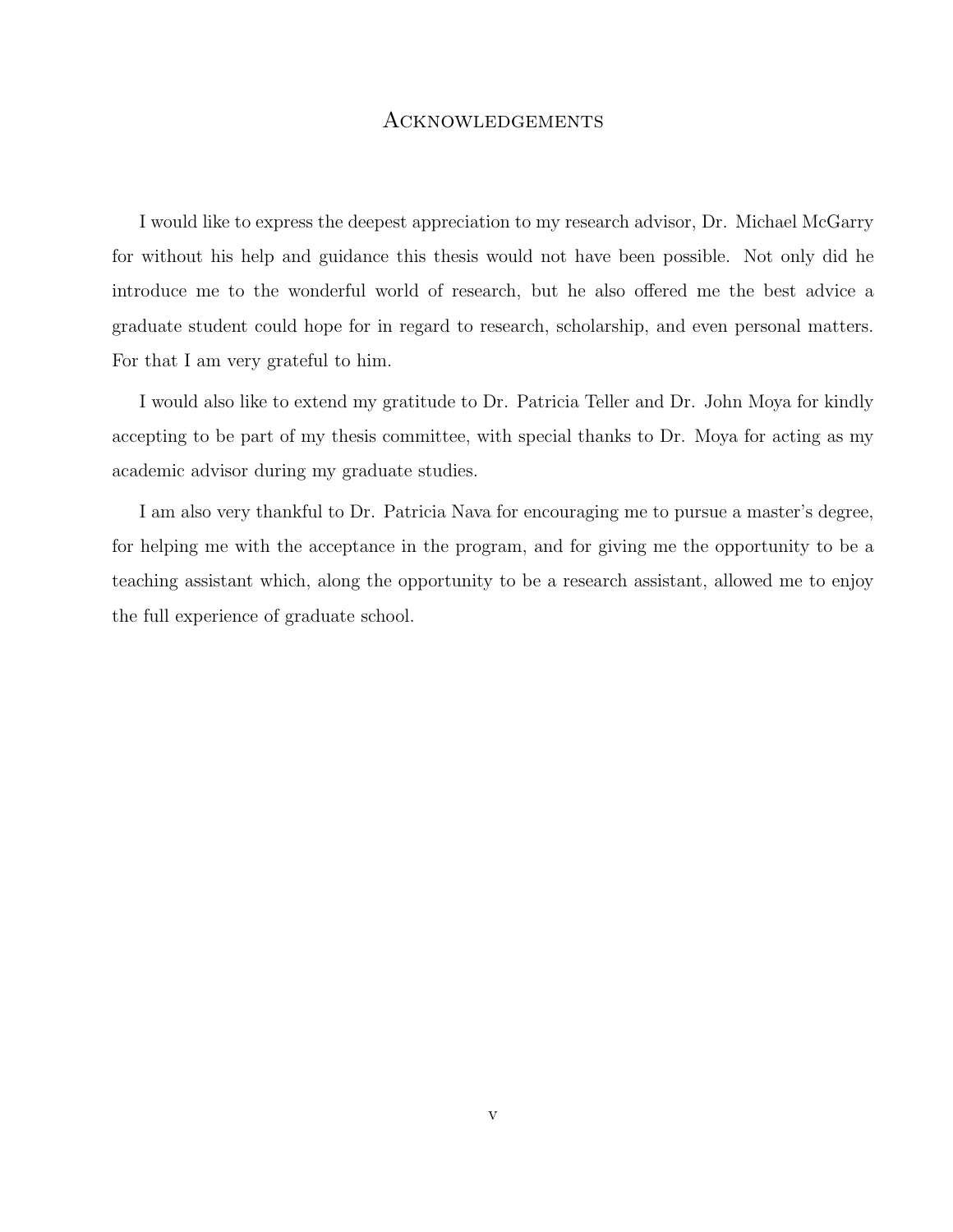# Acknowledgements

I would like to express the deepest appreciation to my research advisor, Dr. Michael McGarry for without his help and guidance this thesis would not have been possible. Not only did he introduce me to the wonderful world of research, but he also offered me the best advice a graduate student could hope for in regard to research, scholarship, and even personal matters. For that I am very grateful to him.

I would also like to extend my gratitude to Dr. Patricia Teller and Dr. John Moya for kindly accepting to be part of my thesis committee, with special thanks to Dr. Moya for acting as my academic advisor during my graduate studies.

I am also very thankful to Dr. Patricia Nava for encouraging me to pursue a master's degree, for helping me with the acceptance in the program, and for giving me the opportunity to be a teaching assistant which, along the opportunity to be a research assistant, allowed me to enjoy the full experience of graduate school.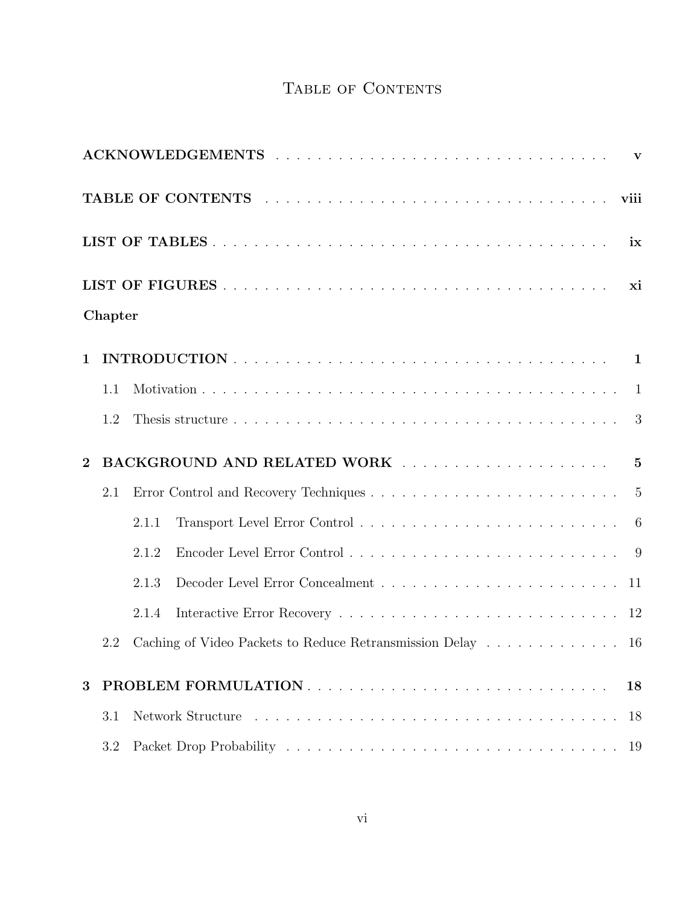# Table of Contents

**ACKNOWLEDGEMENTS** . . . . . . . . . . . . . . . . . . . . . . . . . . . . . . . . **v**

**TABLE OF CONTENTS** . . . . . . . . . . . . . . . . . . . . . . . . . . . . . . **viii**

**LIST OF TABLES** . . . . . . . . . . . . . . . . . . . . . . . . . . . . . . . . . **ix**

**LIST OF FIGURES** . . . . . . . . . . . . . . . . . . . . . . . . . . . . . . . . **xi**

**Chapter**

**1 INTRODUCTION** . . . . . . . . . . . . . . . . . . . . . . . . . . . . . . . . . **1**

1.1 Motivation . . . . . . . . . . . . . . . . . . . . . . . . . . . . . . . . . . . 1

1.2 Thesis structure . . . . . . . . . . . . . . . . . . . . . . . . . . . . . . . . 3

**2 BACKGROUND AND RELATED WORK** . . . . . . . . . . . . . . . . . . . . **5**

2.1 Error Control and Recovery Techniques . . . . . . . . . . . . . . . . . . . . 5

2.1.1 Transport Level Error Control . . . . . . . . . . . . . . . . . . . . . . 6

2.1.2 Encoder Level Error Control . . . . . . . . . . . . . . . . . . . . . . . 9

2.1.3 Decoder Level Error Concealment . . . . . . . . . . . . . . . . . . . . 11

2.1.4 Interactive Error Recovery . . . . . . . . . . . . . . . . . . . . . . . . 12

2.2 Caching of Video Packets to Reduce Retransmission Delay . . . . . . . . . . . 16

**3 PROBLEM FORMULATION** . . . . . . . . . . . . . . . . . . . . . . . . . . **18**

3.1 Network Structure . . . . . . . . . . . . . . . . . . . . . . . . . . . . . . . 18

3.2 Packet Drop Probability . . . . . . . . . . . . . . . . . . . . . . . . . . . . 19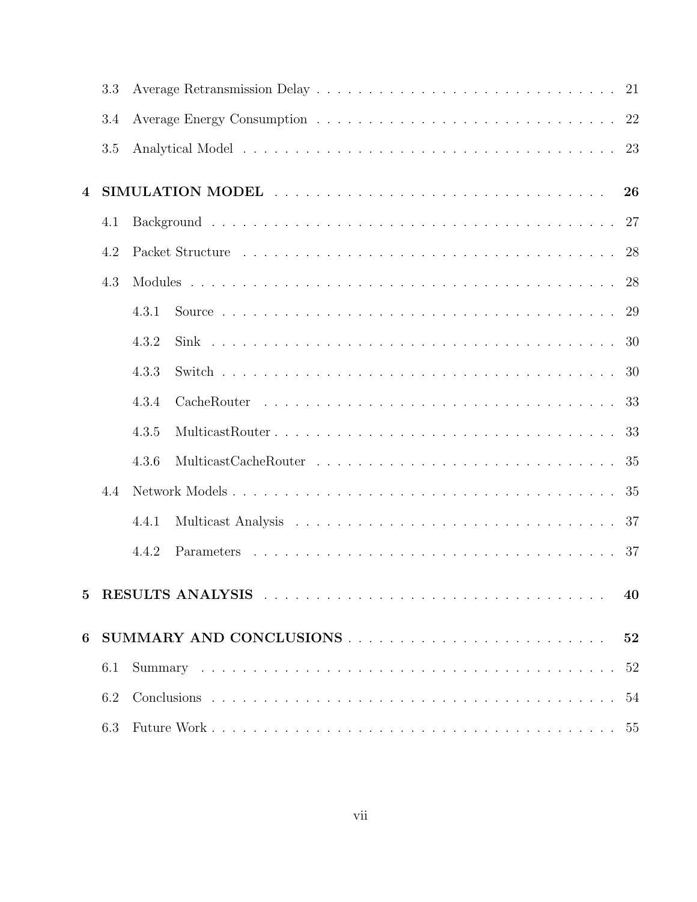3.3 Average Retransmission Delay . . . . . . . . . . . . . . . . . . . . . . . . . . . . . . 21

3.4 Average Energy Consumption . . . . . . . . . . . . . . . . . . . . . . . . . . . . . . 22

3.5 Analytical Model . . . . . . . . . . . . . . . . . . . . . . . . . . . . . . . . . . . . 23

**4 SIMULATION MODEL . . . . . . . . . . . . . . . . . . . . . . . . . . . . . 26**

4.1 Background . . . . . . . . . . . . . . . . . . . . . . . . . . . . . . . . . . . . . . 27

4.2 Packet Structure . . . . . . . . . . . . . . . . . . . . . . . . . . . . . . . . . . . . 28

4.3 Modules . . . . . . . . . . . . . . . . . . . . . . . . . . . . . . . . . . . . . . . . 28

4.3.1 Source . . . . . . . . . . . . . . . . . . . . . . . . . . . . . . . . . . . . . 29

4.3.2 Sink . . . . . . . . . . . . . . . . . . . . . . . . . . . . . . . . . . . . . . 30

4.3.3 Switch . . . . . . . . . . . . . . . . . . . . . . . . . . . . . . . . . . . . . 30

4.3.4 CacheRouter . . . . . . . . . . . . . . . . . . . . . . . . . . . . . . . . . . 33

4.3.5 MulticastRouter . . . . . . . . . . . . . . . . . . . . . . . . . . . . . . . . 33

4.3.6 MulticastCacheRouter . . . . . . . . . . . . . . . . . . . . . . . . . . . . . 35

4.4 Network Models . . . . . . . . . . . . . . . . . . . . . . . . . . . . . . . . . . . . 35

4.4.1 Multicast Analysis . . . . . . . . . . . . . . . . . . . . . . . . . . . . . . . 37

4.4.2 Parameters . . . . . . . . . . . . . . . . . . . . . . . . . . . . . . . . . . . 37

**5 RESULTS ANALYSIS . . . . . . . . . . . . . . . . . . . . . . . . . . . . . . 40**

**6 SUMMARY AND CONCLUSIONS . . . . . . . . . . . . . . . . . . . . . . . . 52**

6.1 Summary . . . . . . . . . . . . . . . . . . . . . . . . . . . . . . . . . . . . . . . 52

6.2 Conclusions . . . . . . . . . . . . . . . . . . . . . . . . . . . . . . . . . . . . . . 54

6.3 Future Work . . . . . . . . . . . . . . . . . . . . . . . . . . . . . . . . . . . . . . 55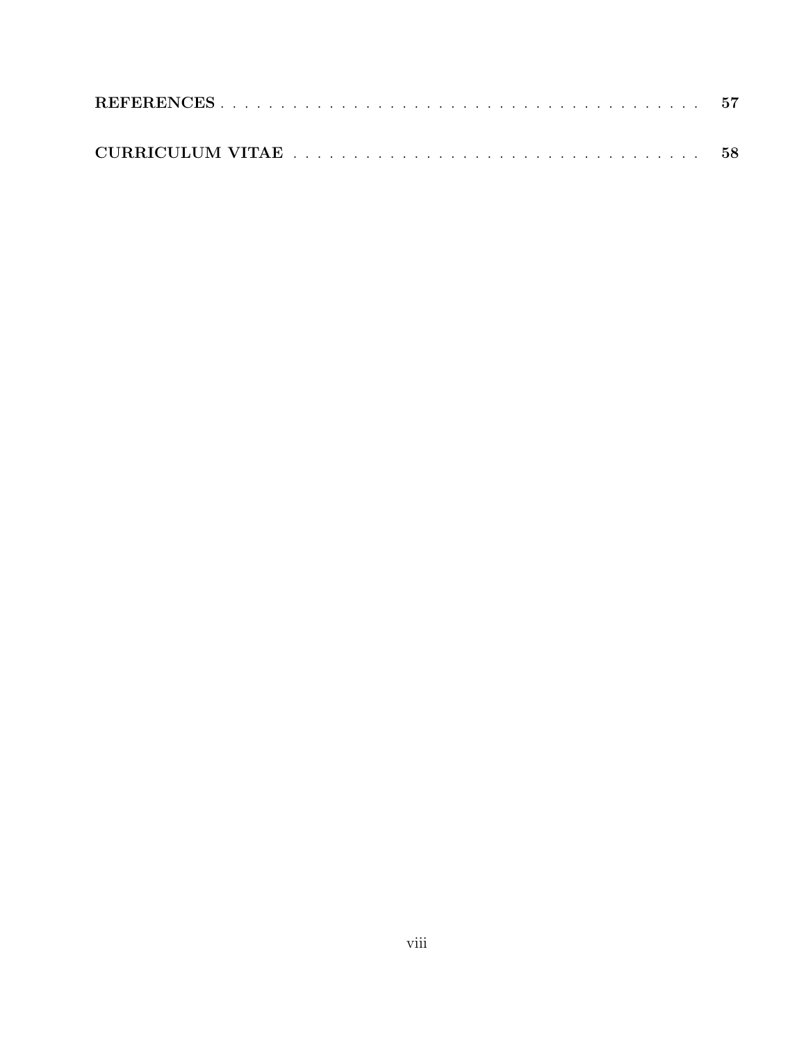**REFERENCES** . . . . . . . . . . . . . . . . . . . . . . . . . . . . . . . . . . . . . . . . **57**

**CURRICULUM VITAE** . . . . . . . . . . . . . . . . . . . . . . . . . . . . . . . . . . . . **58**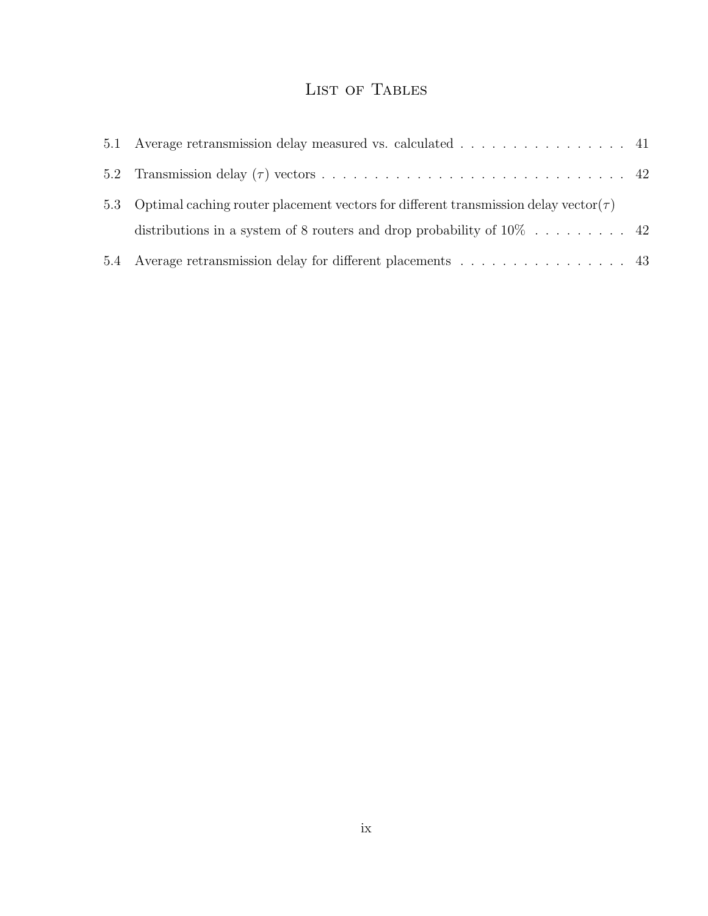# List of Tables

5.1 Average retransmission delay measured vs. calculated . . . . . . . . . . . . . . . . . 41

5.2 Transmission delay ($\tau$) vectors . . . . . . . . . . . . . . . . . . . . . . . . . . . . . . 42

5.3 Optimal caching router placement vectors for different transmission delay vector($\tau$) distributions in a system of 8 routers and drop probability of 10% . . . . . . . . . 42

5.4 Average retransmission delay for different placements . . . . . . . . . . . . . . . . . 43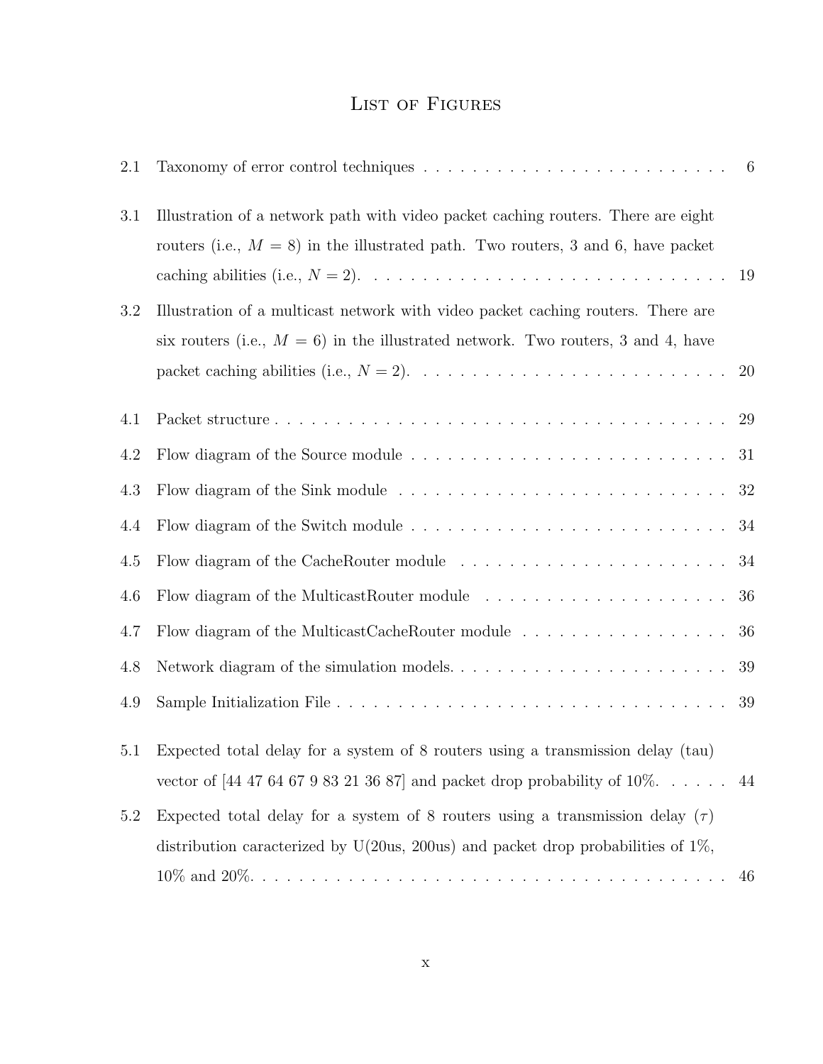# List of Figures

2.1 Taxonomy of error control techniques . . . . . . . . . . . . . . . . . . . . . . . . . 6

3.1 Illustration of a network path with video packet caching routers. There are eight routers (i.e., $M = 8$) in the illustrated path. Two routers, 3 and 6, have packet caching abilities (i.e., $N = 2$). . . . . . . . . . . . . . . . . . . . . . . . . . . . . . 19

3.2 Illustration of a multicast network with video packet caching routers. There are six routers (i.e., $M = 6$) in the illustrated network. Two routers, 3 and 4, have packet caching abilities (i.e., $N = 2$). . . . . . . . . . . . . . . . . . . . . . . . . . 20

4.1 Packet structure . . . . . . . . . . . . . . . . . . . . . . . . . . . . . . . . . . . . . 29

4.2 Flow diagram of the Source module . . . . . . . . . . . . . . . . . . . . . . . . . . 31

4.3 Flow diagram of the Sink module . . . . . . . . . . . . . . . . . . . . . . . . . . . 32

4.4 Flow diagram of the Switch module . . . . . . . . . . . . . . . . . . . . . . . . . . 34

4.5 Flow diagram of the CacheRouter module . . . . . . . . . . . . . . . . . . . . . . 34

4.6 Flow diagram of the MulticastRouter module . . . . . . . . . . . . . . . . . . . . 36

4.7 Flow diagram of the MulticastCacheRouter module . . . . . . . . . . . . . . . . . 36

4.8 Network diagram of the simulation models. . . . . . . . . . . . . . . . . . . . . . . 39

4.9 Sample Initialization File . . . . . . . . . . . . . . . . . . . . . . . . . . . . . . . . 39

5.1 Expected total delay for a system of 8 routers using a transmission delay (tau) vector of [44 47 64 67 9 83 21 36 87] and packet drop probability of 10%. . . . . . 44

5.2 Expected total delay for a system of 8 routers using a transmission delay ($\tau$) distribution caracterized by U(20us, 200us) and packet drop probabilities of 1%, 10% and 20%. . . . . . . . . . . . . . . . . . . . . . . . . . . . . . . . . . . . . . . . 46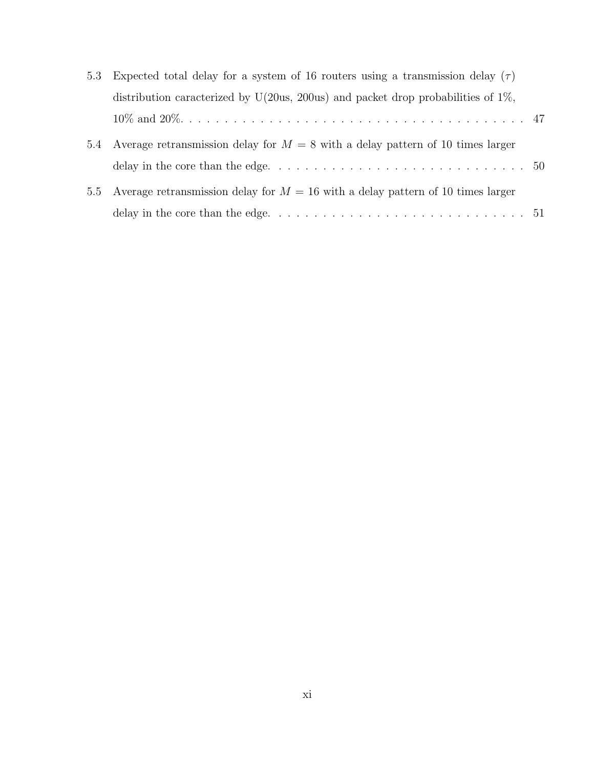5.3 Expected total delay for a system of 16 routers using a transmission delay ($\tau$) distribution caracterized by U(20us, 200us) and packet drop probabilities of 1%, 10% and 20%. . . . . . . . . . . . . . . . . . . . . . . . . . . . . . . . . . . . . . . . 47

5.4 Average retransmission delay for $M = 8$ with a delay pattern of 10 times larger delay in the core than the edge. . . . . . . . . . . . . . . . . . . . . . . . . . . . . 50

5.5 Average retransmission delay for $M = 16$ with a delay pattern of 10 times larger delay in the core than the edge. . . . . . . . . . . . . . . . . . . . . . . . . . . . . 51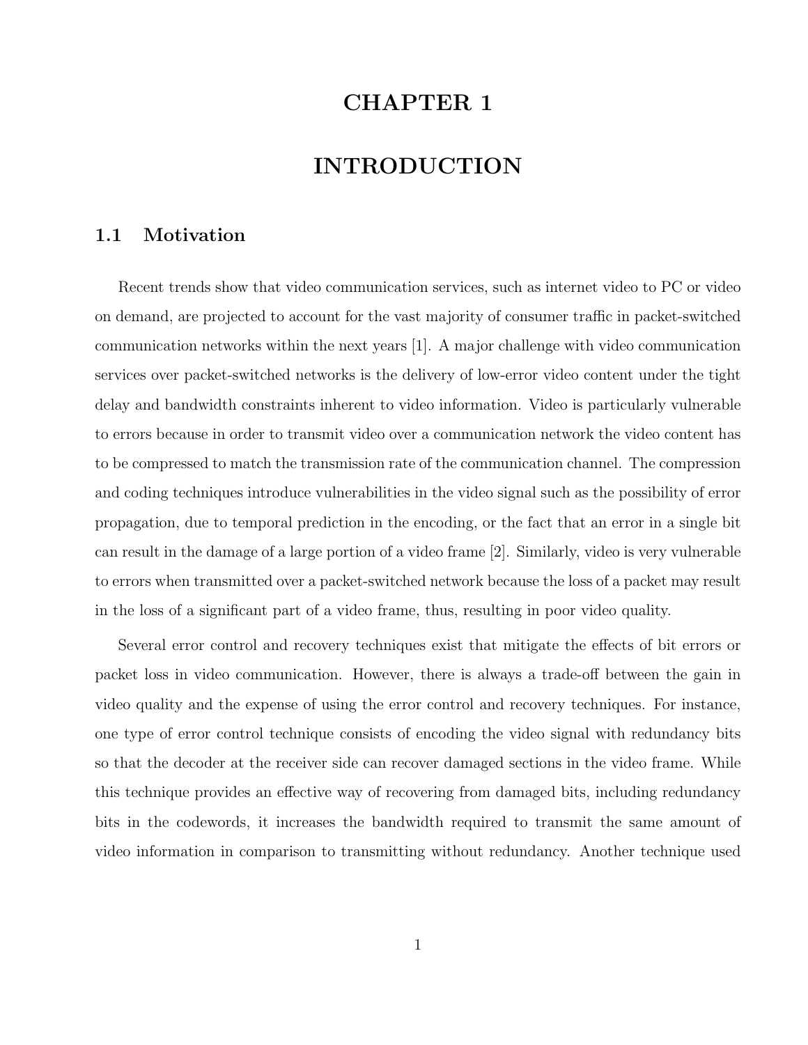# CHAPTER 1

# INTRODUCTION

## 1.1 Motivation

Recent trends show that video communication services, such as internet video to PC or video on demand, are projected to account for the vast majority of consumer traffic in packet-switched communication networks within the next years [1]. A major challenge with video communication services over packet-switched networks is the delivery of low-error video content under the tight delay and bandwidth constraints inherent to video information. Video is particularly vulnerable to errors because in order to transmit video over a communication network the video content has to be compressed to match the transmission rate of the communication channel. The compression and coding techniques introduce vulnerabilities in the video signal such as the possibility of error propagation, due to temporal prediction in the encoding, or the fact that an error in a single bit can result in the damage of a large portion of a video frame [2]. Similarly, video is very vulnerable to errors when transmitted over a packet-switched network because the loss of a packet may result in the loss of a significant part of a video frame, thus, resulting in poor video quality.

Several error control and recovery techniques exist that mitigate the effects of bit errors or packet loss in video communication. However, there is always a trade-off between the gain in video quality and the expense of using the error control and recovery techniques. For instance, one type of error control technique consists of encoding the video signal with redundancy bits so that the decoder at the receiver side can recover damaged sections in the video frame. While this technique provides an effective way of recovering from damaged bits, including redundancy bits in the codewords, it increases the bandwidth required to transmit the same amount of video information in comparison to transmitting without redundancy. Another technique used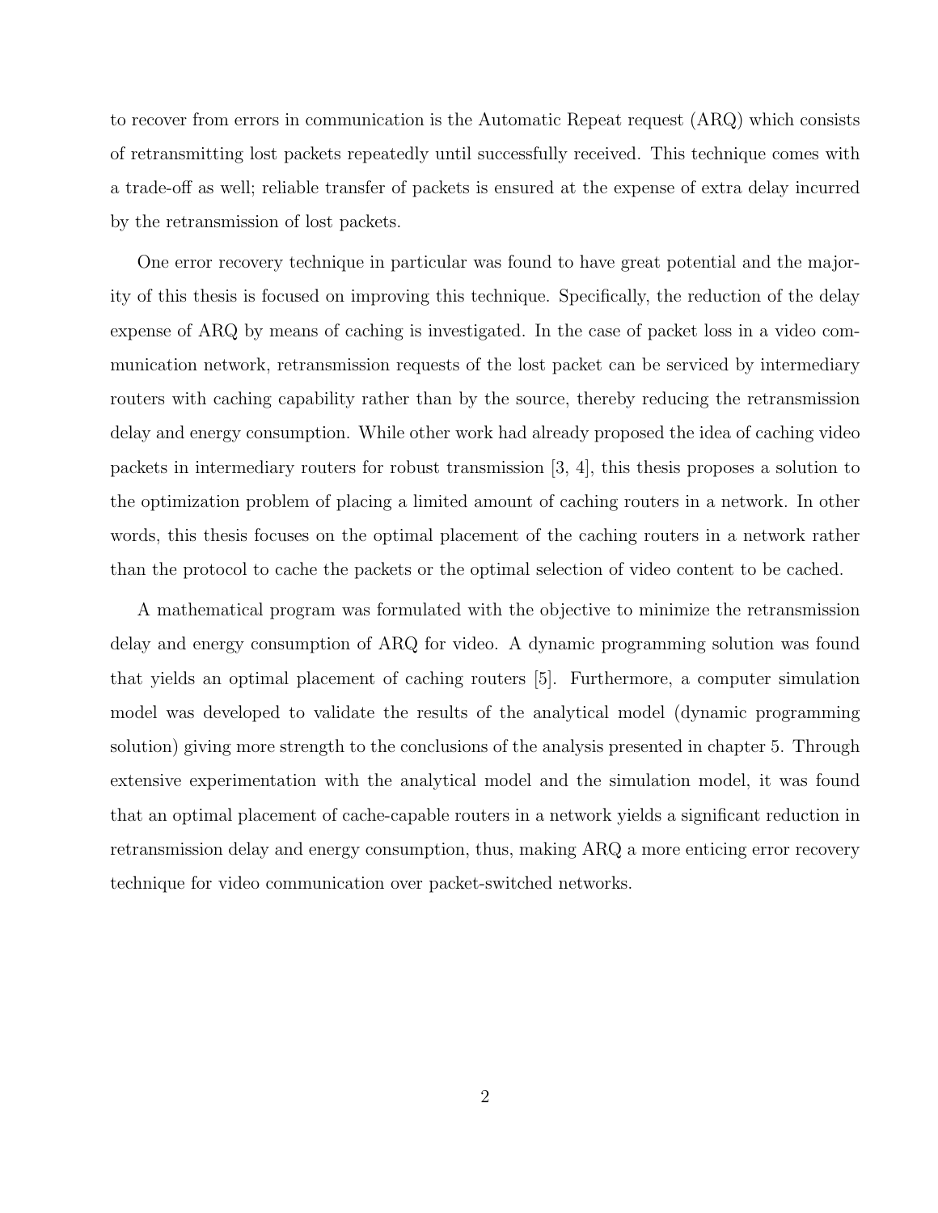to recover from errors in communication is the Automatic Repeat request (ARQ) which consists of retransmitting lost packets repeatedly until successfully received. This technique comes with a trade-off as well; reliable transfer of packets is ensured at the expense of extra delay incurred by the retransmission of lost packets.

One error recovery technique in particular was found to have great potential and the majority of this thesis is focused on improving this technique. Specifically, the reduction of the delay expense of ARQ by means of caching is investigated. In the case of packet loss in a video communication network, retransmission requests of the lost packet can be serviced by intermediary routers with caching capability rather than by the source, thereby reducing the retransmission delay and energy consumption. While other work had already proposed the idea of caching video packets in intermediary routers for robust transmission [3, 4], this thesis proposes a solution to the optimization problem of placing a limited amount of caching routers in a network. In other words, this thesis focuses on the optimal placement of the caching routers in a network rather than the protocol to cache the packets or the optimal selection of video content to be cached.

A mathematical program was formulated with the objective to minimize the retransmission delay and energy consumption of ARQ for video. A dynamic programming solution was found that yields an optimal placement of caching routers [5]. Furthermore, a computer simulation model was developed to validate the results of the analytical model (dynamic programming solution) giving more strength to the conclusions of the analysis presented in chapter 5. Through extensive experimentation with the analytical model and the simulation model, it was found that an optimal placement of cache-capable routers in a network yields a significant reduction in retransmission delay and energy consumption, thus, making ARQ a more enticing error recovery technique for video communication over packet-switched networks.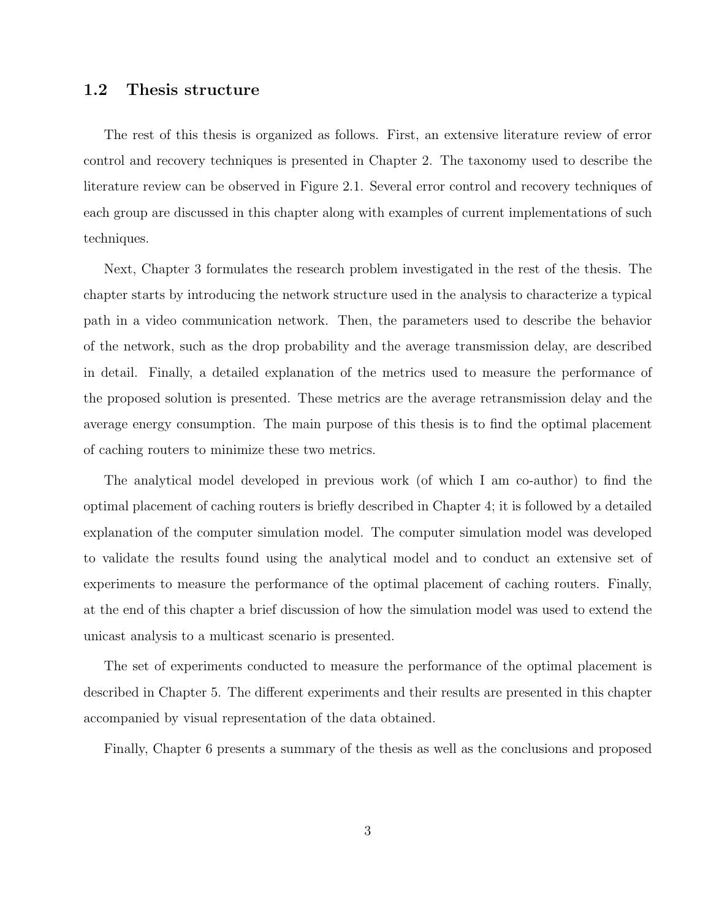## 1.2 Thesis structure

The rest of this thesis is organized as follows. First, an extensive literature review of error control and recovery techniques is presented in Chapter 2. The taxonomy used to describe the literature review can be observed in Figure 2.1. Several error control and recovery techniques of each group are discussed in this chapter along with examples of current implementations of such techniques.

Next, Chapter 3 formulates the research problem investigated in the rest of the thesis. The chapter starts by introducing the network structure used in the analysis to characterize a typical path in a video communication network. Then, the parameters used to describe the behavior of the network, such as the drop probability and the average transmission delay, are described in detail. Finally, a detailed explanation of the metrics used to measure the performance of the proposed solution is presented. These metrics are the average retransmission delay and the average energy consumption. The main purpose of this thesis is to find the optimal placement of caching routers to minimize these two metrics.

The analytical model developed in previous work (of which I am co-author) to find the optimal placement of caching routers is briefly described in Chapter 4; it is followed by a detailed explanation of the computer simulation model. The computer simulation model was developed to validate the results found using the analytical model and to conduct an extensive set of experiments to measure the performance of the optimal placement of caching routers. Finally, at the end of this chapter a brief discussion of how the simulation model was used to extend the unicast analysis to a multicast scenario is presented.

The set of experiments conducted to measure the performance of the optimal placement is described in Chapter 5. The different experiments and their results are presented in this chapter accompanied by visual representation of the data obtained.

Finally, Chapter 6 presents a summary of the thesis as well as the conclusions and proposed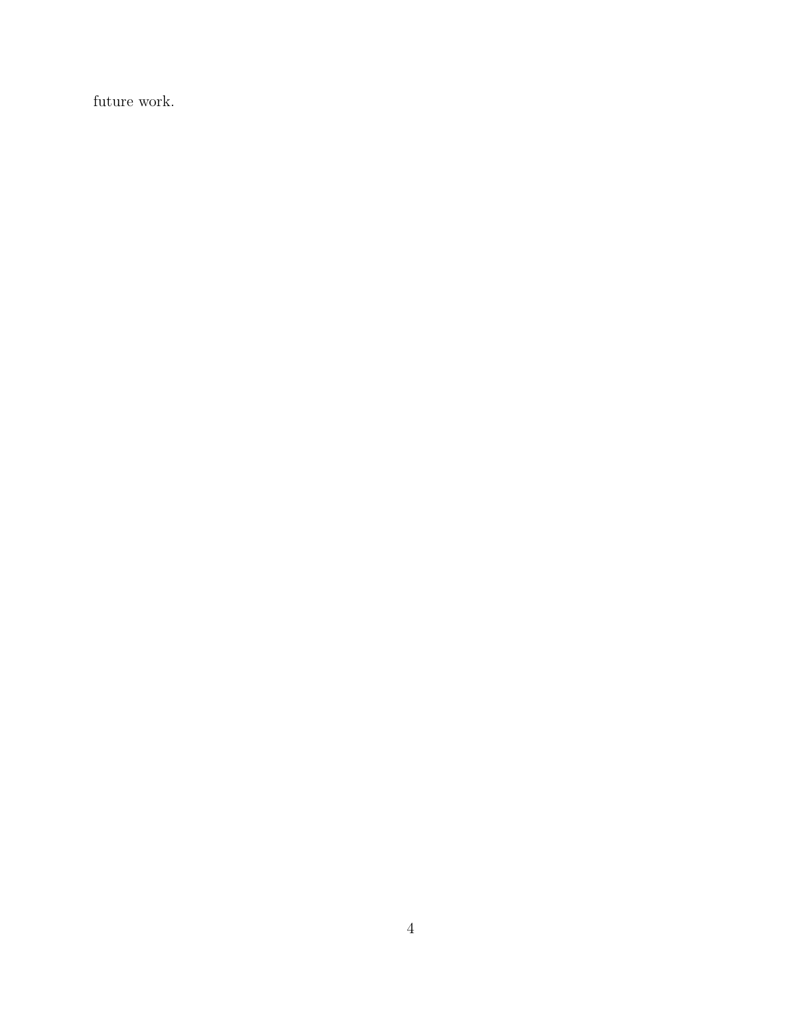future work.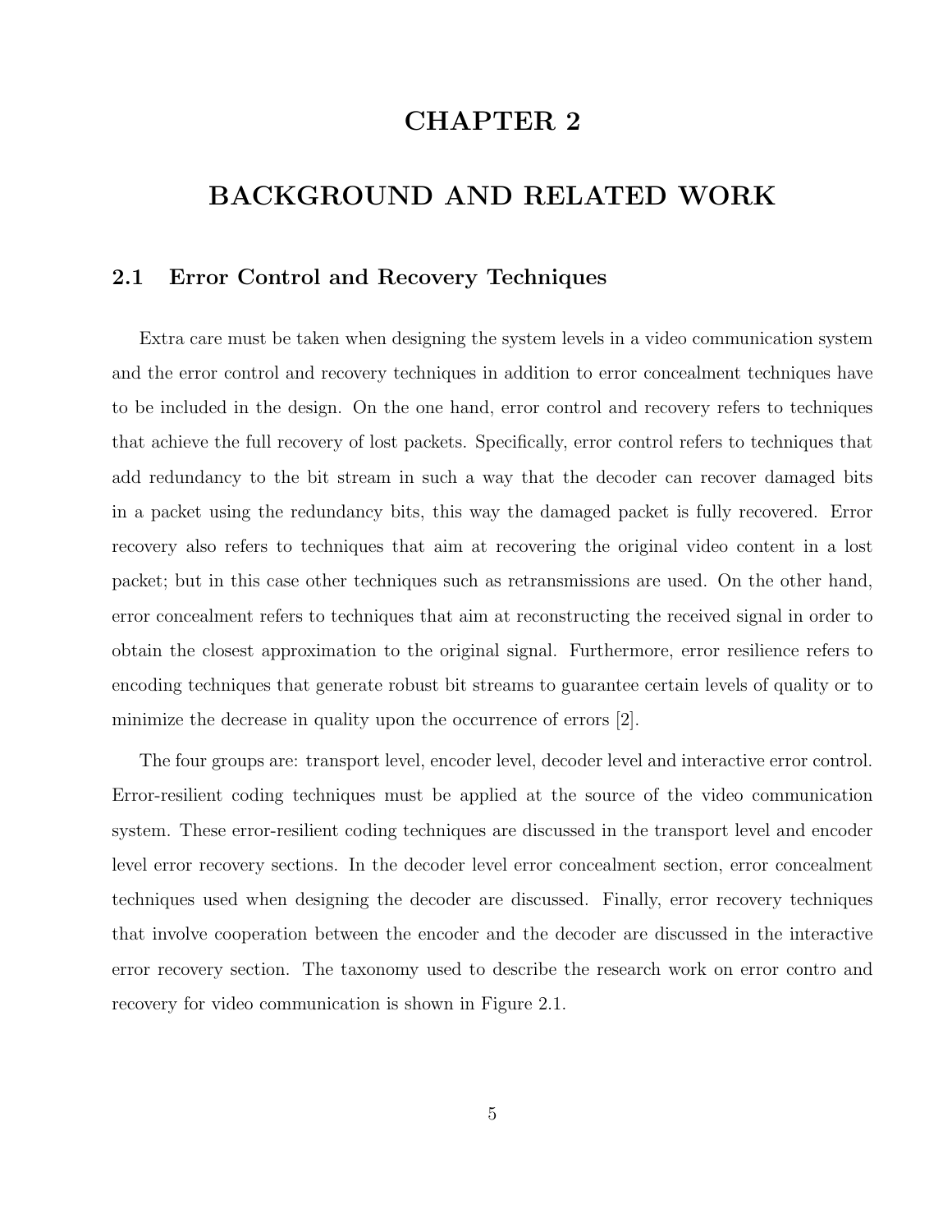# CHAPTER 2

# BACKGROUND AND RELATED WORK

## 2.1 Error Control and Recovery Techniques

Extra care must be taken when designing the system levels in a video communication system and the error control and recovery techniques in addition to error concealment techniques have to be included in the design. On the one hand, error control and recovery refers to techniques that achieve the full recovery of lost packets. Specifically, error control refers to techniques that add redundancy to the bit stream in such a way that the decoder can recover damaged bits in a packet using the redundancy bits, this way the damaged packet is fully recovered. Error recovery also refers to techniques that aim at recovering the original video content in a lost packet; but in this case other techniques such as retransmissions are used. On the other hand, error concealment refers to techniques that aim at reconstructing the received signal in order to obtain the closest approximation to the original signal. Furthermore, error resilience refers to encoding techniques that generate robust bit streams to guarantee certain levels of quality or to minimize the decrease in quality upon the occurrence of errors [2].

The four groups are: transport level, encoder level, decoder level and interactive error control. Error-resilient coding techniques must be applied at the source of the video communication system. These error-resilient coding techniques are discussed in the transport level and encoder level error recovery sections. In the decoder level error concealment section, error concealment techniques used when designing the decoder are discussed. Finally, error recovery techniques that involve cooperation between the encoder and the decoder are discussed in the interactive error recovery section. The taxonomy used to describe the research work on error contro and recovery for video communication is shown in Figure 2.1.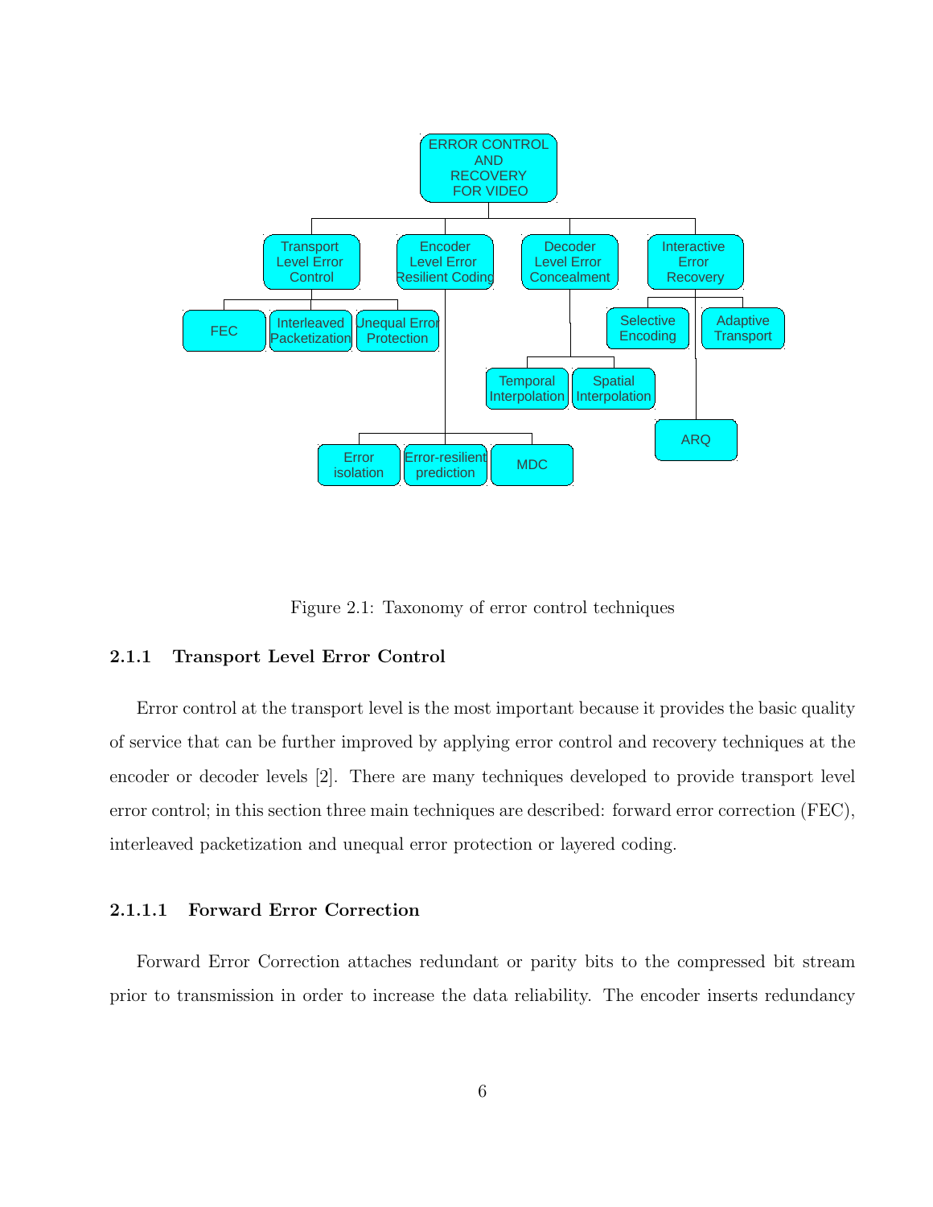Figure 2.1: Taxonomy of error control techniques

### 2.1.1 Transport Level Error Control

Error control at the transport level is the most important because it provides the basic quality of service that can be further improved by applying error control and recovery techniques at the encoder or decoder levels [2]. There are many techniques developed to provide transport level error control; in this section three main techniques are described: forward error correction (FEC), interleaved packetization and unequal error protection or layered coding.

#### 2.1.1.1 Forward Error Correction

Forward Error Correction attaches redundant or parity bits to the compressed bit stream prior to transmission in order to increase the data reliability. The encoder inserts redundancy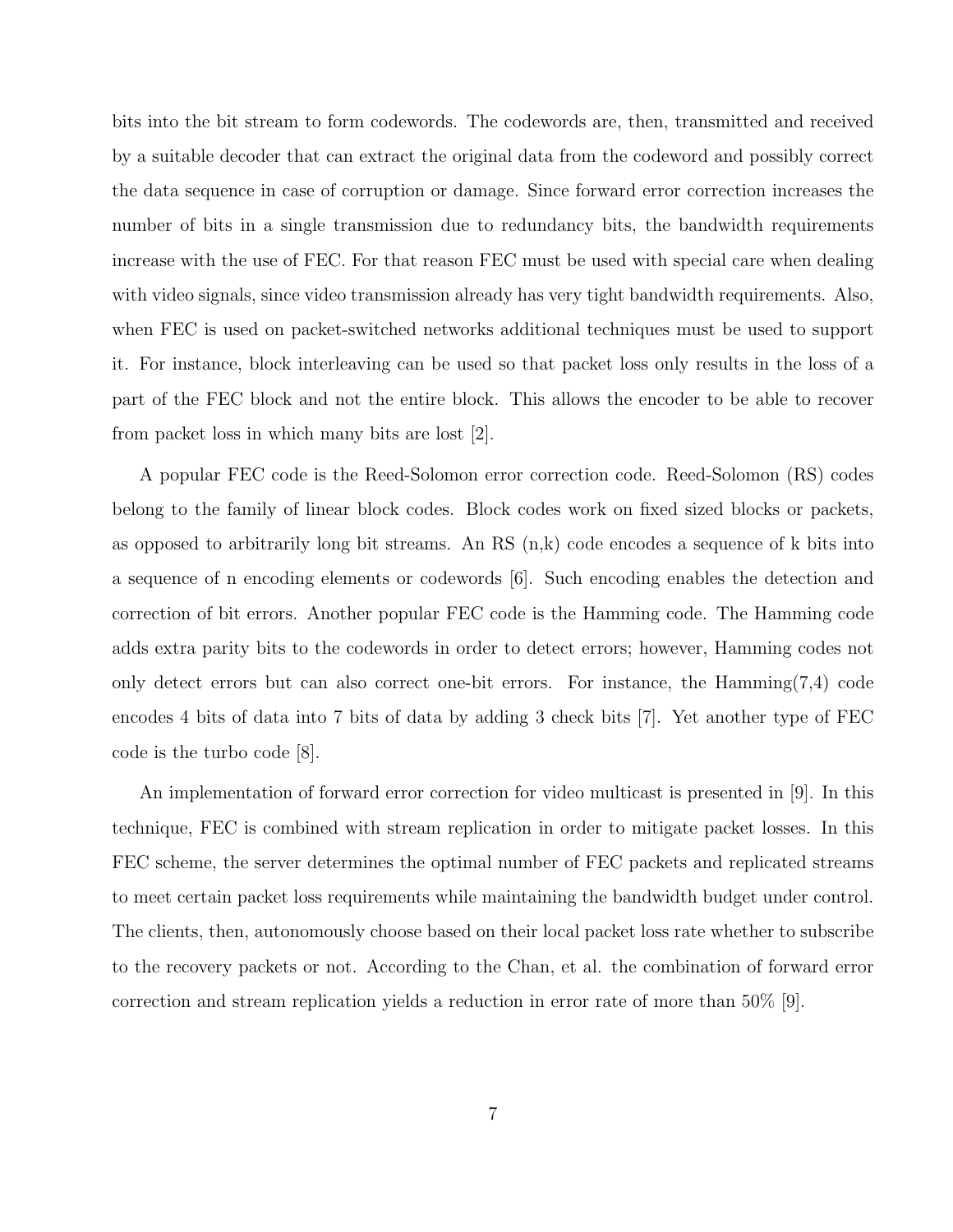bits into the bit stream to form codewords. The codewords are, then, transmitted and received by a suitable decoder that can extract the original data from the codeword and possibly correct the data sequence in case of corruption or damage. Since forward error correction increases the number of bits in a single transmission due to redundancy bits, the bandwidth requirements increase with the use of FEC. For that reason FEC must be used with special care when dealing with video signals, since video transmission already has very tight bandwidth requirements. Also, when FEC is used on packet-switched networks additional techniques must be used to support it. For instance, block interleaving can be used so that packet loss only results in the loss of a part of the FEC block and not the entire block. This allows the encoder to be able to recover from packet loss in which many bits are lost [2].

A popular FEC code is the Reed-Solomon error correction code. Reed-Solomon (RS) codes belong to the family of linear block codes. Block codes work on fixed sized blocks or packets, as opposed to arbitrarily long bit streams. An RS (n,k) code encodes a sequence of k bits into a sequence of n encoding elements or codewords [6]. Such encoding enables the detection and correction of bit errors. Another popular FEC code is the Hamming code. The Hamming code adds extra parity bits to the codewords in order to detect errors; however, Hamming codes not only detect errors but can also correct one-bit errors. For instance, the Hamming(7,4) code encodes 4 bits of data into 7 bits of data by adding 3 check bits [7]. Yet another type of FEC code is the turbo code [8].

An implementation of forward error correction for video multicast is presented in [9]. In this technique, FEC is combined with stream replication in order to mitigate packet losses. In this FEC scheme, the server determines the optimal number of FEC packets and replicated streams to meet certain packet loss requirements while maintaining the bandwidth budget under control. The clients, then, autonomously choose based on their local packet loss rate whether to subscribe to the recovery packets or not. According to the Chan, et al. the combination of forward error correction and stream replication yields a reduction in error rate of more than 50% [9].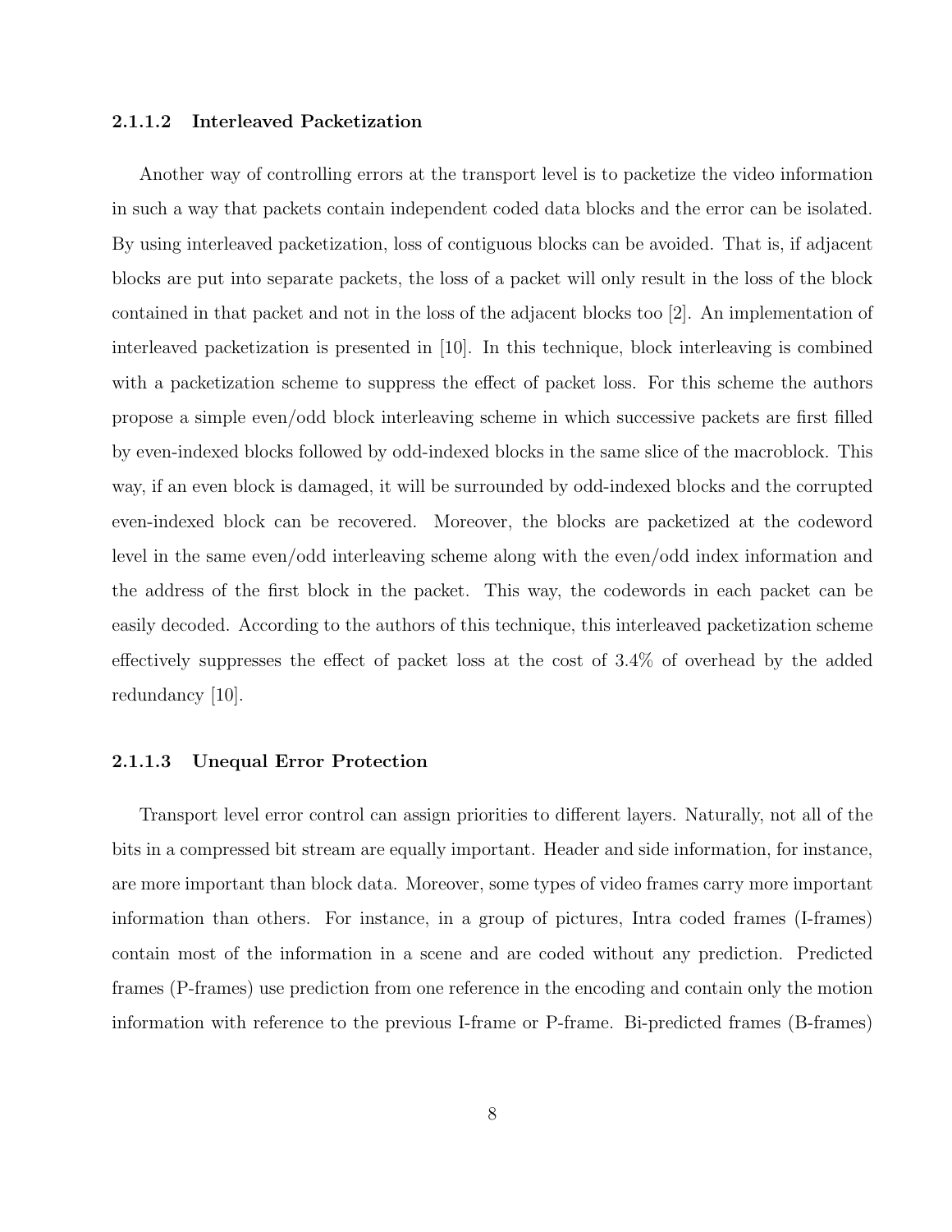#### 2.1.1.2 Interleaved Packetization

Another way of controlling errors at the transport level is to packetize the video information in such a way that packets contain independent coded data blocks and the error can be isolated. By using interleaved packetization, loss of contiguous blocks can be avoided. That is, if adjacent blocks are put into separate packets, the loss of a packet will only result in the loss of the block contained in that packet and not in the loss of the adjacent blocks too [2]. An implementation of interleaved packetization is presented in [10]. In this technique, block interleaving is combined with a packetization scheme to suppress the effect of packet loss. For this scheme the authors propose a simple even/odd block interleaving scheme in which successive packets are first filled by even-indexed blocks followed by odd-indexed blocks in the same slice of the macroblock. This way, if an even block is damaged, it will be surrounded by odd-indexed blocks and the corrupted even-indexed block can be recovered. Moreover, the blocks are packetized at the codeword level in the same even/odd interleaving scheme along with the even/odd index information and the address of the first block in the packet. This way, the codewords in each packet can be easily decoded. According to the authors of this technique, this interleaved packetization scheme effectively suppresses the effect of packet loss at the cost of 3.4% of overhead by the added redundancy [10].

#### 2.1.1.3 Unequal Error Protection

Transport level error control can assign priorities to different layers. Naturally, not all of the bits in a compressed bit stream are equally important. Header and side information, for instance, are more important than block data. Moreover, some types of video frames carry more important information than others. For instance, in a group of pictures, Intra coded frames (I-frames) contain most of the information in a scene and are coded without any prediction. Predicted frames (P-frames) use prediction from one reference in the encoding and contain only the motion information with reference to the previous I-frame or P-frame. Bi-predicted frames (B-frames)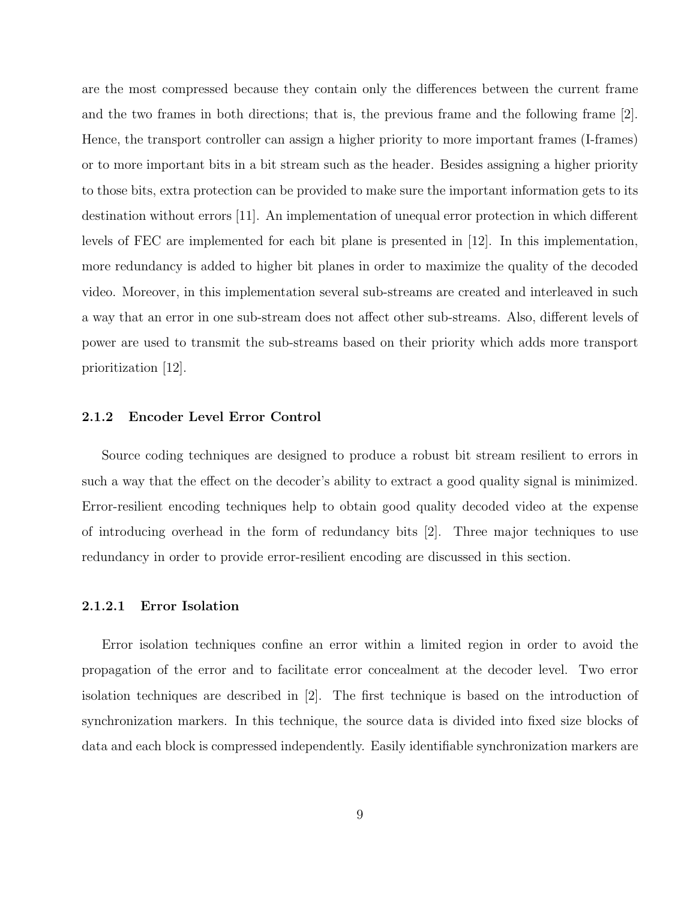are the most compressed because they contain only the differences between the current frame and the two frames in both directions; that is, the previous frame and the following frame [2]. Hence, the transport controller can assign a higher priority to more important frames (I-frames) or to more important bits in a bit stream such as the header. Besides assigning a higher priority to those bits, extra protection can be provided to make sure the important information gets to its destination without errors [11]. An implementation of unequal error protection in which different levels of FEC are implemented for each bit plane is presented in [12]. In this implementation, more redundancy is added to higher bit planes in order to maximize the quality of the decoded video. Moreover, in this implementation several sub-streams are created and interleaved in such a way that an error in one sub-stream does not affect other sub-streams. Also, different levels of power are used to transmit the sub-streams based on their priority which adds more transport prioritization [12].

### 2.1.2 Encoder Level Error Control

Source coding techniques are designed to produce a robust bit stream resilient to errors in such a way that the effect on the decoder's ability to extract a good quality signal is minimized. Error-resilient encoding techniques help to obtain good quality decoded video at the expense of introducing overhead in the form of redundancy bits [2]. Three major techniques to use redundancy in order to provide error-resilient encoding are discussed in this section.

#### 2.1.2.1 Error Isolation

Error isolation techniques confine an error within a limited region in order to avoid the propagation of the error and to facilitate error concealment at the decoder level. Two error isolation techniques are described in [2]. The first technique is based on the introduction of synchronization markers. In this technique, the source data is divided into fixed size blocks of data and each block is compressed independently. Easily identifiable synchronization markers are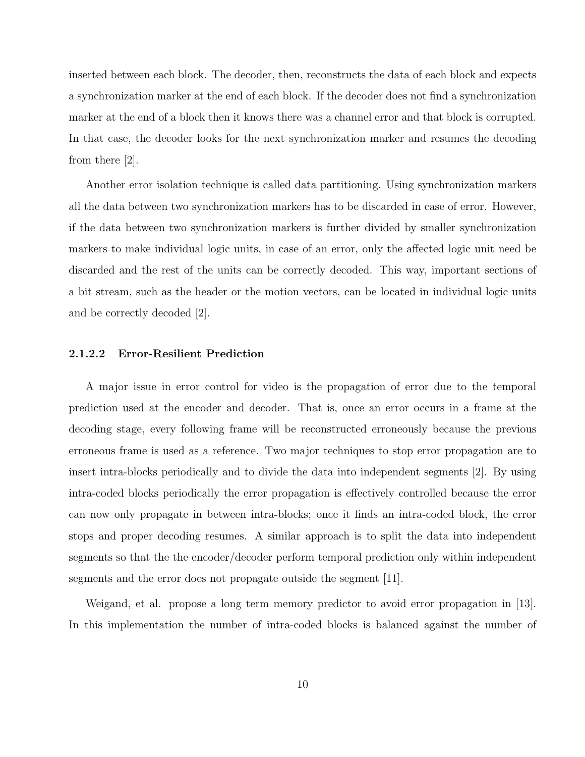inserted between each block. The decoder, then, reconstructs the data of each block and expects a synchronization marker at the end of each block. If the decoder does not find a synchronization marker at the end of a block then it knows there was a channel error and that block is corrupted. In that case, the decoder looks for the next synchronization marker and resumes the decoding from there [2].

Another error isolation technique is called data partitioning. Using synchronization markers all the data between two synchronization markers has to be discarded in case of error. However, if the data between two synchronization markers is further divided by smaller synchronization markers to make individual logic units, in case of an error, only the affected logic unit need be discarded and the rest of the units can be correctly decoded. This way, important sections of a bit stream, such as the header or the motion vectors, can be located in individual logic units and be correctly decoded [2].

#### 2.1.2.2 Error-Resilient Prediction

A major issue in error control for video is the propagation of error due to the temporal prediction used at the encoder and decoder. That is, once an error occurs in a frame at the decoding stage, every following frame will be reconstructed erroneously because the previous erroneous frame is used as a reference. Two major techniques to stop error propagation are to insert intra-blocks periodically and to divide the data into independent segments [2]. By using intra-coded blocks periodically the error propagation is effectively controlled because the error can now only propagate in between intra-blocks; once it finds an intra-coded block, the error stops and proper decoding resumes. A similar approach is to split the data into independent segments so that the the encoder/decoder perform temporal prediction only within independent segments and the error does not propagate outside the segment [11].

Weigand, et al. propose a long term memory predictor to avoid error propagation in [13]. In this implementation the number of intra-coded blocks is balanced against the number of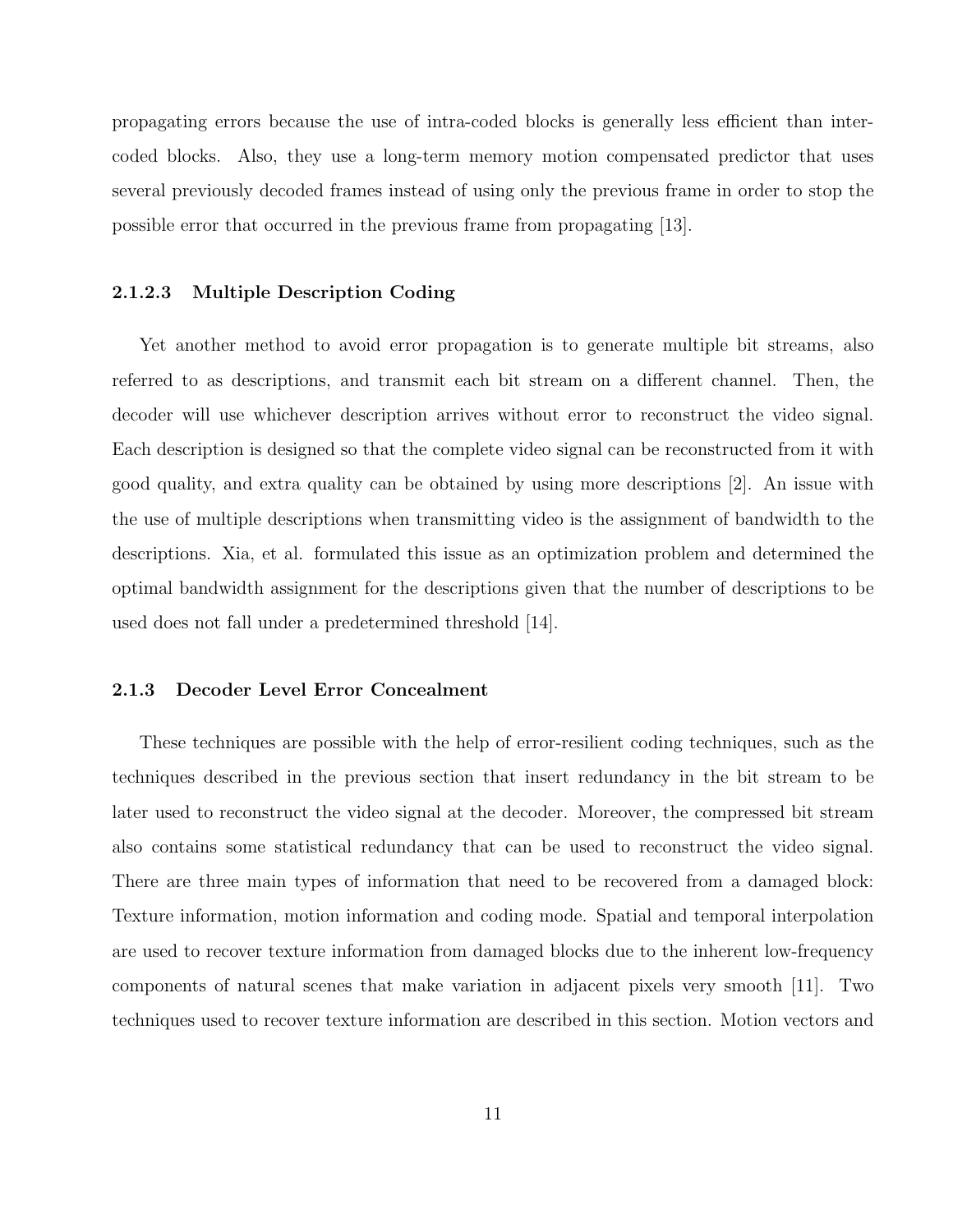propagating errors because the use of intra-coded blocks is generally less efficient than inter-coded blocks. Also, they use a long-term memory motion compensated predictor that uses several previously decoded frames instead of using only the previous frame in order to stop the possible error that occurred in the previous frame from propagating [13].

#### 2.1.2.3 Multiple Description Coding

Yet another method to avoid error propagation is to generate multiple bit streams, also referred to as descriptions, and transmit each bit stream on a different channel. Then, the decoder will use whichever description arrives without error to reconstruct the video signal. Each description is designed so that the complete video signal can be reconstructed from it with good quality, and extra quality can be obtained by using more descriptions [2]. An issue with the use of multiple descriptions when transmitting video is the assignment of bandwidth to the descriptions. Xia, et al. formulated this issue as an optimization problem and determined the optimal bandwidth assignment for the descriptions given that the number of descriptions to be used does not fall under a predetermined threshold [14].

### 2.1.3 Decoder Level Error Concealment

These techniques are possible with the help of error-resilient coding techniques, such as the techniques described in the previous section that insert redundancy in the bit stream to be later used to reconstruct the video signal at the decoder. Moreover, the compressed bit stream also contains some statistical redundancy that can be used to reconstruct the video signal. There are three main types of information that need to be recovered from a damaged block: Texture information, motion information and coding mode. Spatial and temporal interpolation are used to recover texture information from damaged blocks due to the inherent low-frequency components of natural scenes that make variation in adjacent pixels very smooth [11]. Two techniques used to recover texture information are described in this section. Motion vectors and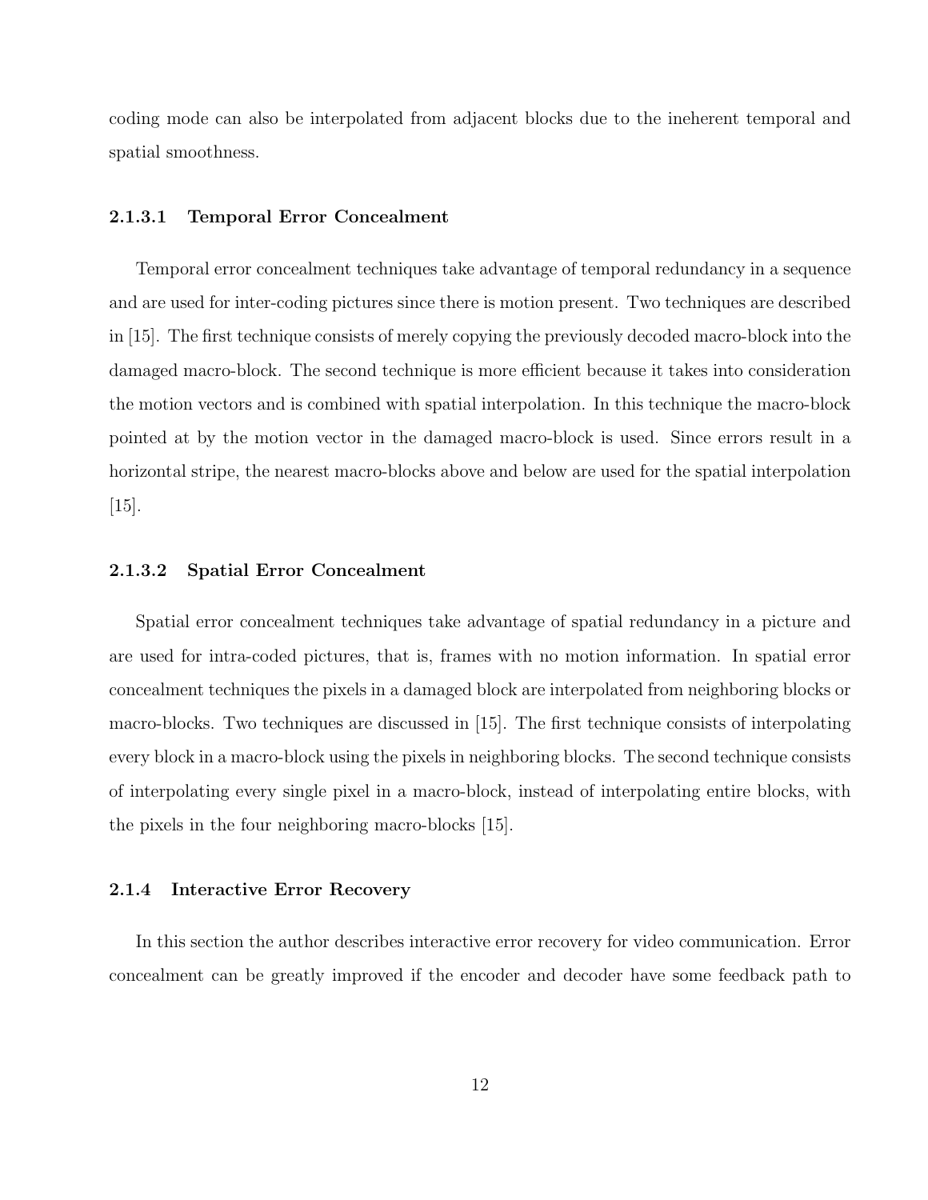coding mode can also be interpolated from adjacent blocks due to the ineherent temporal and spatial smoothness.

#### 2.1.3.1 Temporal Error Concealment

Temporal error concealment techniques take advantage of temporal redundancy in a sequence and are used for inter-coding pictures since there is motion present. Two techniques are described in [15]. The first technique consists of merely copying the previously decoded macro-block into the damaged macro-block. The second technique is more efficient because it takes into consideration the motion vectors and is combined with spatial interpolation. In this technique the macro-block pointed at by the motion vector in the damaged macro-block is used. Since errors result in a horizontal stripe, the nearest macro-blocks above and below are used for the spatial interpolation [15].

#### 2.1.3.2 Spatial Error Concealment

Spatial error concealment techniques take advantage of spatial redundancy in a picture and are used for intra-coded pictures, that is, frames with no motion information. In spatial error concealment techniques the pixels in a damaged block are interpolated from neighboring blocks or macro-blocks. Two techniques are discussed in [15]. The first technique consists of interpolating every block in a macro-block using the pixels in neighboring blocks. The second technique consists of interpolating every single pixel in a macro-block, instead of interpolating entire blocks, with the pixels in the four neighboring macro-blocks [15].

### 2.1.4 Interactive Error Recovery

In this section the author describes interactive error recovery for video communication. Error concealment can be greatly improved if the encoder and decoder have some feedback path to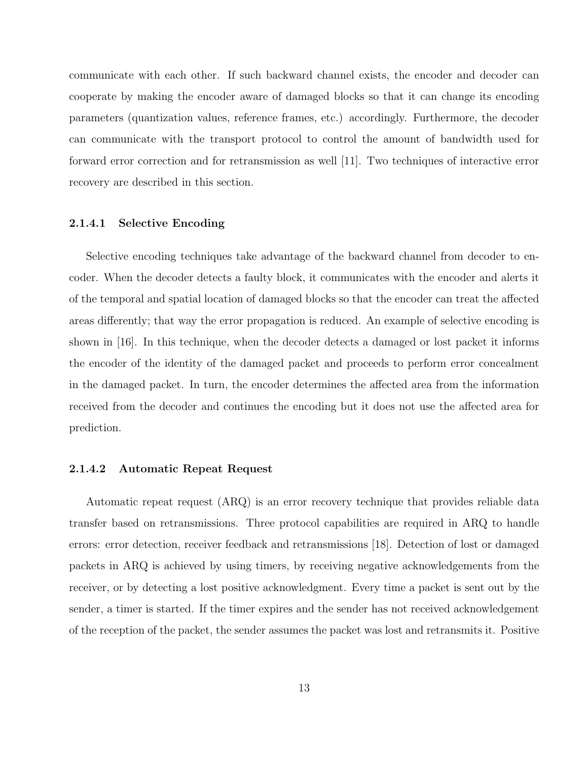communicate with each other. If such backward channel exists, the encoder and decoder can cooperate by making the encoder aware of damaged blocks so that it can change its encoding parameters (quantization values, reference frames, etc.) accordingly. Furthermore, the decoder can communicate with the transport protocol to control the amount of bandwidth used for forward error correction and for retransmission as well [11]. Two techniques of interactive error recovery are described in this section.

#### 2.1.4.1 Selective Encoding

Selective encoding techniques take advantage of the backward channel from decoder to encoder. When the decoder detects a faulty block, it communicates with the encoder and alerts it of the temporal and spatial location of damaged blocks so that the encoder can treat the affected areas differently; that way the error propagation is reduced. An example of selective encoding is shown in [16]. In this technique, when the decoder detects a damaged or lost packet it informs the encoder of the identity of the damaged packet and proceeds to perform error concealment in the damaged packet. In turn, the encoder determines the affected area from the information received from the decoder and continues the encoding but it does not use the affected area for prediction.

#### 2.1.4.2 Automatic Repeat Request

Automatic repeat request (ARQ) is an error recovery technique that provides reliable data transfer based on retransmissions. Three protocol capabilities are required in ARQ to handle errors: error detection, receiver feedback and retransmissions [18]. Detection of lost or damaged packets in ARQ is achieved by using timers, by receiving negative acknowledgements from the receiver, or by detecting a lost positive acknowledgment. Every time a packet is sent out by the sender, a timer is started. If the timer expires and the sender has not received acknowledgement of the reception of the packet, the sender assumes the packet was lost and retransmits it. Positive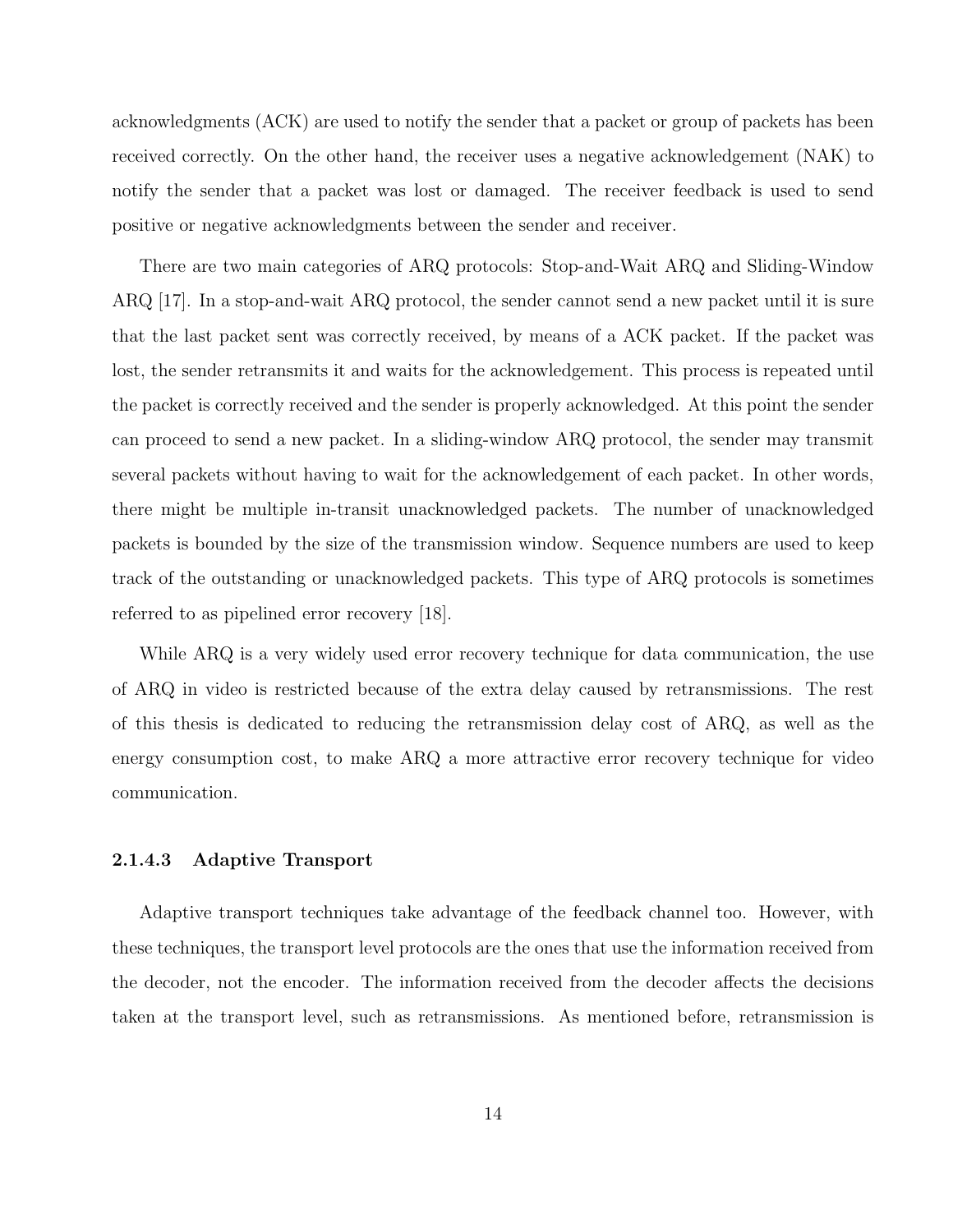acknowledgments (ACK) are used to notify the sender that a packet or group of packets has been received correctly. On the other hand, the receiver uses a negative acknowledgement (NAK) to notify the sender that a packet was lost or damaged. The receiver feedback is used to send positive or negative acknowledgments between the sender and receiver.

There are two main categories of ARQ protocols: Stop-and-Wait ARQ and Sliding-Window ARQ [17]. In a stop-and-wait ARQ protocol, the sender cannot send a new packet until it is sure that the last packet sent was correctly received, by means of a ACK packet. If the packet was lost, the sender retransmits it and waits for the acknowledgement. This process is repeated until the packet is correctly received and the sender is properly acknowledged. At this point the sender can proceed to send a new packet. In a sliding-window ARQ protocol, the sender may transmit several packets without having to wait for the acknowledgement of each packet. In other words, there might be multiple in-transit unacknowledged packets. The number of unacknowledged packets is bounded by the size of the transmission window. Sequence numbers are used to keep track of the outstanding or unacknowledged packets. This type of ARQ protocols is sometimes referred to as pipelined error recovery [18].

While ARQ is a very widely used error recovery technique for data communication, the use of ARQ in video is restricted because of the extra delay caused by retransmissions. The rest of this thesis is dedicated to reducing the retransmission delay cost of ARQ, as well as the energy consumption cost, to make ARQ a more attractive error recovery technique for video communication.

#### 2.1.4.3 Adaptive Transport

Adaptive transport techniques take advantage of the feedback channel too. However, with these techniques, the transport level protocols are the ones that use the information received from the decoder, not the encoder. The information received from the decoder affects the decisions taken at the transport level, such as retransmissions. As mentioned before, retransmission is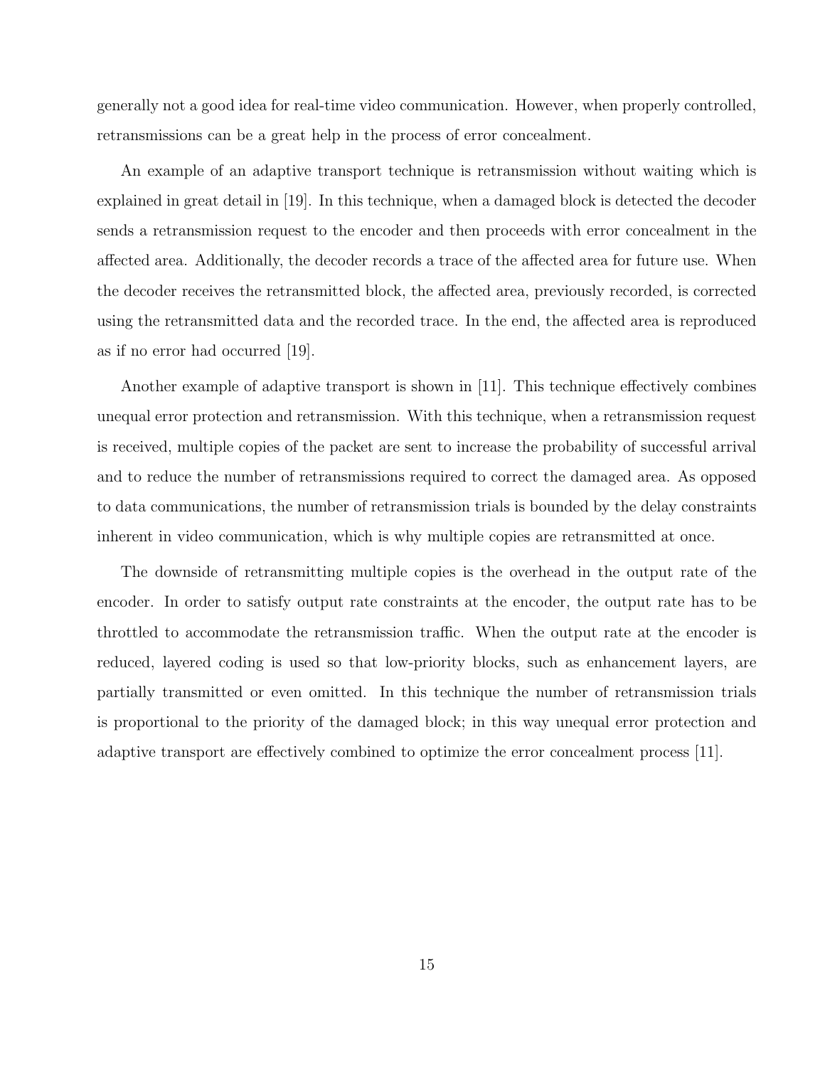generally not a good idea for real-time video communication. However, when properly controlled, retransmissions can be a great help in the process of error concealment.

An example of an adaptive transport technique is retransmission without waiting which is explained in great detail in [19]. In this technique, when a damaged block is detected the decoder sends a retransmission request to the encoder and then proceeds with error concealment in the affected area. Additionally, the decoder records a trace of the affected area for future use. When the decoder receives the retransmitted block, the affected area, previously recorded, is corrected using the retransmitted data and the recorded trace. In the end, the affected area is reproduced as if no error had occurred [19].

Another example of adaptive transport is shown in [11]. This technique effectively combines unequal error protection and retransmission. With this technique, when a retransmission request is received, multiple copies of the packet are sent to increase the probability of successful arrival and to reduce the number of retransmissions required to correct the damaged area. As opposed to data communications, the number of retransmission trials is bounded by the delay constraints inherent in video communication, which is why multiple copies are retransmitted at once.

The downside of retransmitting multiple copies is the overhead in the output rate of the encoder. In order to satisfy output rate constraints at the encoder, the output rate has to be throttled to accommodate the retransmission traffic. When the output rate at the encoder is reduced, layered coding is used so that low-priority blocks, such as enhancement layers, are partially transmitted or even omitted. In this technique the number of retransmission trials is proportional to the priority of the damaged block; in this way unequal error protection and adaptive transport are effectively combined to optimize the error concealment process [11].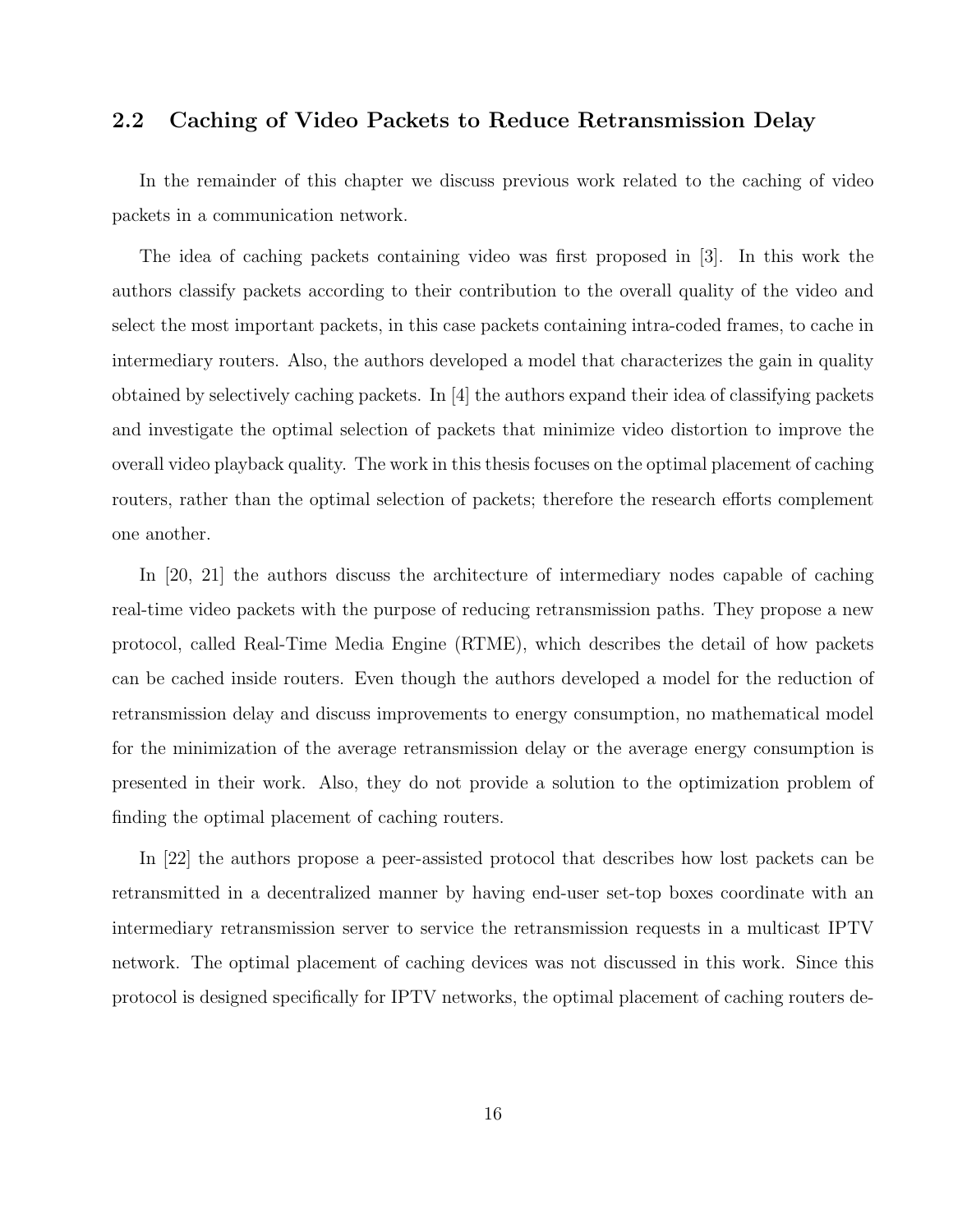## 2.2 Caching of Video Packets to Reduce Retransmission Delay

In the remainder of this chapter we discuss previous work related to the caching of video packets in a communication network.

The idea of caching packets containing video was first proposed in [3]. In this work the authors classify packets according to their contribution to the overall quality of the video and select the most important packets, in this case packets containing intra-coded frames, to cache in intermediary routers. Also, the authors developed a model that characterizes the gain in quality obtained by selectively caching packets. In [4] the authors expand their idea of classifying packets and investigate the optimal selection of packets that minimize video distortion to improve the overall video playback quality. The work in this thesis focuses on the optimal placement of caching routers, rather than the optimal selection of packets; therefore the research efforts complement one another.

In [20, 21] the authors discuss the architecture of intermediary nodes capable of caching real-time video packets with the purpose of reducing retransmission paths. They propose a new protocol, called Real-Time Media Engine (RTME), which describes the detail of how packets can be cached inside routers. Even though the authors developed a model for the reduction of retransmission delay and discuss improvements to energy consumption, no mathematical model for the minimization of the average retransmission delay or the average energy consumption is presented in their work. Also, they do not provide a solution to the optimization problem of finding the optimal placement of caching routers.

In [22] the authors propose a peer-assisted protocol that describes how lost packets can be retransmitted in a decentralized manner by having end-user set-top boxes coordinate with an intermediary retransmission server to service the retransmission requests in a multicast IPTV network. The optimal placement of caching devices was not discussed in this work. Since this protocol is designed specifically for IPTV networks, the optimal placement of caching routers de-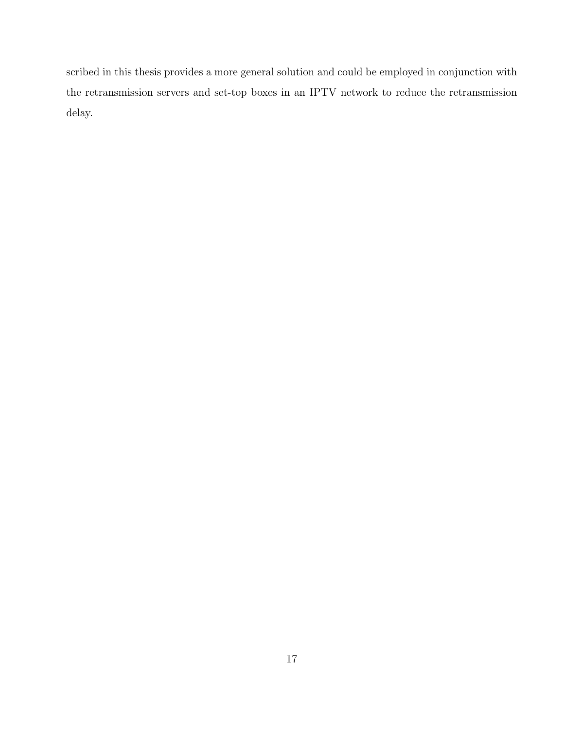scribed in this thesis provides a more general solution and could be employed in conjunction with the retransmission servers and set-top boxes in an IPTV network to reduce the retransmission delay.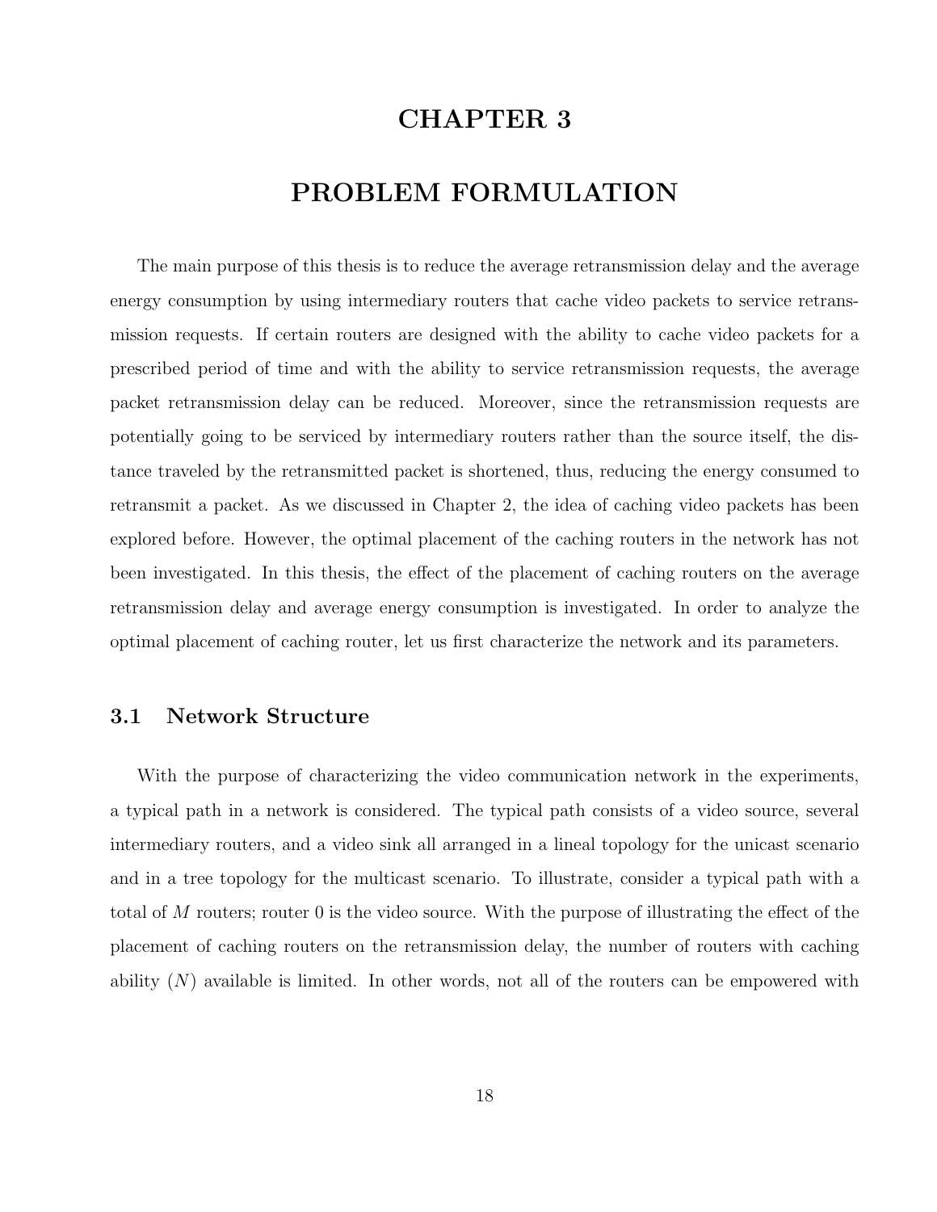# CHAPTER 3

# PROBLEM FORMULATION

The main purpose of this thesis is to reduce the average retransmission delay and the average energy consumption by using intermediary routers that cache video packets to service retransmission requests. If certain routers are designed with the ability to cache video packets for a prescribed period of time and with the ability to service retransmission requests, the average packet retransmission delay can be reduced. Moreover, since the retransmission requests are potentially going to be serviced by intermediary routers rather than the source itself, the distance traveled by the retransmitted packet is shortened, thus, reducing the energy consumed to retransmit a packet. As we discussed in Chapter 2, the idea of caching video packets has been explored before. However, the optimal placement of the caching routers in the network has not been investigated. In this thesis, the effect of the placement of caching routers on the average retransmission delay and average energy consumption is investigated. In order to analyze the optimal placement of caching router, let us first characterize the network and its parameters.

## 3.1 Network Structure

With the purpose of characterizing the video communication network in the experiments, a typical path in a network is considered. The typical path consists of a video source, several intermediary routers, and a video sink all arranged in a lineal topology for the unicast scenario and in a tree topology for the multicast scenario. To illustrate, consider a typical path with a total of $M$ routers; router 0 is the video source. With the purpose of illustrating the effect of the placement of caching routers on the retransmission delay, the number of routers with caching ability ($N$) available is limited. In other words, not all of the routers can be empowered with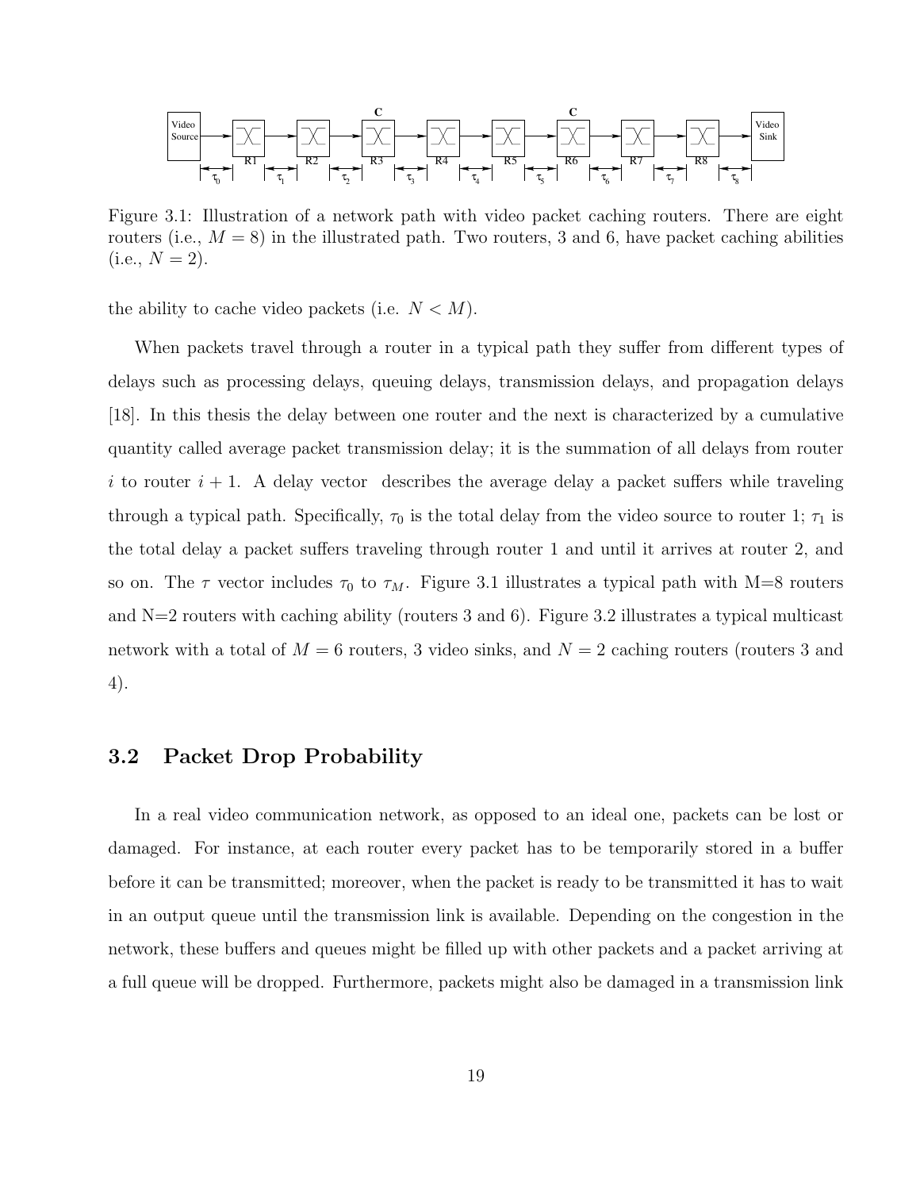Figure 3.1: Illustration of a network path with video packet caching routers. There are eight routers (i.e., $M = 8$) in the illustrated path. Two routers, 3 and 6, have packet caching abilities (i.e., $N = 2$).

the ability to cache video packets (i.e. $N < M$).

When packets travel through a router in a typical path they suffer from different types of delays such as processing delays, queuing delays, transmission delays, and propagation delays [18]. In this thesis the delay between one router and the next is characterized by a cumulative quantity called average packet transmission delay; it is the summation of all delays from router $i$ to router $i + 1$. A delay vector  describes the average delay a packet suffers while traveling through a typical path. Specifically, $\tau_0$ is the total delay from the video source to router 1; $\tau_1$ is the total delay a packet suffers traveling through router 1 and until it arrives at router 2, and so on. The $\tau$ vector includes $\tau_0$ to $\tau_M$. Figure 3.1 illustrates a typical path with M=8 routers and N=2 routers with caching ability (routers 3 and 6). Figure 3.2 illustrates a typical multicast network with a total of $M = 6$ routers, 3 video sinks, and $N = 2$ caching routers (routers 3 and 4).

## 3.2 Packet Drop Probability

In a real video communication network, as opposed to an ideal one, packets can be lost or damaged. For instance, at each router every packet has to be temporarily stored in a buffer before it can be transmitted; moreover, when the packet is ready to be transmitted it has to wait in an output queue until the transmission link is available. Depending on the congestion in the network, these buffers and queues might be filled up with other packets and a packet arriving at a full queue will be dropped. Furthermore, packets might also be damaged in a transmission link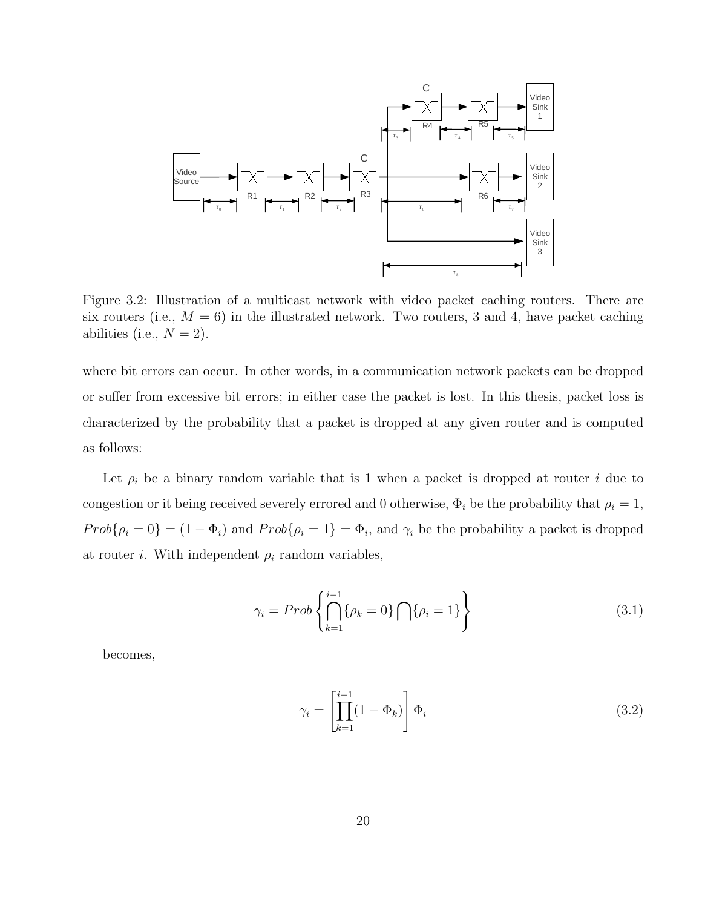Figure 3.2: Illustration of a multicast network with video packet caching routers. There are six routers (i.e., $M = 6$) in the illustrated network. Two routers, 3 and 4, have packet caching abilities (i.e., $N = 2$).

where bit errors can occur. In other words, in a communication network packets can be dropped or suffer from excessive bit errors; in either case the packet is lost. In this thesis, packet loss is characterized by the probability that a packet is dropped at any given router and is computed as follows:

Let $\rho_i$ be a binary random variable that is 1 when a packet is dropped at router $i$ due to congestion or it being received severely errored and 0 otherwise, $\Phi_i$ be the probability that $\rho_i = 1$, $Prob\{\rho_i = 0\} = (1 - \Phi_i)$ and $Prob\{\rho_i = 1\} = \Phi_i$, and $\gamma_i$ be the probability a packet is dropped at router $i$. With independent $\rho_i$ random variables,

$$\gamma_i = Prob\left\{\bigcap_{k=1}^{i-1}\{\rho_k = 0\}\bigcap\{\rho_i = 1\}\right\} \tag{3.1}$$

becomes,

$$\gamma_i = \left[\prod_{k=1}^{i-1}(1 - \Phi_k)\right]\Phi_i \tag{3.2}$$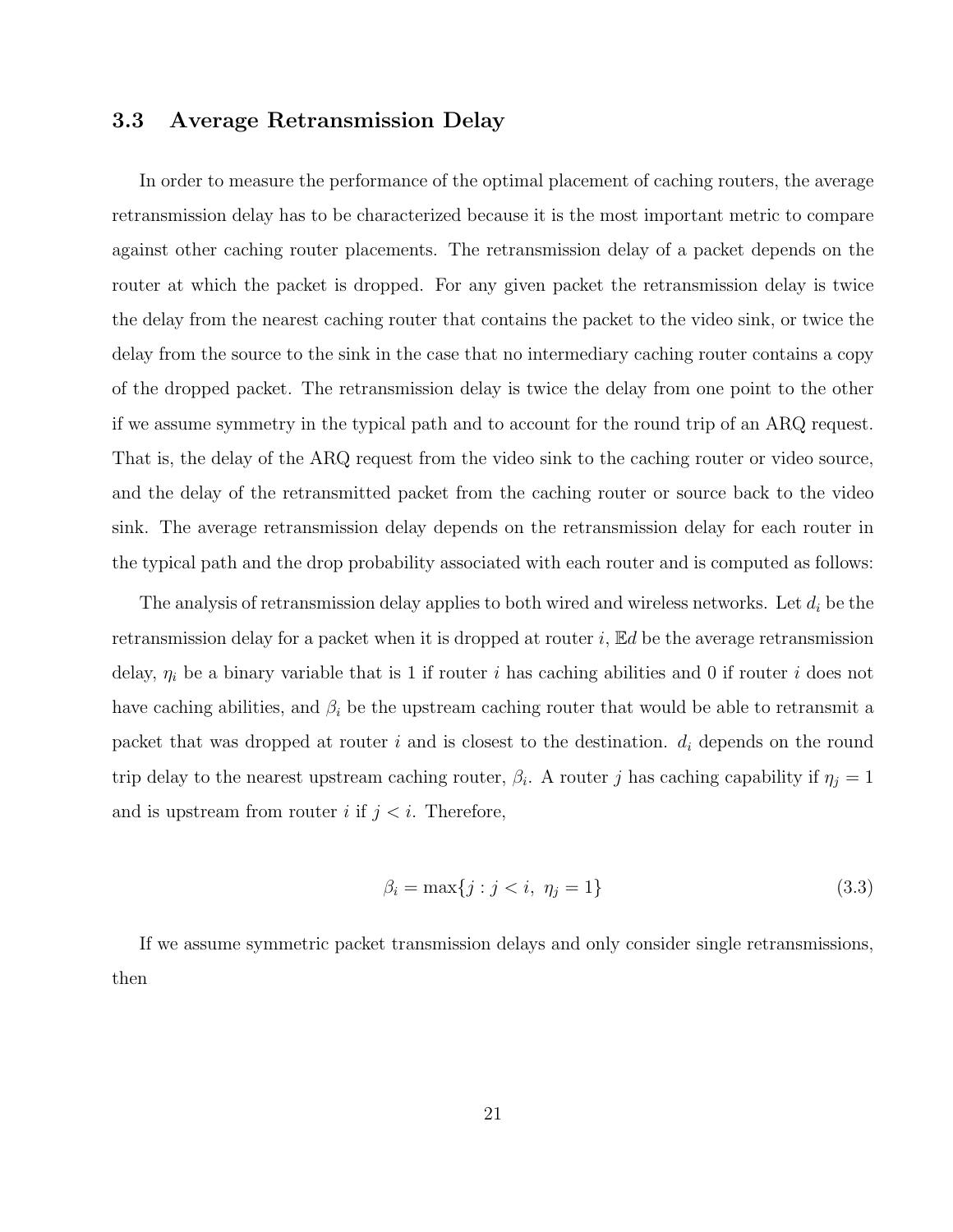### 3.3 Average Retransmission Delay

In order to measure the performance of the optimal placement of caching routers, the average retransmission delay has to be characterized because it is the most important metric to compare against other caching router placements. The retransmission delay of a packet depends on the router at which the packet is dropped. For any given packet the retransmission delay is twice the delay from the nearest caching router that contains the packet to the video sink, or twice the delay from the source to the sink in the case that no intermediary caching router contains a copy of the dropped packet. The retransmission delay is twice the delay from one point to the other if we assume symmetry in the typical path and to account for the round trip of an ARQ request. That is, the delay of the ARQ request from the video sink to the caching router or video source, and the delay of the retransmitted packet from the caching router or source back to the video sink. The average retransmission delay depends on the retransmission delay for each router in the typical path and the drop probability associated with each router and is computed as follows:

The analysis of retransmission delay applies to both wired and wireless networks. Let $d_i$ be the retransmission delay for a packet when it is dropped at router $i$, $\mathbb{E}d$ be the average retransmission delay, $\eta_i$ be a binary variable that is 1 if router $i$ has caching abilities and 0 if router $i$ does not have caching abilities, and $\beta_i$ be the upstream caching router that would be able to retransmit a packet that was dropped at router $i$ and is closest to the destination. $d_i$ depends on the round trip delay to the nearest upstream caching router, $\beta_i$. A router $j$ has caching capability if $\eta_j = 1$ and is upstream from router $i$ if $j < i$. Therefore,

$$\beta_i = \max\{j : j < i,\ \eta_j = 1\} \tag{3.3}$$

If we assume symmetric packet transmission delays and only consider single retransmissions, then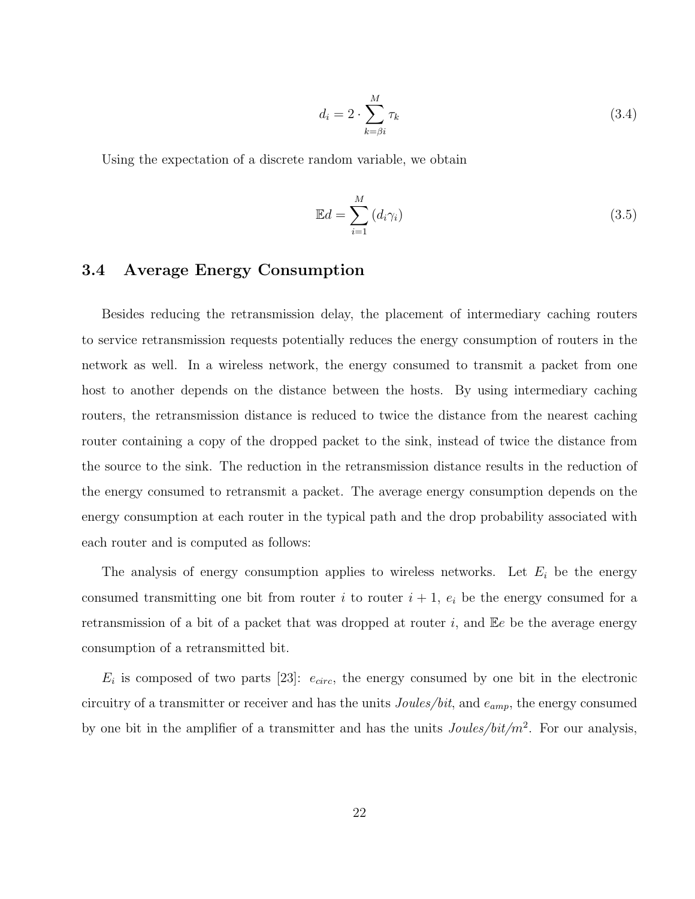$$d_i = 2 \cdot \sum_{k=\beta i}^{M} \tau_k \tag{3.4}$$

Using the expectation of a discrete random variable, we obtain

$$\mathbb{E}d = \sum_{i=1}^{M} (d_i \gamma_i) \tag{3.5}$$

## 3.4 Average Energy Consumption

Besides reducing the retransmission delay, the placement of intermediary caching routers to service retransmission requests potentially reduces the energy consumption of routers in the network as well. In a wireless network, the energy consumed to transmit a packet from one host to another depends on the distance between the hosts. By using intermediary caching routers, the retransmission distance is reduced to twice the distance from the nearest caching router containing a copy of the dropped packet to the sink, instead of twice the distance from the source to the sink. The reduction in the retransmission distance results in the reduction of the energy consumed to retransmit a packet. The average energy consumption depends on the energy consumption at each router in the typical path and the drop probability associated with each router and is computed as follows:

The analysis of energy consumption applies to wireless networks. Let $E_i$ be the energy consumed transmitting one bit from router $i$ to router $i+1$, $e_i$ be the energy consumed for a retransmission of a bit of a packet that was dropped at router $i$, and $\mathbb{E}e$ be the average energy consumption of a retransmitted bit.

$E_i$ is composed of two parts [23]: $e_{circ}$, the energy consumed by one bit in the electronic circuitry of a transmitter or receiver and has the units *Joules/bit*, and $e_{amp}$, the energy consumed by one bit in the amplifier of a transmitter and has the units *Joules/bit/m*$^2$. For our analysis,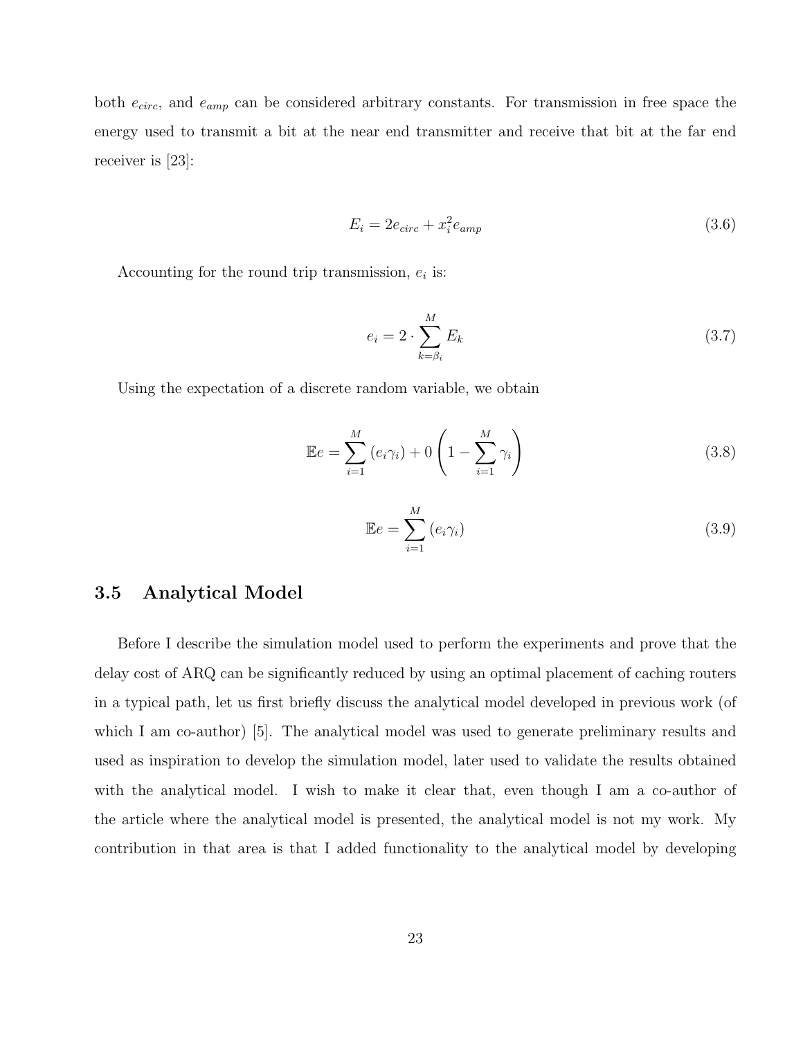both $e_{circ}$, and $e_{amp}$ can be considered arbitrary constants. For transmission in free space the energy used to transmit a bit at the near end transmitter and receive that bit at the far end receiver is [23]:

$$E_i = 2e_{circ} + x_i^2 e_{amp} \tag{3.6}$$

Accounting for the round trip transmission, $e_i$ is:

$$e_i = 2 \cdot \sum_{k=\beta_i}^{M} E_k \tag{3.7}$$

Using the expectation of a discrete random variable, we obtain

$$\mathbb{E}e = \sum_{i=1}^{M} (e_i \gamma_i) + 0 \left(1 - \sum_{i=1}^{M} \gamma_i\right) \tag{3.8}$$

$$\mathbb{E}e = \sum_{i=1}^{M} (e_i \gamma_i) \tag{3.9}$$

## 3.5 Analytical Model

Before I describe the simulation model used to perform the experiments and prove that the delay cost of ARQ can be significantly reduced by using an optimal placement of caching routers in a typical path, let us first briefly discuss the analytical model developed in previous work (of which I am co-author) [5]. The analytical model was used to generate preliminary results and used as inspiration to develop the simulation model, later used to validate the results obtained with the analytical model. I wish to make it clear that, even though I am a co-author of the article where the analytical model is presented, the analytical model is not my work. My contribution in that area is that I added functionality to the analytical model by developing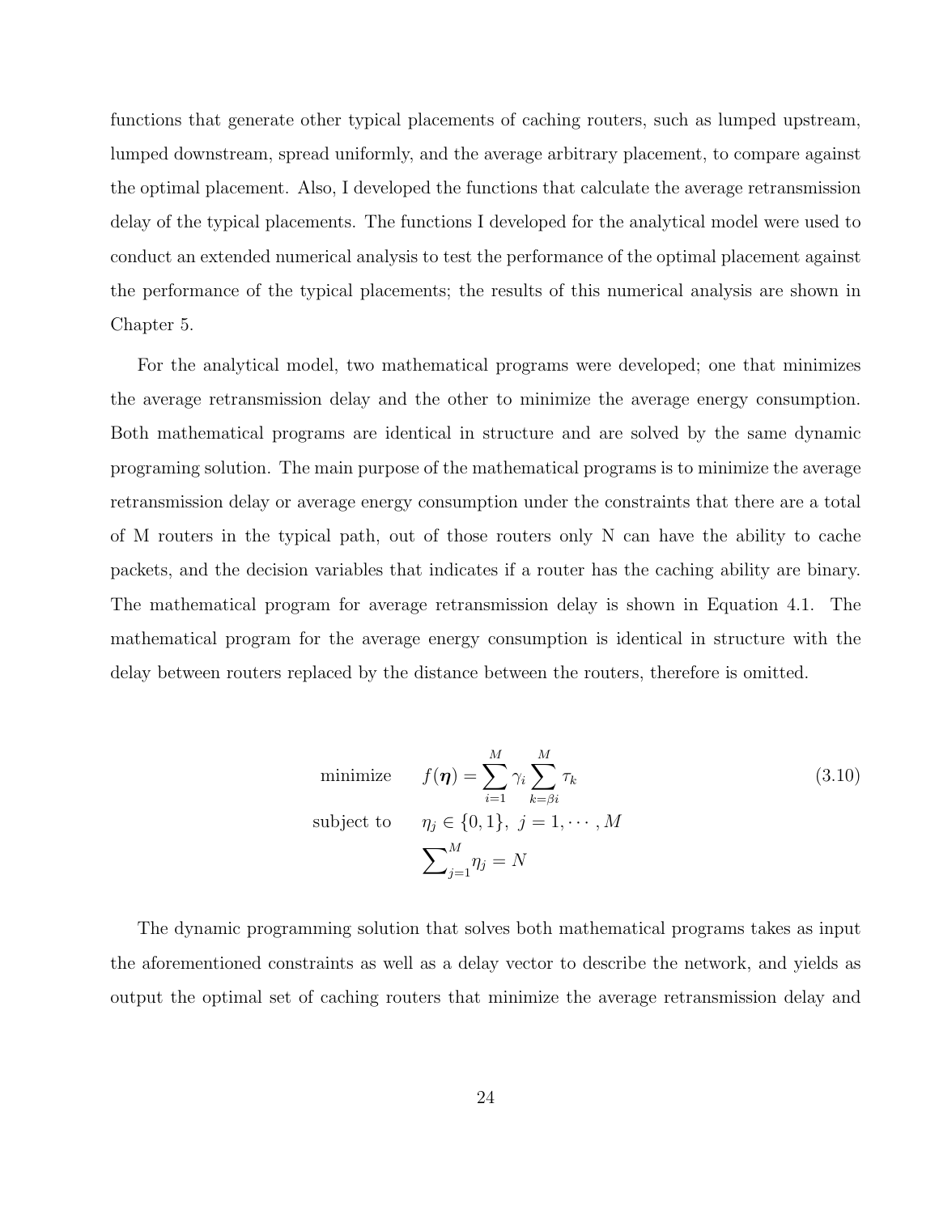functions that generate other typical placements of caching routers, such as lumped upstream, lumped downstream, spread uniformly, and the average arbitrary placement, to compare against the optimal placement. Also, I developed the functions that calculate the average retransmission delay of the typical placements. The functions I developed for the analytical model were used to conduct an extended numerical analysis to test the performance of the optimal placement against the performance of the typical placements; the results of this numerical analysis are shown in Chapter 5.

For the analytical model, two mathematical programs were developed; one that minimizes the average retransmission delay and the other to minimize the average energy consumption. Both mathematical programs are identical in structure and are solved by the same dynamic programing solution. The main purpose of the mathematical programs is to minimize the average retransmission delay or average energy consumption under the constraints that there are a total of M routers in the typical path, out of those routers only N can have the ability to cache packets, and the decision variables that indicates if a router has the caching ability are binary. The mathematical program for average retransmission delay is shown in Equation 4.1. The mathematical program for the average energy consumption is identical in structure with the delay between routers replaced by the distance between the routers, therefore is omitted.

$$
\begin{aligned}
\text{minimize} \quad & f(\boldsymbol{\eta}) = \sum_{i=1}^{M} \gamma_i \sum_{k=\beta i}^{M} \tau_k \\
\text{subject to} \quad & \eta_j \in \{0, 1\}, \; j = 1, \cdots, M \\
& \textstyle\sum_{j=1}^{M} \eta_j = N
\end{aligned}
\tag{3.10}
$$

The dynamic programming solution that solves both mathematical programs takes as input the aforementioned constraints as well as a delay vector to describe the network, and yields as output the optimal set of caching routers that minimize the average retransmission delay and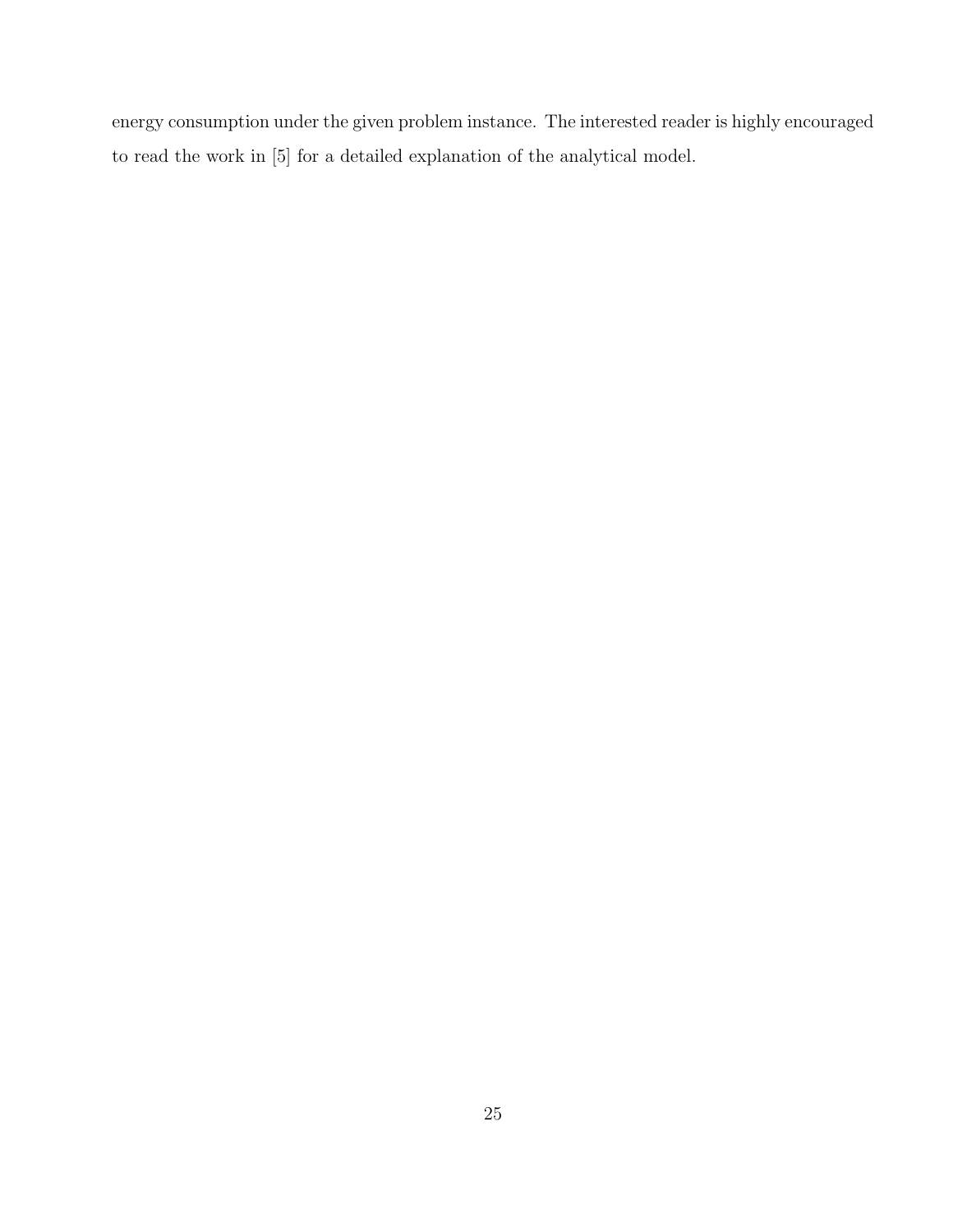energy consumption under the given problem instance. The interested reader is highly encouraged to read the work in [5] for a detailed explanation of the analytical model.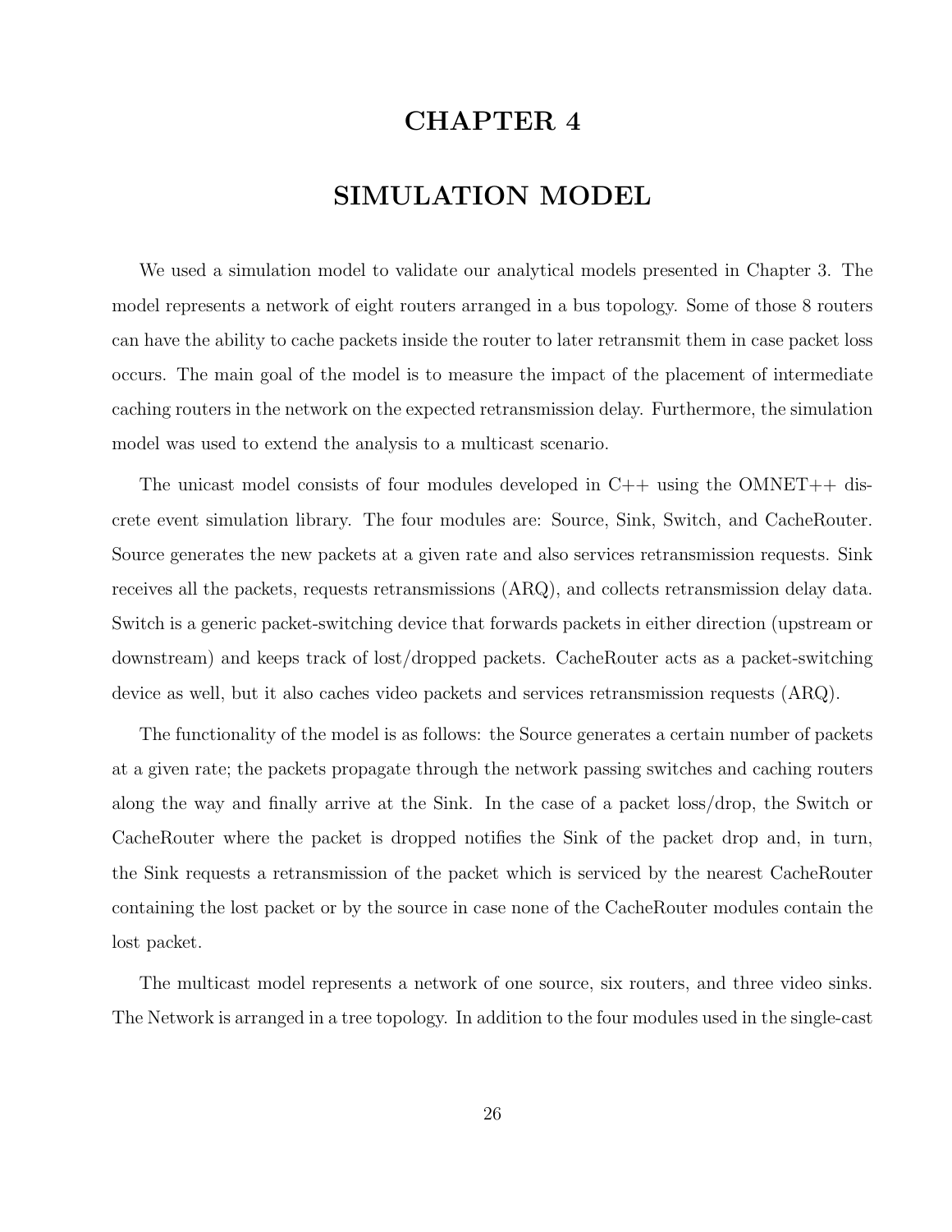# CHAPTER 4

# SIMULATION MODEL

We used a simulation model to validate our analytical models presented in Chapter 3. The model represents a network of eight routers arranged in a bus topology. Some of those 8 routers can have the ability to cache packets inside the router to later retransmit them in case packet loss occurs. The main goal of the model is to measure the impact of the placement of intermediate caching routers in the network on the expected retransmission delay. Furthermore, the simulation model was used to extend the analysis to a multicast scenario.

The unicast model consists of four modules developed in C++ using the OMNET++ discrete event simulation library. The four modules are: Source, Sink, Switch, and CacheRouter. Source generates the new packets at a given rate and also services retransmission requests. Sink receives all the packets, requests retransmissions (ARQ), and collects retransmission delay data. Switch is a generic packet-switching device that forwards packets in either direction (upstream or downstream) and keeps track of lost/dropped packets. CacheRouter acts as a packet-switching device as well, but it also caches video packets and services retransmission requests (ARQ).

The functionality of the model is as follows: the Source generates a certain number of packets at a given rate; the packets propagate through the network passing switches and caching routers along the way and finally arrive at the Sink. In the case of a packet loss/drop, the Switch or CacheRouter where the packet is dropped notifies the Sink of the packet drop and, in turn, the Sink requests a retransmission of the packet which is serviced by the nearest CacheRouter containing the lost packet or by the source in case none of the CacheRouter modules contain the lost packet.

The multicast model represents a network of one source, six routers, and three video sinks. The Network is arranged in a tree topology. In addition to the four modules used in the single-cast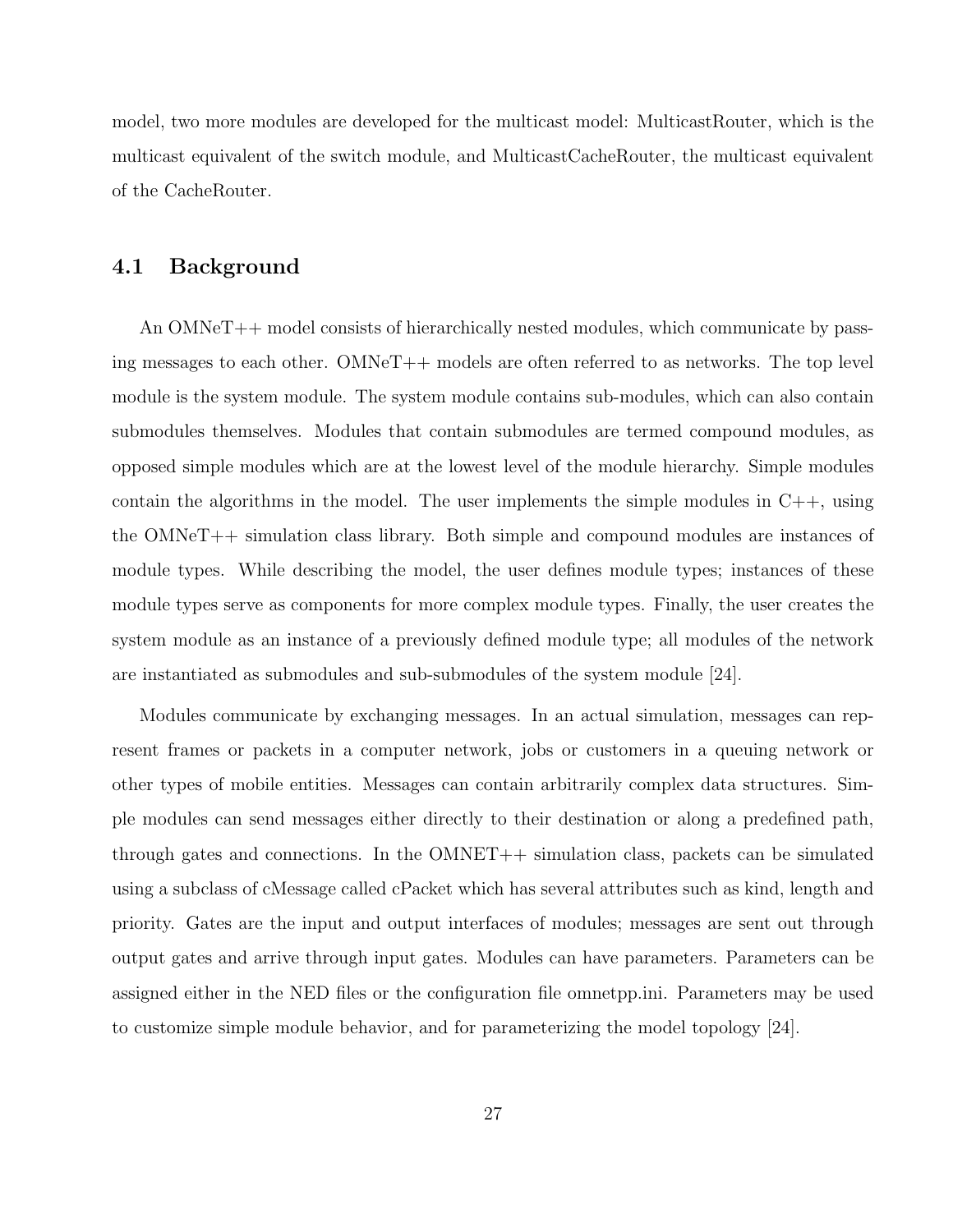model, two more modules are developed for the multicast model: MulticastRouter, which is the multicast equivalent of the switch module, and MulticastCacheRouter, the multicast equivalent of the CacheRouter.

## 4.1 Background

An OMNeT++ model consists of hierarchically nested modules, which communicate by passing messages to each other. OMNeT++ models are often referred to as networks. The top level module is the system module. The system module contains sub-modules, which can also contain submodules themselves. Modules that contain submodules are termed compound modules, as opposed simple modules which are at the lowest level of the module hierarchy. Simple modules contain the algorithms in the model. The user implements the simple modules in C++, using the OMNeT++ simulation class library. Both simple and compound modules are instances of module types. While describing the model, the user defines module types; instances of these module types serve as components for more complex module types. Finally, the user creates the system module as an instance of a previously defined module type; all modules of the network are instantiated as submodules and sub-submodules of the system module [24].

Modules communicate by exchanging messages. In an actual simulation, messages can represent frames or packets in a computer network, jobs or customers in a queuing network or other types of mobile entities. Messages can contain arbitrarily complex data structures. Simple modules can send messages either directly to their destination or along a predefined path, through gates and connections. In the OMNET++ simulation class, packets can be simulated using a subclass of cMessage called cPacket which has several attributes such as kind, length and priority. Gates are the input and output interfaces of modules; messages are sent out through output gates and arrive through input gates. Modules can have parameters. Parameters can be assigned either in the NED files or the configuration file omnetpp.ini. Parameters may be used to customize simple module behavior, and for parameterizing the model topology [24].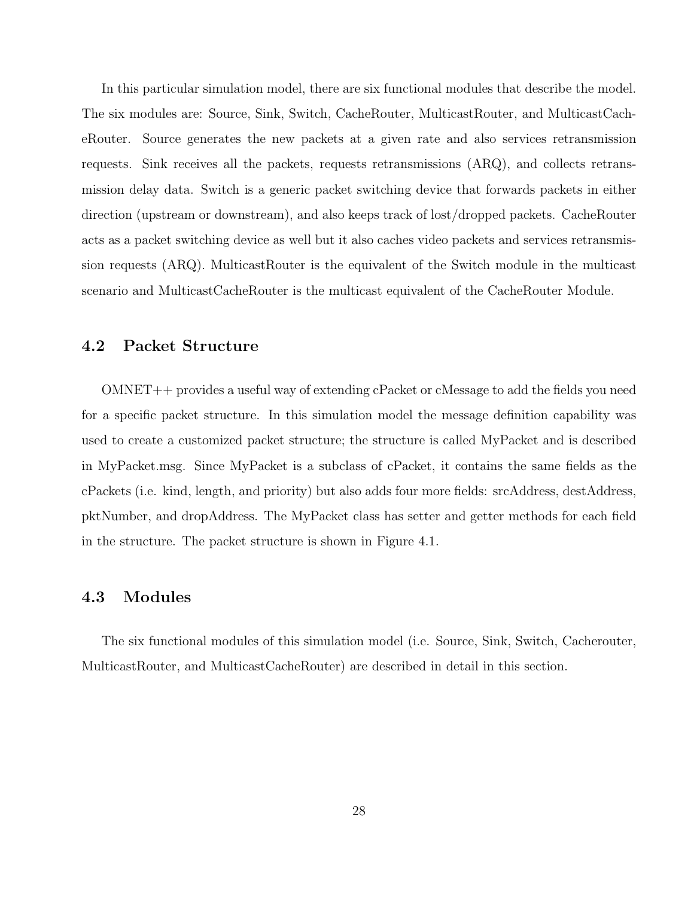In this particular simulation model, there are six functional modules that describe the model. The six modules are: Source, Sink, Switch, CacheRouter, MulticastRouter, and MulticastCacheRouter. Source generates the new packets at a given rate and also services retransmission requests. Sink receives all the packets, requests retransmissions (ARQ), and collects retransmission delay data. Switch is a generic packet switching device that forwards packets in either direction (upstream or downstream), and also keeps track of lost/dropped packets. CacheRouter acts as a packet switching device as well but it also caches video packets and services retransmission requests (ARQ). MulticastRouter is the equivalent of the Switch module in the multicast scenario and MulticastCacheRouter is the multicast equivalent of the CacheRouter Module.

## 4.2 Packet Structure

OMNET++ provides a useful way of extending cPacket or cMessage to add the fields you need for a specific packet structure. In this simulation model the message definition capability was used to create a customized packet structure; the structure is called MyPacket and is described in MyPacket.msg. Since MyPacket is a subclass of cPacket, it contains the same fields as the cPackets (i.e. kind, length, and priority) but also adds four more fields: srcAddress, destAddress, pktNumber, and dropAddress. The MyPacket class has setter and getter methods for each field in the structure. The packet structure is shown in Figure 4.1.

## 4.3 Modules

The six functional modules of this simulation model (i.e. Source, Sink, Switch, Cacherouter, MulticastRouter, and MulticastCacheRouter) are described in detail in this section.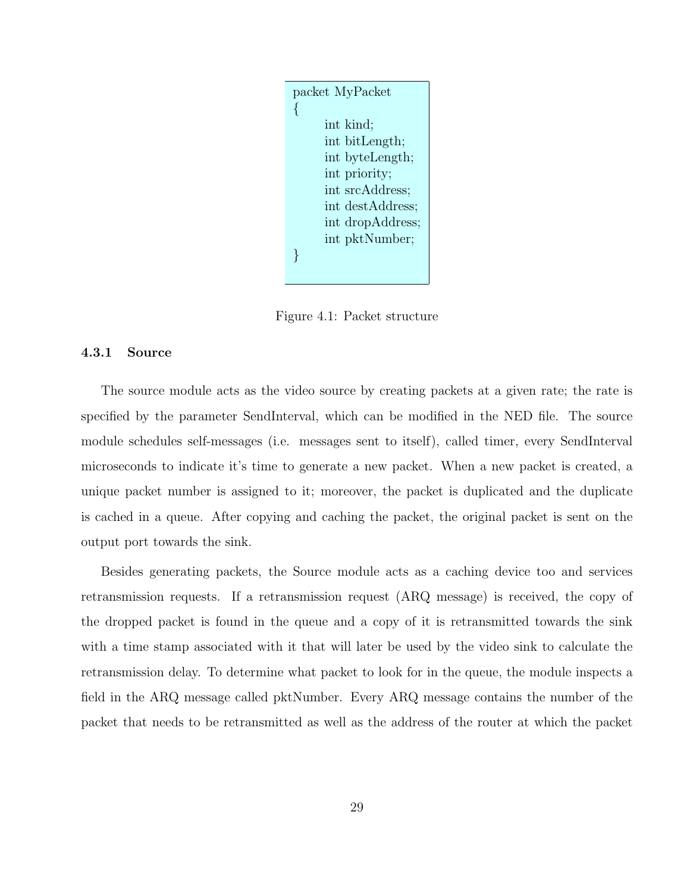```
packet MyPacket
{
    int kind;
    int bitLength;
    int byteLength;
    int priority;
    int srcAddress;
    int destAddress;
    int dropAddress;
    int pktNumber;
}
```

Figure 4.1: Packet structure

### 4.3.1 Source

The source module acts as the video source by creating packets at a given rate; the rate is specified by the parameter SendInterval, which can be modified in the NED file. The source module schedules self-messages (i.e. messages sent to itself), called timer, every SendInterval microseconds to indicate it's time to generate a new packet. When a new packet is created, a unique packet number is assigned to it; moreover, the packet is duplicated and the duplicate is cached in a queue. After copying and caching the packet, the original packet is sent on the output port towards the sink.

Besides generating packets, the Source module acts as a caching device too and services retransmission requests. If a retransmission request (ARQ message) is received, the copy of the dropped packet is found in the queue and a copy of it is retransmitted towards the sink with a time stamp associated with it that will later be used by the video sink to calculate the retransmission delay. To determine what packet to look for in the queue, the module inspects a field in the ARQ message called pktNumber. Every ARQ message contains the number of the packet that needs to be retransmitted as well as the address of the router at which the packet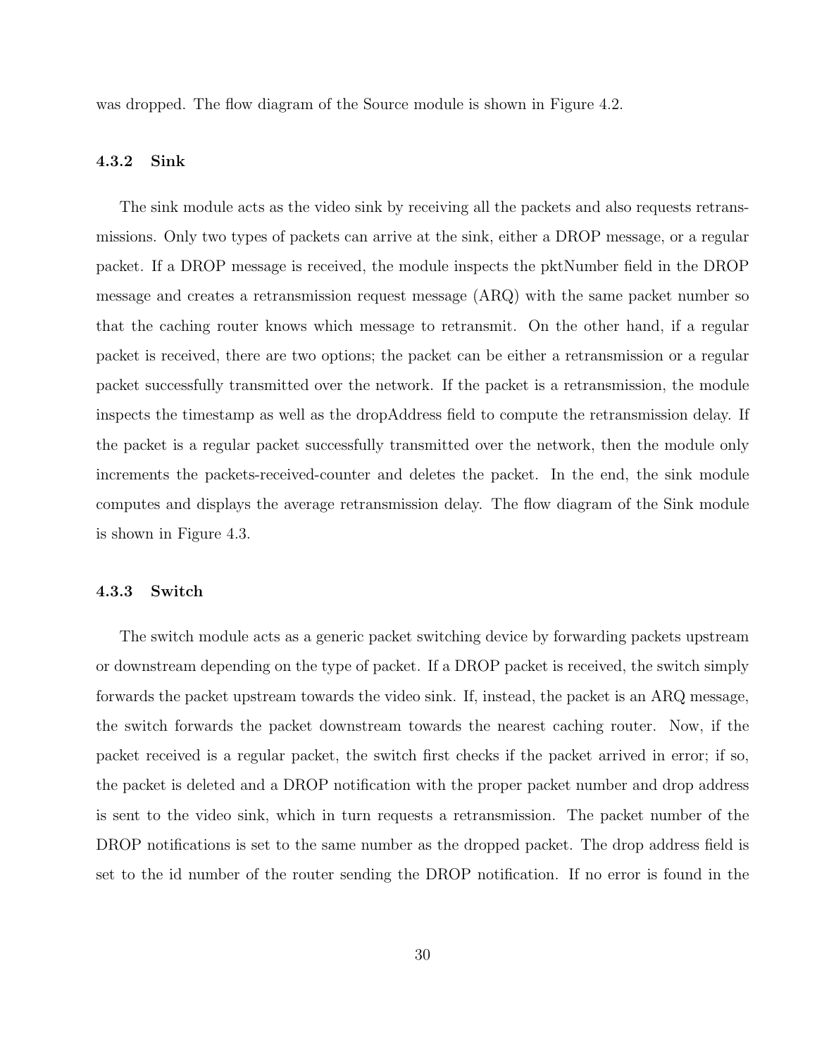was dropped. The flow diagram of the Source module is shown in Figure 4.2.

### 4.3.2 Sink

The sink module acts as the video sink by receiving all the packets and also requests retransmissions. Only two types of packets can arrive at the sink, either a DROP message, or a regular packet. If a DROP message is received, the module inspects the pktNumber field in the DROP message and creates a retransmission request message (ARQ) with the same packet number so that the caching router knows which message to retransmit. On the other hand, if a regular packet is received, there are two options; the packet can be either a retransmission or a regular packet successfully transmitted over the network. If the packet is a retransmission, the module inspects the timestamp as well as the dropAddress field to compute the retransmission delay. If the packet is a regular packet successfully transmitted over the network, then the module only increments the packets-received-counter and deletes the packet. In the end, the sink module computes and displays the average retransmission delay. The flow diagram of the Sink module is shown in Figure 4.3.

### 4.3.3 Switch

The switch module acts as a generic packet switching device by forwarding packets upstream or downstream depending on the type of packet. If a DROP packet is received, the switch simply forwards the packet upstream towards the video sink. If, instead, the packet is an ARQ message, the switch forwards the packet downstream towards the nearest caching router. Now, if the packet received is a regular packet, the switch first checks if the packet arrived in error; if so, the packet is deleted and a DROP notification with the proper packet number and drop address is sent to the video sink, which in turn requests a retransmission. The packet number of the DROP notifications is set to the same number as the dropped packet. The drop address field is set to the id number of the router sending the DROP notification. If no error is found in the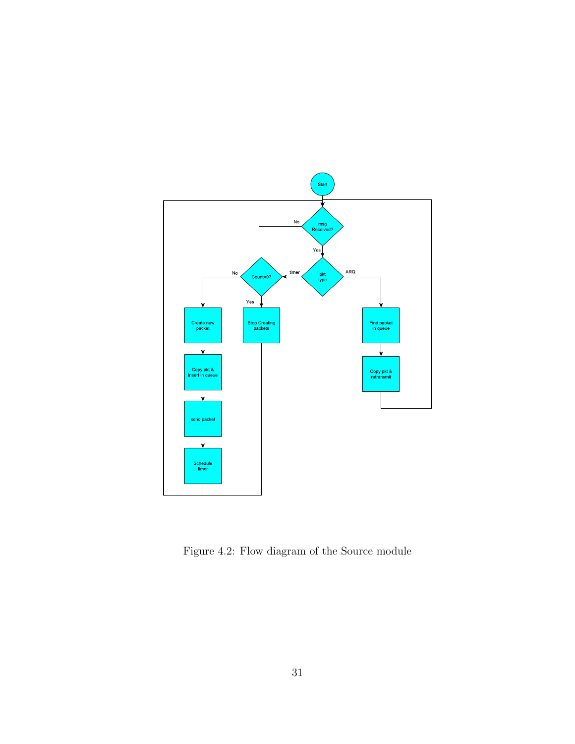Figure 4.2: Flow diagram of the Source module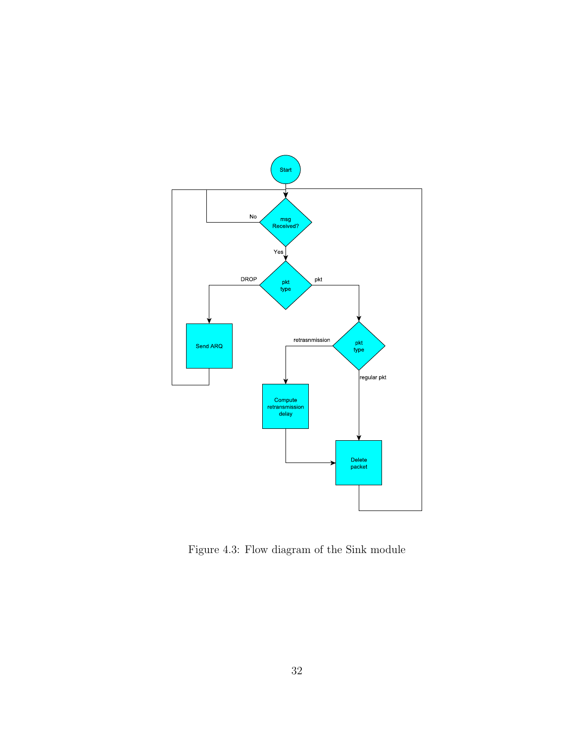Figure 4.3: Flow diagram of the Sink module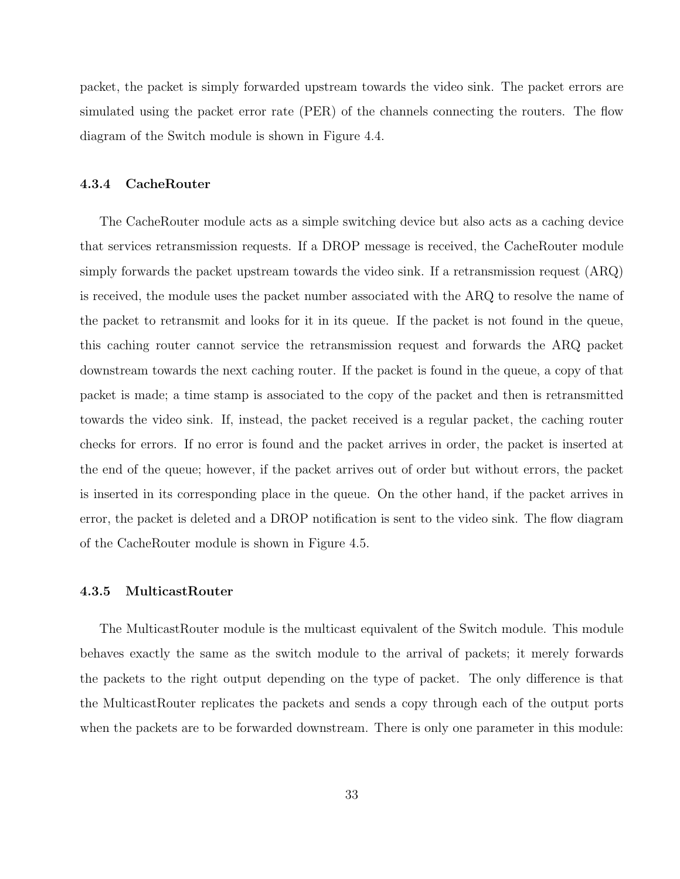packet, the packet is simply forwarded upstream towards the video sink. The packet errors are simulated using the packet error rate (PER) of the channels connecting the routers. The flow diagram of the Switch module is shown in Figure 4.4.

### 4.3.4 CacheRouter

The CacheRouter module acts as a simple switching device but also acts as a caching device that services retransmission requests. If a DROP message is received, the CacheRouter module simply forwards the packet upstream towards the video sink. If a retransmission request (ARQ) is received, the module uses the packet number associated with the ARQ to resolve the name of the packet to retransmit and looks for it in its queue. If the packet is not found in the queue, this caching router cannot service the retransmission request and forwards the ARQ packet downstream towards the next caching router. If the packet is found in the queue, a copy of that packet is made; a time stamp is associated to the copy of the packet and then is retransmitted towards the video sink. If, instead, the packet received is a regular packet, the caching router checks for errors. If no error is found and the packet arrives in order, the packet is inserted at the end of the queue; however, if the packet arrives out of order but without errors, the packet is inserted in its corresponding place in the queue. On the other hand, if the packet arrives in error, the packet is deleted and a DROP notification is sent to the video sink. The flow diagram of the CacheRouter module is shown in Figure 4.5.

### 4.3.5 MulticastRouter

The MulticastRouter module is the multicast equivalent of the Switch module. This module behaves exactly the same as the switch module to the arrival of packets; it merely forwards the packets to the right output depending on the type of packet. The only difference is that the MulticastRouter replicates the packets and sends a copy through each of the output ports when the packets are to be forwarded downstream. There is only one parameter in this module: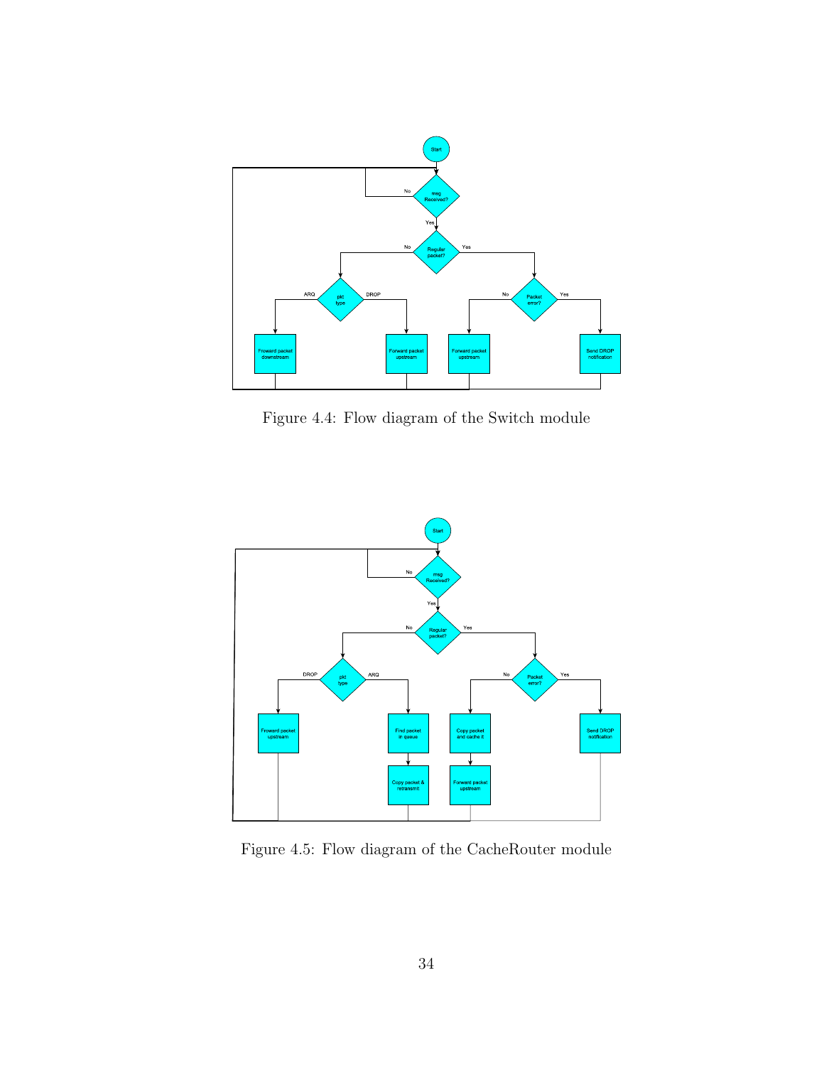Figure 4.4: Flow diagram of the Switch module

Figure 4.5: Flow diagram of the CacheRouter module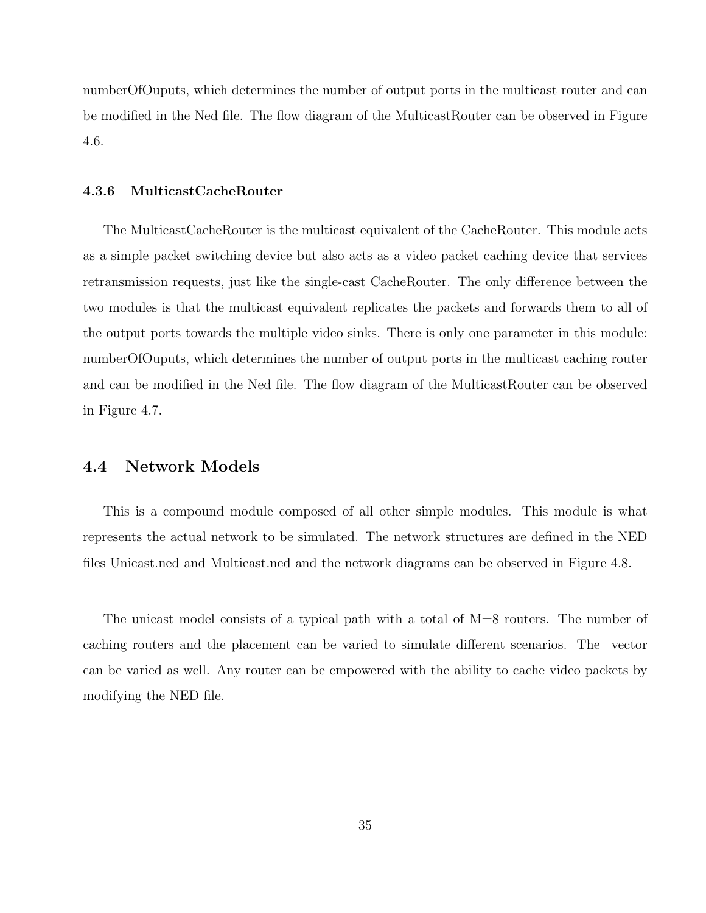numberOfOuputs, which determines the number of output ports in the multicast router and can be modified in the Ned file. The flow diagram of the MulticastRouter can be observed in Figure 4.6.

### 4.3.6 MulticastCacheRouter

The MulticastCacheRouter is the multicast equivalent of the CacheRouter. This module acts as a simple packet switching device but also acts as a video packet caching device that services retransmission requests, just like the single-cast CacheRouter. The only difference between the two modules is that the multicast equivalent replicates the packets and forwards them to all of the output ports towards the multiple video sinks. There is only one parameter in this module: numberOfOuputs, which determines the number of output ports in the multicast caching router and can be modified in the Ned file. The flow diagram of the MulticastRouter can be observed in Figure 4.7.

## 4.4 Network Models

This is a compound module composed of all other simple modules. This module is what represents the actual network to be simulated. The network structures are defined in the NED files Unicast.ned and Multicast.ned and the network diagrams can be observed in Figure 4.8.

The unicast model consists of a typical path with a total of M=8 routers. The number of caching routers and the placement can be varied to simulate different scenarios. The vector can be varied as well. Any router can be empowered with the ability to cache video packets by modifying the NED file.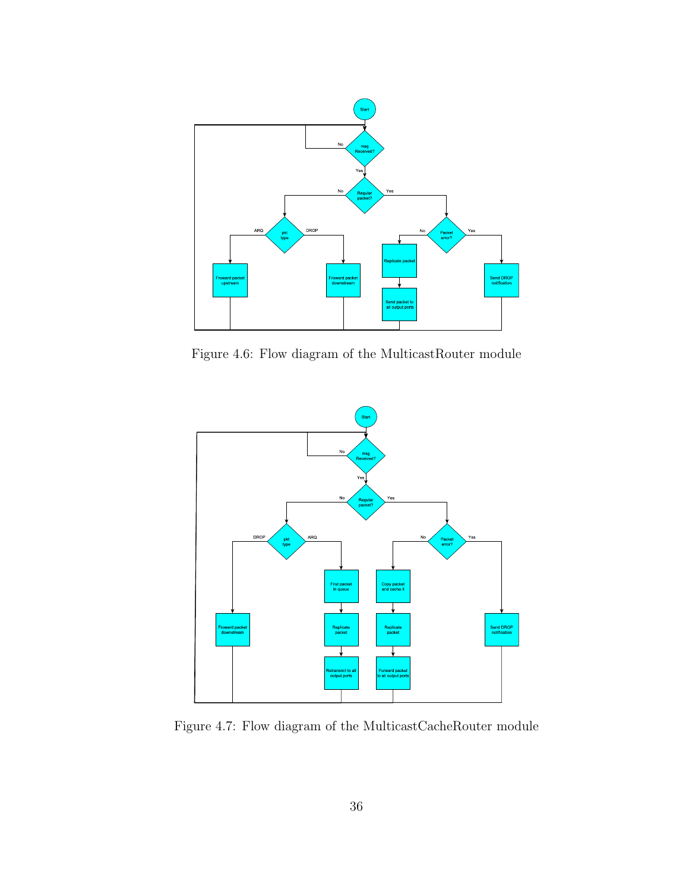Figure 4.6: Flow diagram of the MulticastRouter module

Figure 4.7: Flow diagram of the MulticastCacheRouter module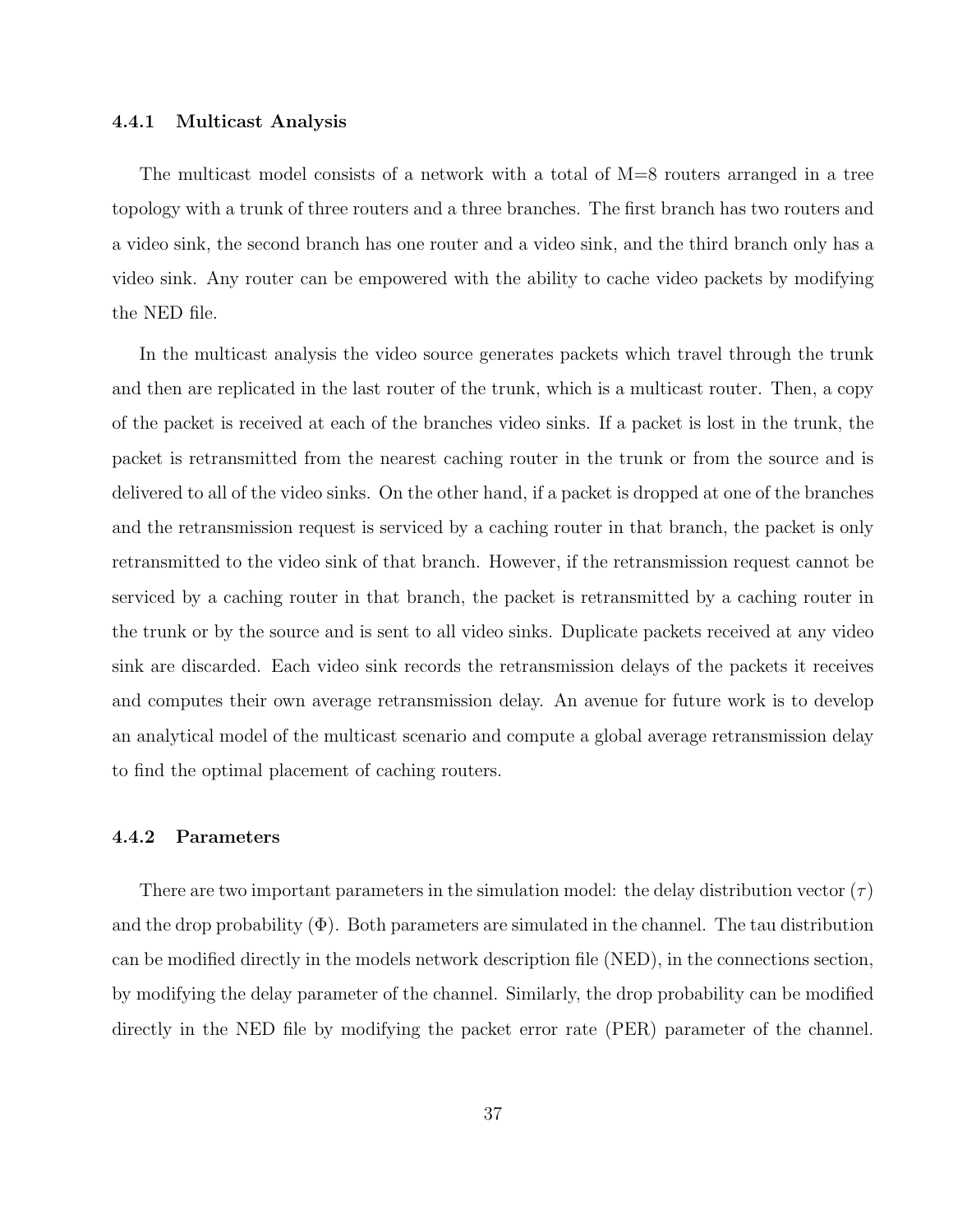### 4.4.1 Multicast Analysis

The multicast model consists of a network with a total of M=8 routers arranged in a tree topology with a trunk of three routers and a three branches. The first branch has two routers and a video sink, the second branch has one router and a video sink, and the third branch only has a video sink. Any router can be empowered with the ability to cache video packets by modifying the NED file.

In the multicast analysis the video source generates packets which travel through the trunk and then are replicated in the last router of the trunk, which is a multicast router. Then, a copy of the packet is received at each of the branches video sinks. If a packet is lost in the trunk, the packet is retransmitted from the nearest caching router in the trunk or from the source and is delivered to all of the video sinks. On the other hand, if a packet is dropped at one of the branches and the retransmission request is serviced by a caching router in that branch, the packet is only retransmitted to the video sink of that branch. However, if the retransmission request cannot be serviced by a caching router in that branch, the packet is retransmitted by a caching router in the trunk or by the source and is sent to all video sinks. Duplicate packets received at any video sink are discarded. Each video sink records the retransmission delays of the packets it receives and computes their own average retransmission delay. An avenue for future work is to develop an analytical model of the multicast scenario and compute a global average retransmission delay to find the optimal placement of caching routers.

### 4.4.2 Parameters

There are two important parameters in the simulation model: the delay distribution vector ($\tau$) and the drop probability ($\Phi$). Both parameters are simulated in the channel. The tau distribution can be modified directly in the models network description file (NED), in the connections section, by modifying the delay parameter of the channel. Similarly, the drop probability can be modified directly in the NED file by modifying the packet error rate (PER) parameter of the channel.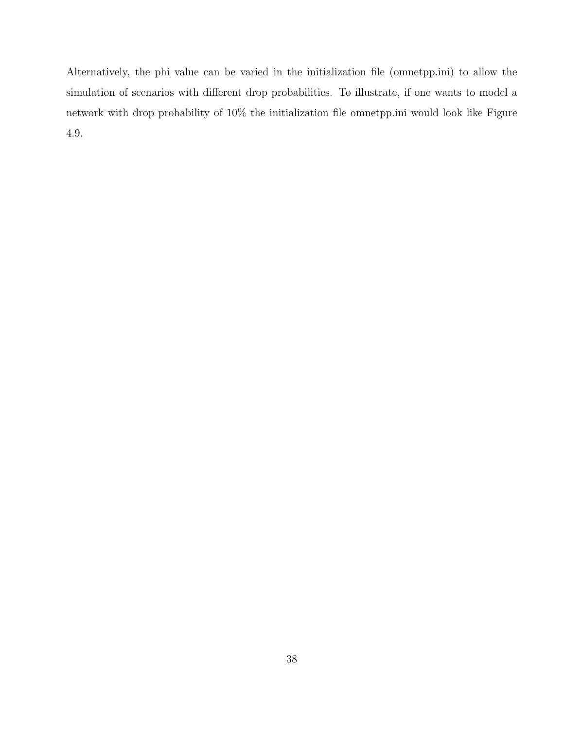Alternatively, the phi value can be varied in the initialization file (omnetpp.ini) to allow the simulation of scenarios with different drop probabilities. To illustrate, if one wants to model a network with drop probability of 10% the initialization file omnetpp.ini would look like Figure 4.9.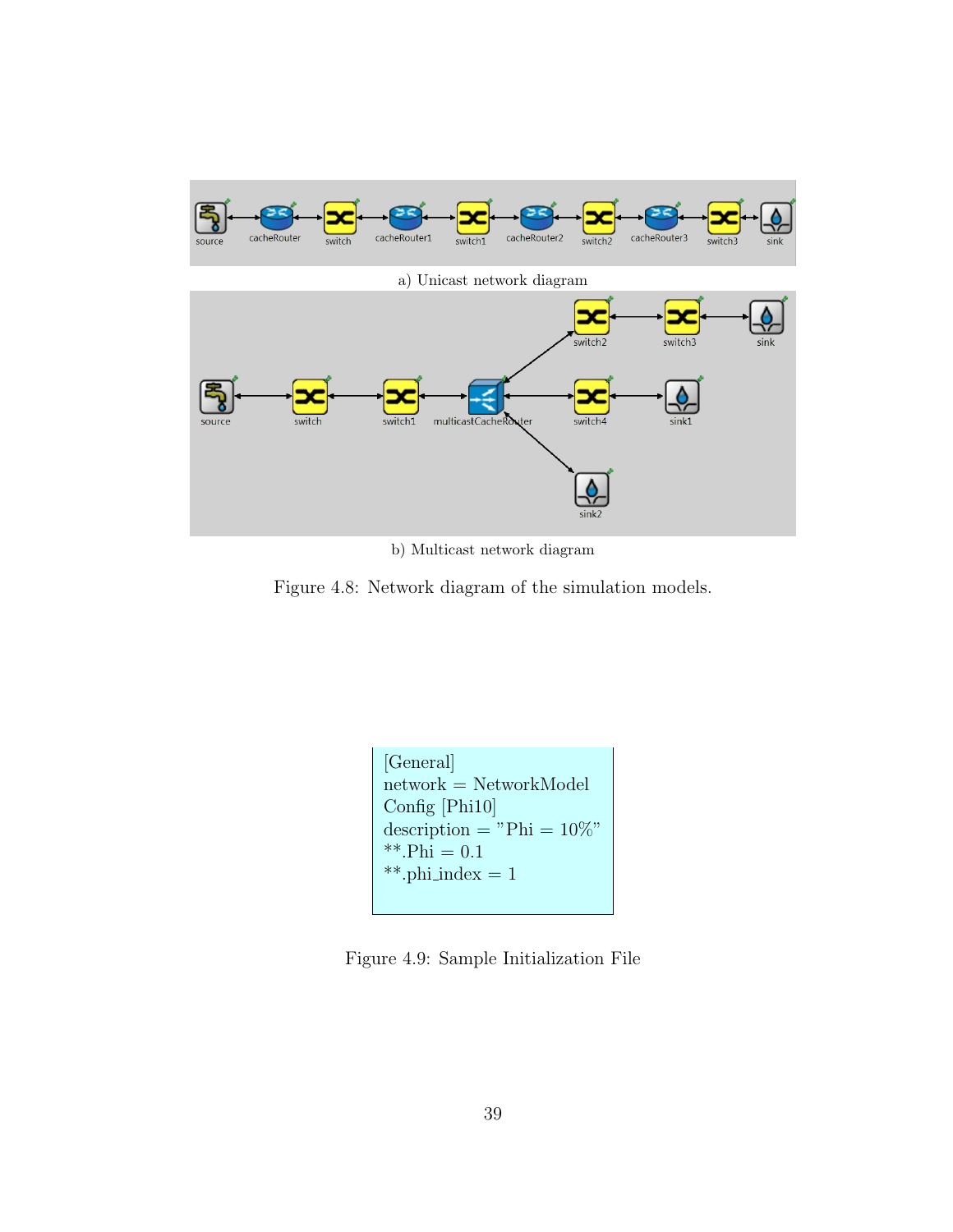a) Unicast network diagram

b) Multicast network diagram

Figure 4.8: Network diagram of the simulation models.

```
[General]
network = NetworkModel
Config [Phi10]
description = "Phi = 10%"
**.Phi = 0.1
**.phi_index = 1
```

Figure 4.9: Sample Initialization File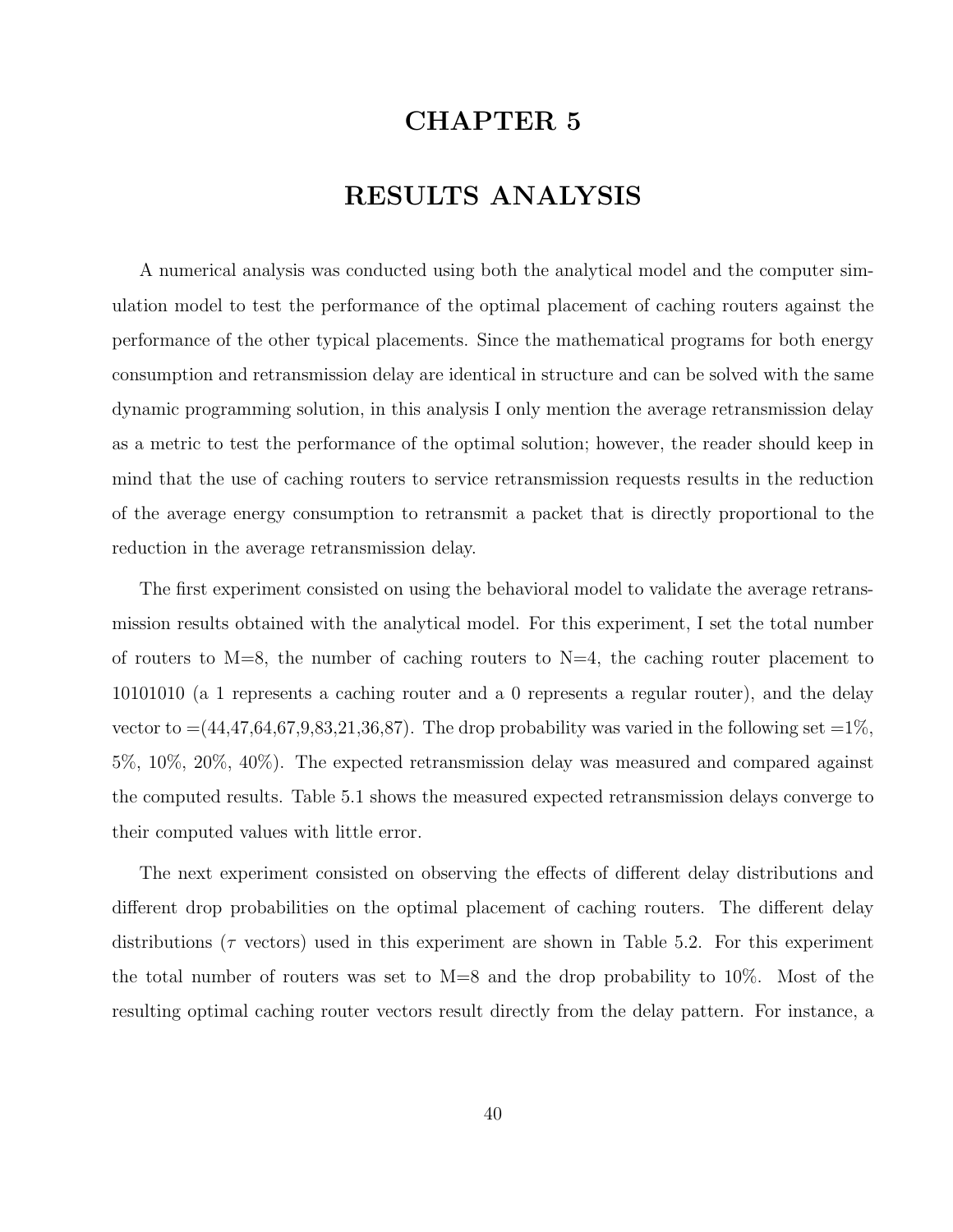# CHAPTER 5

# RESULTS ANALYSIS

A numerical analysis was conducted using both the analytical model and the computer simulation model to test the performance of the optimal placement of caching routers against the performance of the other typical placements. Since the mathematical programs for both energy consumption and retransmission delay are identical in structure and can be solved with the same dynamic programming solution, in this analysis I only mention the average retransmission delay as a metric to test the performance of the optimal solution; however, the reader should keep in mind that the use of caching routers to service retransmission requests results in the reduction of the average energy consumption to retransmit a packet that is directly proportional to the reduction in the average retransmission delay.

The first experiment consisted on using the behavioral model to validate the average retransmission results obtained with the analytical model. For this experiment, I set the total number of routers to M=8, the number of caching routers to N=4, the caching router placement to 10101010 (a 1 represents a caching router and a 0 represents a regular router), and the delay vector to =(44,47,64,67,9,83,21,36,87). The drop probability was varied in the following set =1%, 5%, 10%, 20%, 40%). The expected retransmission delay was measured and compared against the computed results. Table 5.1 shows the measured expected retransmission delays converge to their computed values with little error.

The next experiment consisted on observing the effects of different delay distributions and different drop probabilities on the optimal placement of caching routers. The different delay distributions ($\tau$ vectors) used in this experiment are shown in Table 5.2. For this experiment the total number of routers was set to M=8 and the drop probability to 10%. Most of the resulting optimal caching router vectors result directly from the delay pattern. For instance, a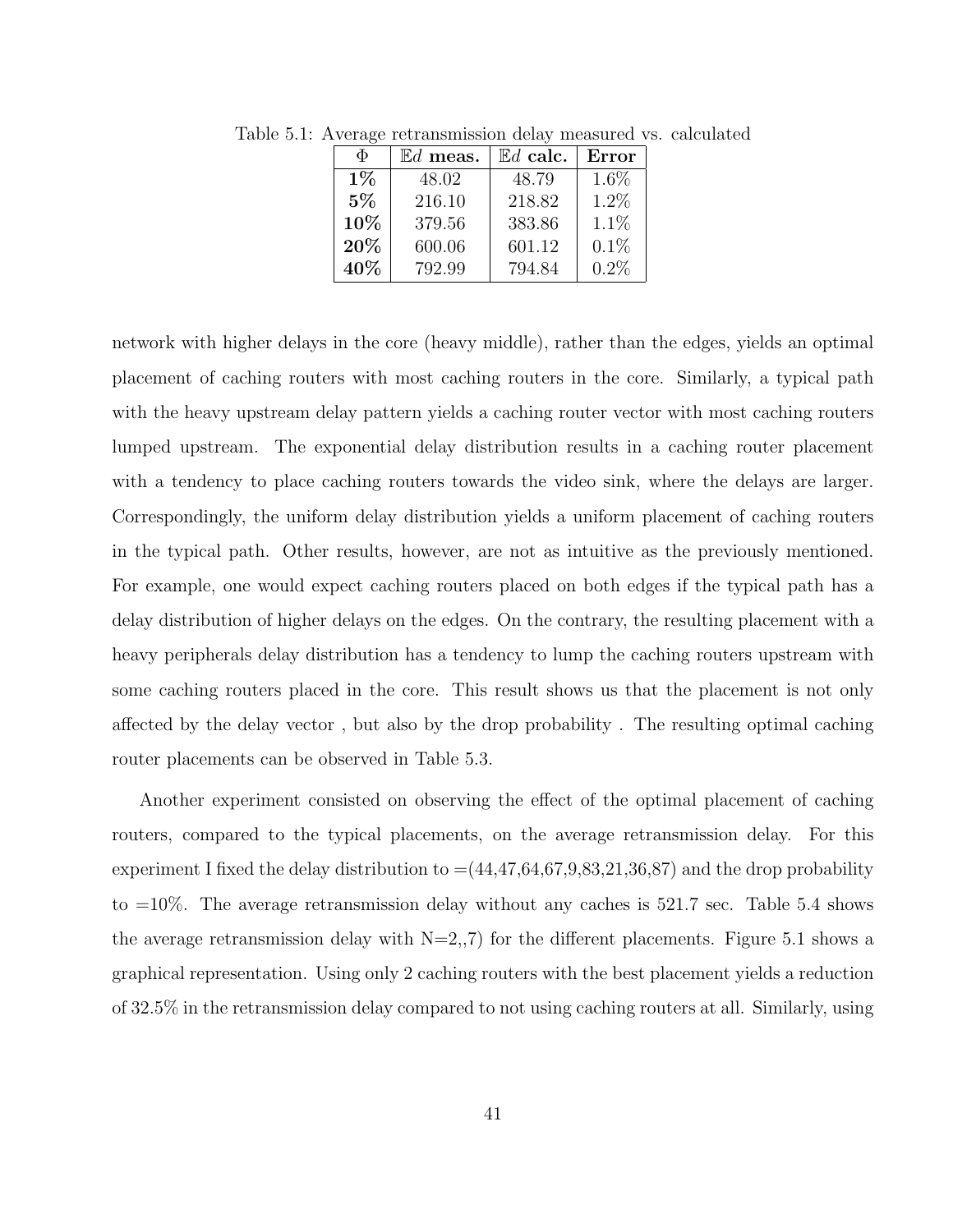Table 5.1: Average retransmission delay measured vs. calculated

| $\Phi$ | $\mathbb{E}d$ **meas.** | $\mathbb{E}d$ **calc.** | **Error** |
|---|---|---|---|
| **1%** | 48.02 | 48.79 | 1.6% |
| **5%** | 216.10 | 218.82 | 1.2% |
| **10%** | 379.56 | 383.86 | 1.1% |
| **20%** | 600.06 | 601.12 | 0.1% |
| **40%** | 792.99 | 794.84 | 0.2% |

network with higher delays in the core (heavy middle), rather than the edges, yields an optimal placement of caching routers with most caching routers in the core. Similarly, a typical path with the heavy upstream delay pattern yields a caching router vector with most caching routers lumped upstream. The exponential delay distribution results in a caching router placement with a tendency to place caching routers towards the video sink, where the delays are larger. Correspondingly, the uniform delay distribution yields a uniform placement of caching routers in the typical path. Other results, however, are not as intuitive as the previously mentioned. For example, one would expect caching routers placed on both edges if the typical path has a delay distribution of higher delays on the edges. On the contrary, the resulting placement with a heavy peripherals delay distribution has a tendency to lump the caching routers upstream with some caching routers placed in the core. This result shows us that the placement is not only affected by the delay vector , but also by the drop probability . The resulting optimal caching router placements can be observed in Table 5.3.

Another experiment consisted on observing the effect of the optimal placement of caching routers, compared to the typical placements, on the average retransmission delay. For this experiment I fixed the delay distribution to =(44,47,64,67,9,83,21,36,87) and the drop probability to =10%. The average retransmission delay without any caches is 521.7 sec. Table 5.4 shows the average retransmission delay with N=2,,7) for the different placements. Figure 5.1 shows a graphical representation. Using only 2 caching routers with the best placement yields a reduction of 32.5% in the retransmission delay compared to not using caching routers at all. Similarly, using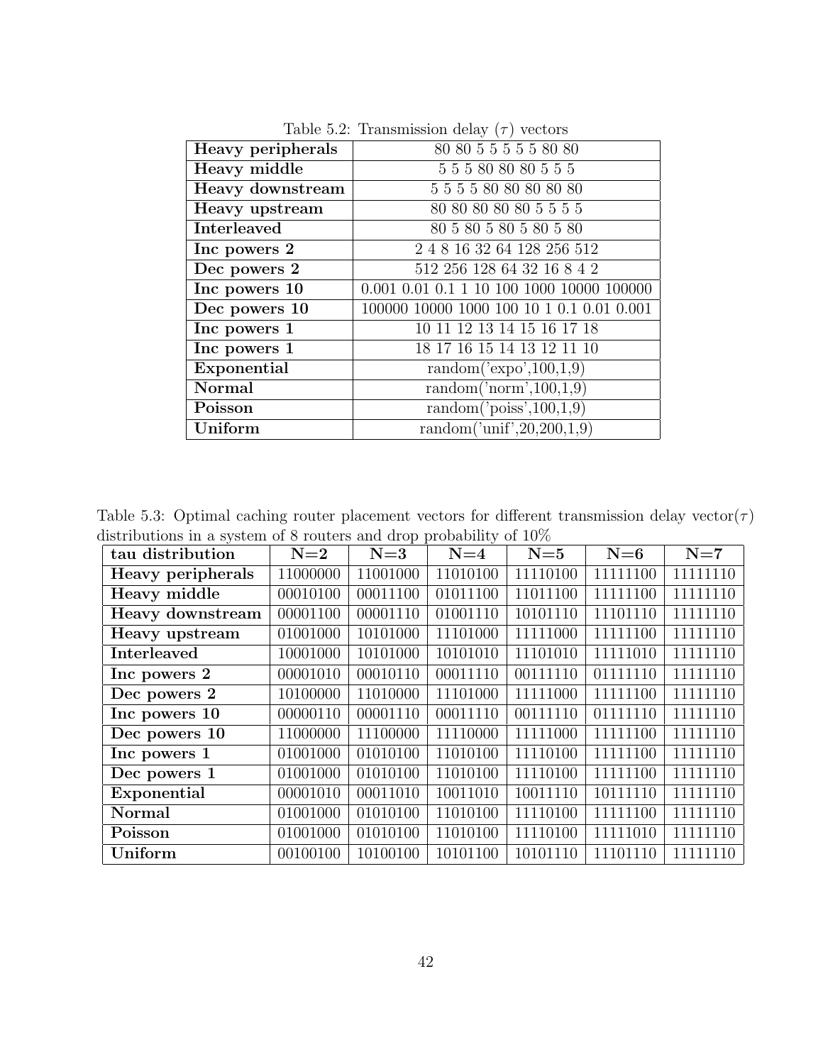Table 5.2: Transmission delay ($\tau$) vectors

| | |
|---|---|
| **Heavy peripherals** | 80 80 5 5 5 5 5 80 80 |
| **Heavy middle** | 5 5 5 80 80 80 5 5 5 |
| **Heavy downstream** | 5 5 5 5 80 80 80 80 80 |
| **Heavy upstream** | 80 80 80 80 80 5 5 5 5 |
| **Interleaved** | 80 5 80 5 80 5 80 5 80 |
| **Inc powers 2** | 2 4 8 16 32 64 128 256 512 |
| **Dec powers 2** | 512 256 128 64 32 16 8 4 2 |
| **Inc powers 10** | 0.001 0.01 0.1 1 10 100 1000 10000 100000 |
| **Dec powers 10** | 100000 10000 1000 100 10 1 0.1 0.01 0.001 |
| **Inc powers 1** | 10 11 12 13 14 15 16 17 18 |
| **Inc powers 1** | 18 17 16 15 14 13 12 11 10 |
| **Exponential** | random('expo',100,1,9) |
| **Normal** | random('norm',100,1,9) |
| **Poisson** | random('poiss',100,1,9) |
| **Uniform** | random('unif',20,200,1,9) |

Table 5.3: Optimal caching router placement vectors for different transmission delay vector($\tau$) distributions in a system of 8 routers and drop probability of 10%

| tau distribution | N=2 | N=3 | N=4 | N=5 | N=6 | N=7 |
|---|---|---|---|---|---|---|
| **Heavy peripherals** | 11000000 | 11001000 | 11010100 | 11110100 | 11111100 | 11111110 |
| **Heavy middle** | 00010100 | 00011100 | 01011100 | 11011100 | 11111100 | 11111110 |
| **Heavy downstream** | 00001100 | 00001110 | 01001110 | 10101110 | 11101110 | 11111110 |
| **Heavy upstream** | 01001000 | 10101000 | 11101000 | 11111000 | 11111100 | 11111110 |
| **Interleaved** | 10001000 | 10101000 | 10101010 | 11101010 | 11111010 | 11111110 |
| **Inc powers 2** | 00001010 | 00010110 | 00011110 | 00111110 | 01111110 | 11111110 |
| **Dec powers 2** | 10100000 | 11010000 | 11101000 | 11111000 | 11111100 | 11111110 |
| **Inc powers 10** | 00000110 | 00001110 | 00011110 | 00111110 | 01111110 | 11111110 |
| **Dec powers 10** | 11000000 | 11100000 | 11110000 | 11111000 | 11111100 | 11111110 |
| **Inc powers 1** | 01001000 | 01010100 | 11010100 | 11110100 | 11111100 | 11111110 |
| **Dec powers 1** | 01001000 | 01010100 | 11010100 | 11110100 | 11111100 | 11111110 |
| **Exponential** | 00001010 | 00011010 | 10011010 | 10011110 | 10111110 | 11111110 |
| **Normal** | 01001000 | 01010100 | 11010100 | 11110100 | 11111100 | 11111110 |
| **Poisson** | 01001000 | 01010100 | 11010100 | 11110100 | 11111010 | 11111110 |
| **Uniform** | 00100100 | 10100100 | 10101100 | 10101110 | 11101110 | 11111110 |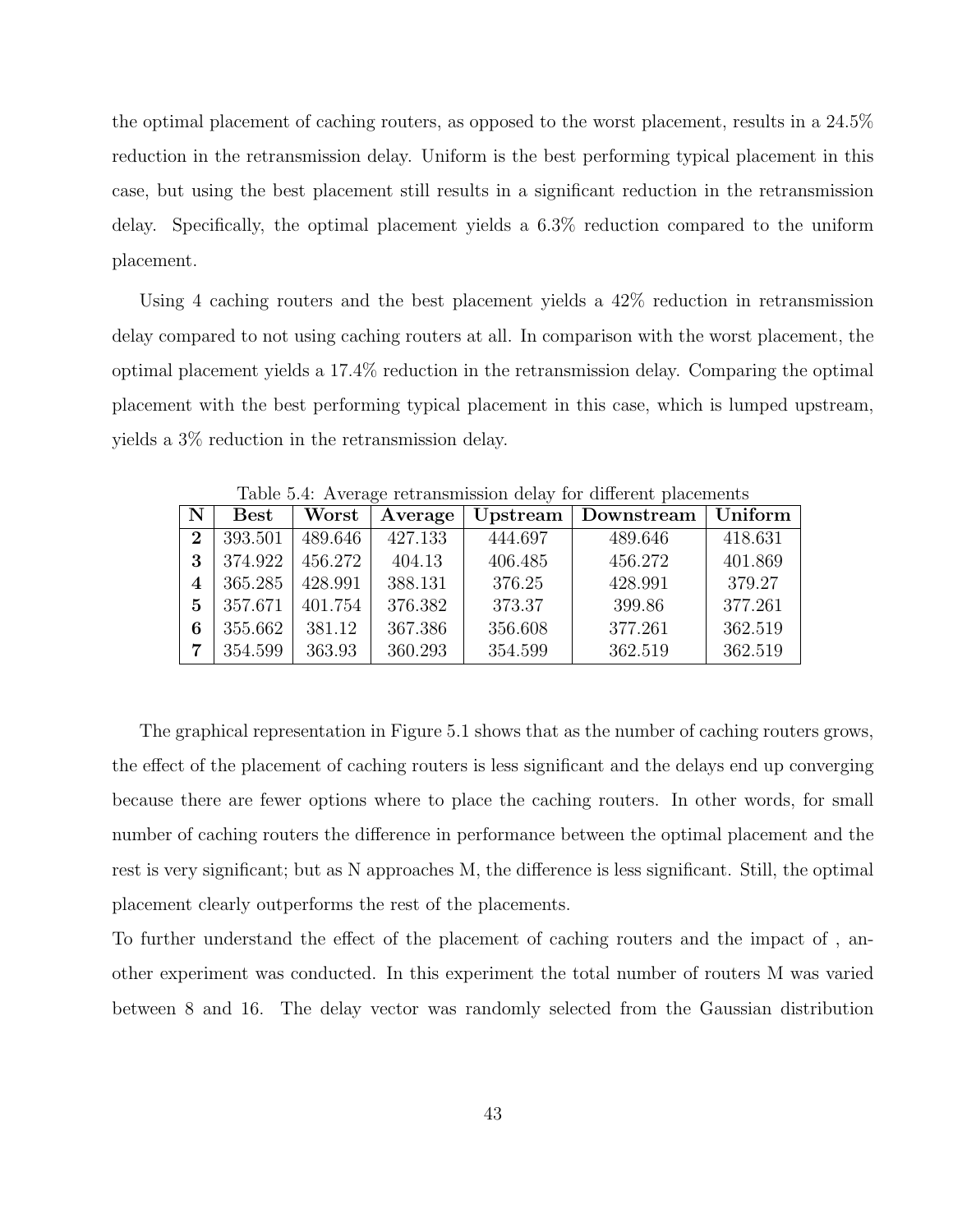the optimal placement of caching routers, as opposed to the worst placement, results in a 24.5% reduction in the retransmission delay. Uniform is the best performing typical placement in this case, but using the best placement still results in a significant reduction in the retransmission delay. Specifically, the optimal placement yields a 6.3% reduction compared to the uniform placement.

Using 4 caching routers and the best placement yields a 42% reduction in retransmission delay compared to not using caching routers at all. In comparison with the worst placement, the optimal placement yields a 17.4% reduction in the retransmission delay. Comparing the optimal placement with the best performing typical placement in this case, which is lumped upstream, yields a 3% reduction in the retransmission delay.

Table 5.4: Average retransmission delay for different placements

| N | Best | Worst | Average | Upstream | Downstream | Uniform |
|---|---|---|---|---|---|---|
| **2** | 393.501 | 489.646 | 427.133 | 444.697 | 489.646 | 418.631 |
| **3** | 374.922 | 456.272 | 404.13 | 406.485 | 456.272 | 401.869 |
| **4** | 365.285 | 428.991 | 388.131 | 376.25 | 428.991 | 379.27 |
| **5** | 357.671 | 401.754 | 376.382 | 373.37 | 399.86 | 377.261 |
| **6** | 355.662 | 381.12 | 367.386 | 356.608 | 377.261 | 362.519 |
| **7** | 354.599 | 363.93 | 360.293 | 354.599 | 362.519 | 362.519 |

The graphical representation in Figure 5.1 shows that as the number of caching routers grows, the effect of the placement of caching routers is less significant and the delays end up converging because there are fewer options where to place the caching routers. In other words, for small number of caching routers the difference in performance between the optimal placement and the rest is very significant; but as N approaches M, the difference is less significant. Still, the optimal placement clearly outperforms the rest of the placements.

To further understand the effect of the placement of caching routers and the impact of , another experiment was conducted. In this experiment the total number of routers M was varied between 8 and 16. The delay vector was randomly selected from the Gaussian distribution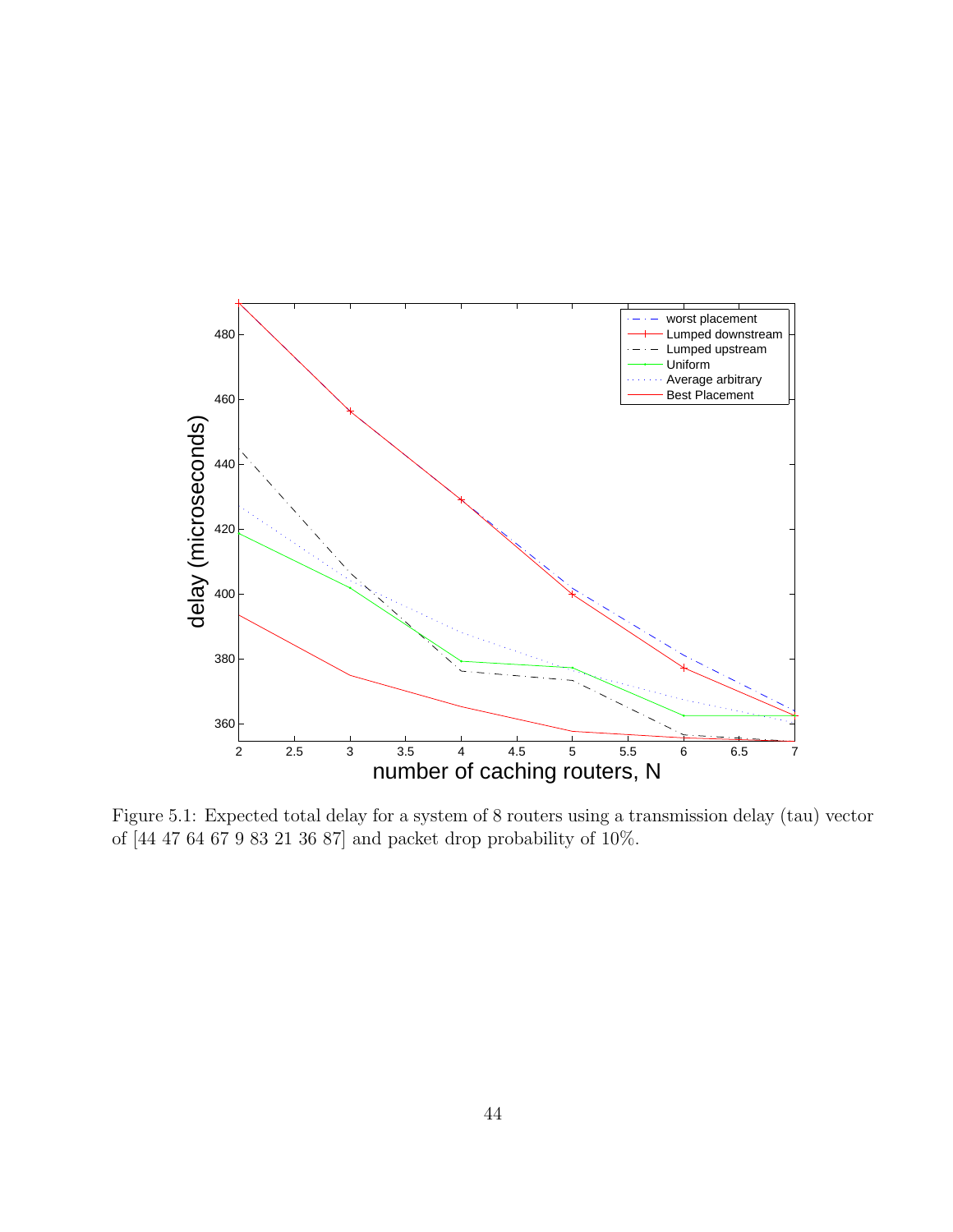Figure 5.1: Expected total delay for a system of 8 routers using a transmission delay (tau) vector of [44 47 64 67 9 83 21 36 87] and packet drop probability of 10%.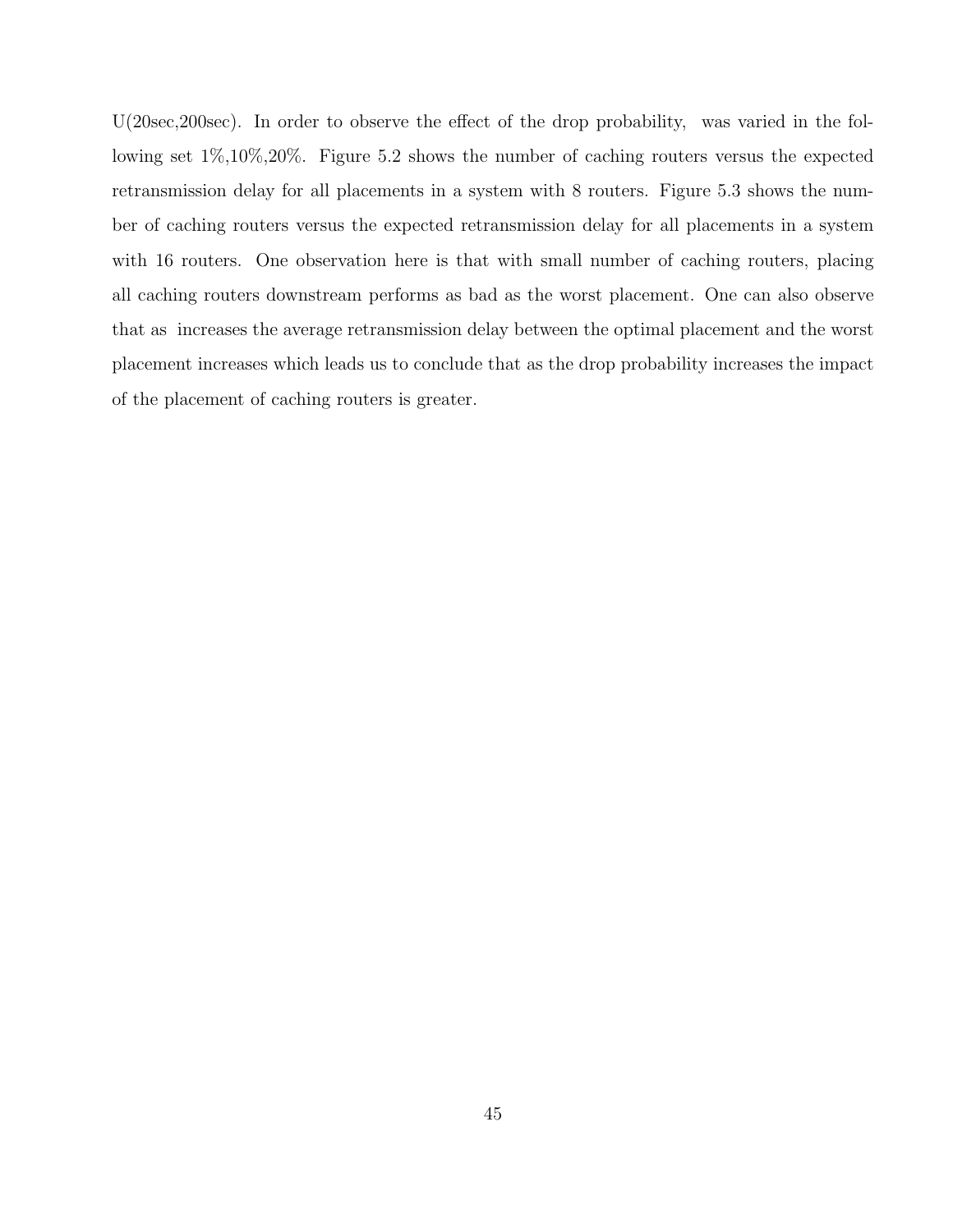U(20sec,200sec). In order to observe the effect of the drop probability,  was varied in the following set 1%,10%,20%. Figure 5.2 shows the number of caching routers versus the expected retransmission delay for all placements in a system with 8 routers. Figure 5.3 shows the number of caching routers versus the expected retransmission delay for all placements in a system with 16 routers. One observation here is that with small number of caching routers, placing all caching routers downstream performs as bad as the worst placement. One can also observe that as  increases the average retransmission delay between the optimal placement and the worst placement increases which leads us to conclude that as the drop probability increases the impact of the placement of caching routers is greater.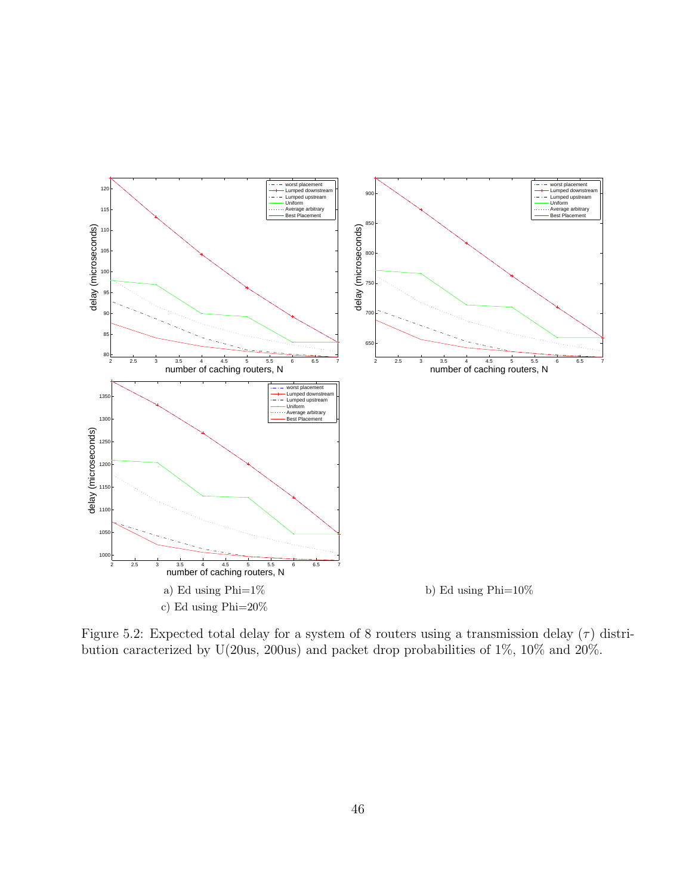a) Ed using Phi=1%

b) Ed using Phi=10%

c) Ed using Phi=20%

Figure 5.2: Expected total delay for a system of 8 routers using a transmission delay ($\tau$) distribution caracterized by U(20us, 200us) and packet drop probabilities of 1%, 10% and 20%.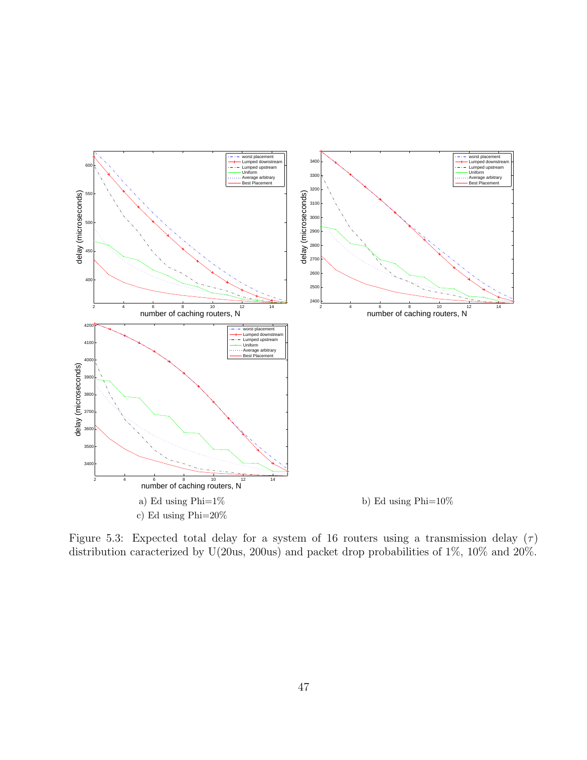a) Ed using Phi=1%

b) Ed using Phi=10%

c) Ed using Phi=20%

Figure 5.3: Expected total delay for a system of 16 routers using a transmission delay ($\tau$) distribution caracterized by U(20us, 200us) and packet drop probabilities of 1%, 10% and 20%.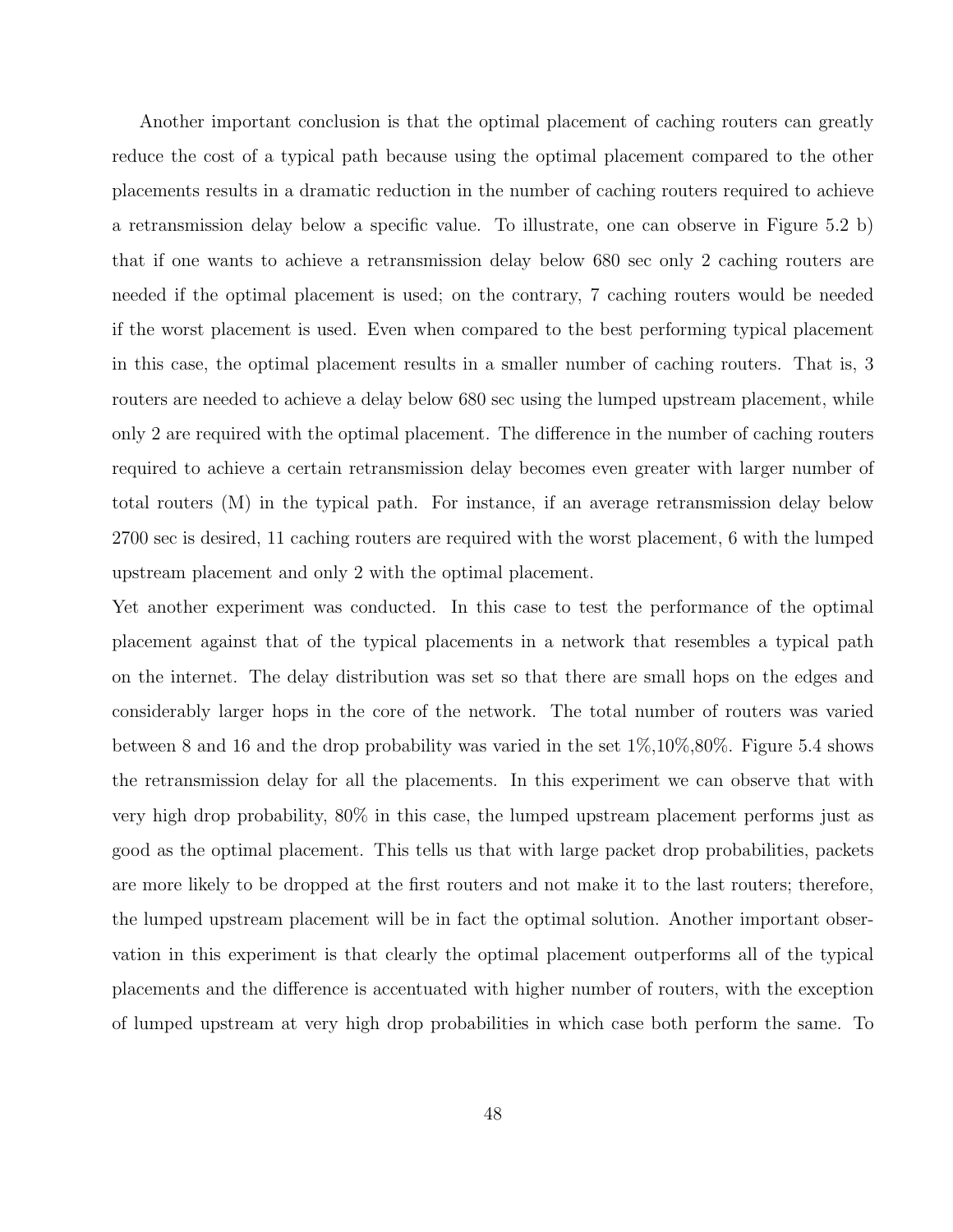Another important conclusion is that the optimal placement of caching routers can greatly reduce the cost of a typical path because using the optimal placement compared to the other placements results in a dramatic reduction in the number of caching routers required to achieve a retransmission delay below a specific value. To illustrate, one can observe in Figure 5.2 b) that if one wants to achieve a retransmission delay below 680 sec only 2 caching routers are needed if the optimal placement is used; on the contrary, 7 caching routers would be needed if the worst placement is used. Even when compared to the best performing typical placement in this case, the optimal placement results in a smaller number of caching routers. That is, 3 routers are needed to achieve a delay below 680 sec using the lumped upstream placement, while only 2 are required with the optimal placement. The difference in the number of caching routers required to achieve a certain retransmission delay becomes even greater with larger number of total routers (M) in the typical path. For instance, if an average retransmission delay below 2700 sec is desired, 11 caching routers are required with the worst placement, 6 with the lumped upstream placement and only 2 with the optimal placement.

Yet another experiment was conducted. In this case to test the performance of the optimal placement against that of the typical placements in a network that resembles a typical path on the internet. The delay distribution was set so that there are small hops on the edges and considerably larger hops in the core of the network. The total number of routers was varied between 8 and 16 and the drop probability was varied in the set 1%,10%,80%. Figure 5.4 shows the retransmission delay for all the placements. In this experiment we can observe that with very high drop probability, 80% in this case, the lumped upstream placement performs just as good as the optimal placement. This tells us that with large packet drop probabilities, packets are more likely to be dropped at the first routers and not make it to the last routers; therefore, the lumped upstream placement will be in fact the optimal solution. Another important observation in this experiment is that clearly the optimal placement outperforms all of the typical placements and the difference is accentuated with higher number of routers, with the exception of lumped upstream at very high drop probabilities in which case both perform the same. To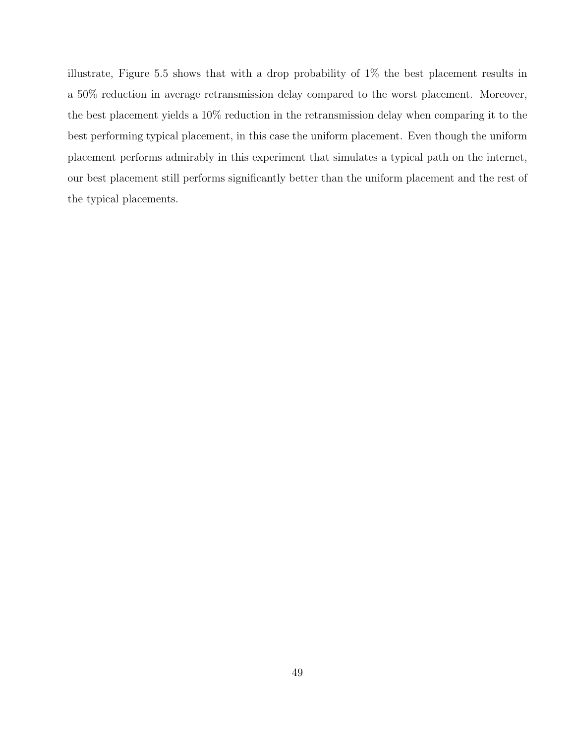illustrate, Figure 5.5 shows that with a drop probability of 1% the best placement results in a 50% reduction in average retransmission delay compared to the worst placement. Moreover, the best placement yields a 10% reduction in the retransmission delay when comparing it to the best performing typical placement, in this case the uniform placement. Even though the uniform placement performs admirably in this experiment that simulates a typical path on the internet, our best placement still performs significantly better than the uniform placement and the rest of the typical placements.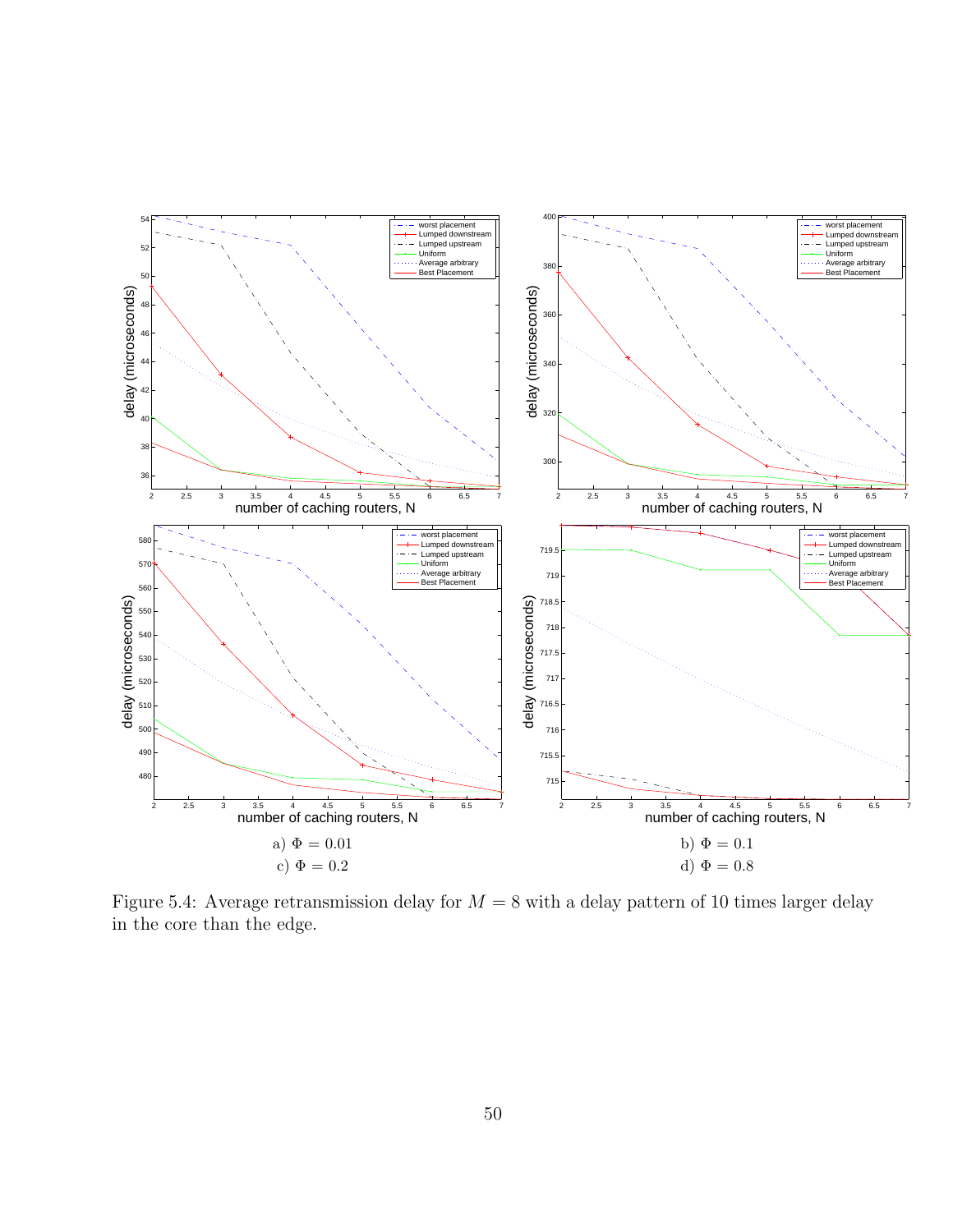a) $\Phi = 0.01$

b) $\Phi = 0.1$

c) $\Phi = 0.2$

d) $\Phi = 0.8$

Figure 5.4: Average retransmission delay for $M = 8$ with a delay pattern of 10 times larger delay in the core than the edge.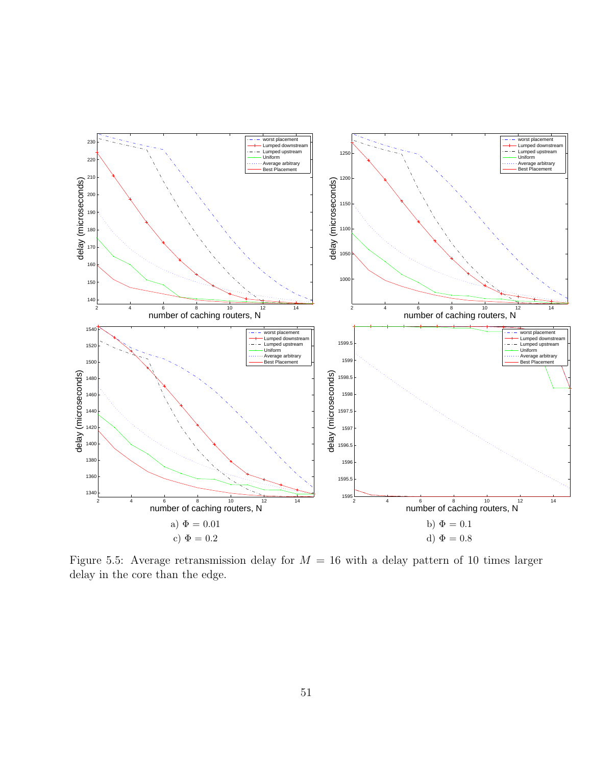a) $\Phi = 0.01$

b) $\Phi = 0.1$

c) $\Phi = 0.2$

d) $\Phi = 0.8$

Figure 5.5: Average retransmission delay for $M = 16$ with a delay pattern of 10 times larger delay in the core than the edge.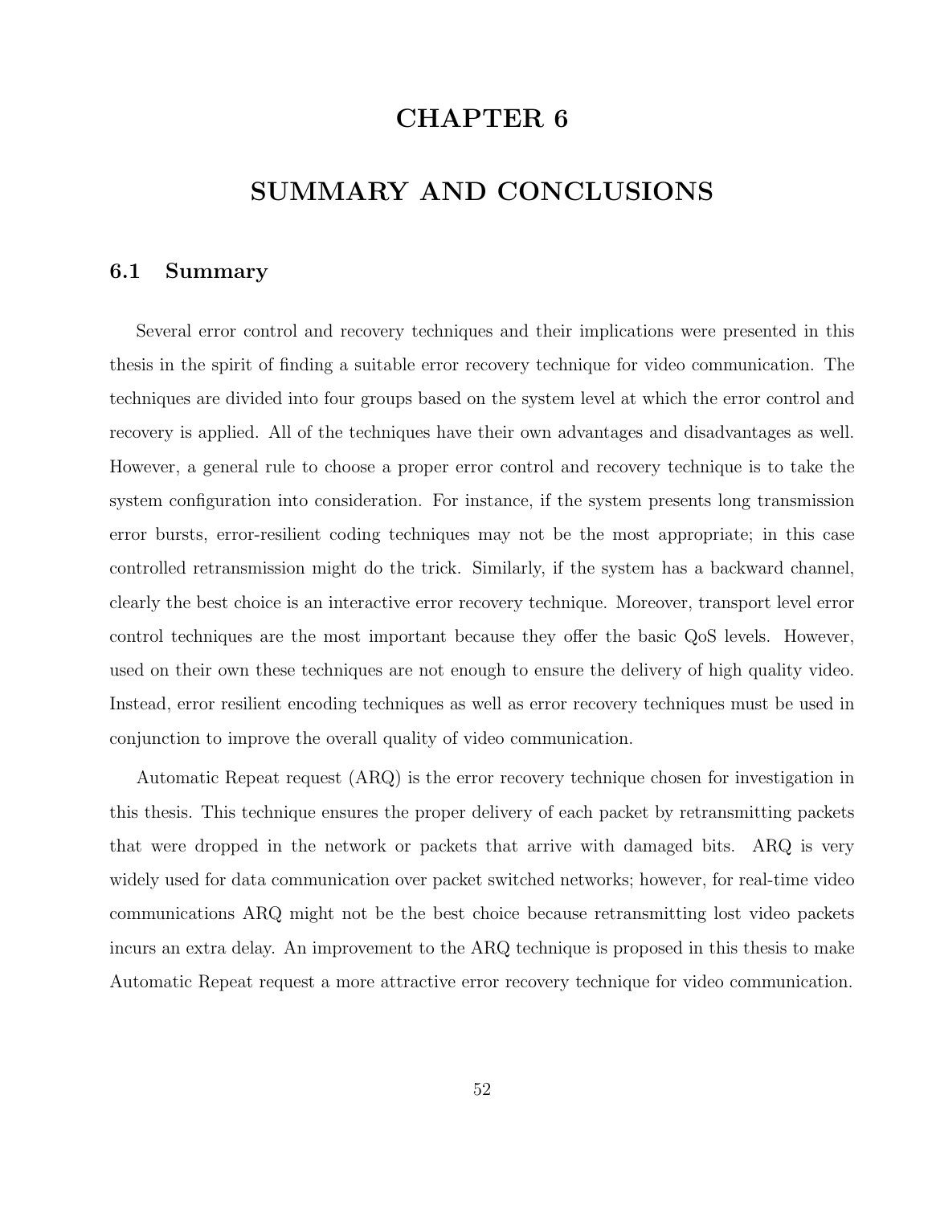# CHAPTER 6

# SUMMARY AND CONCLUSIONS

## 6.1 Summary

Several error control and recovery techniques and their implications were presented in this thesis in the spirit of finding a suitable error recovery technique for video communication. The techniques are divided into four groups based on the system level at which the error control and recovery is applied. All of the techniques have their own advantages and disadvantages as well. However, a general rule to choose a proper error control and recovery technique is to take the system configuration into consideration. For instance, if the system presents long transmission error bursts, error-resilient coding techniques may not be the most appropriate; in this case controlled retransmission might do the trick. Similarly, if the system has a backward channel, clearly the best choice is an interactive error recovery technique. Moreover, transport level error control techniques are the most important because they offer the basic QoS levels. However, used on their own these techniques are not enough to ensure the delivery of high quality video. Instead, error resilient encoding techniques as well as error recovery techniques must be used in conjunction to improve the overall quality of video communication.

Automatic Repeat request (ARQ) is the error recovery technique chosen for investigation in this thesis. This technique ensures the proper delivery of each packet by retransmitting packets that were dropped in the network or packets that arrive with damaged bits. ARQ is very widely used for data communication over packet switched networks; however, for real-time video communications ARQ might not be the best choice because retransmitting lost video packets incurs an extra delay. An improvement to the ARQ technique is proposed in this thesis to make Automatic Repeat request a more attractive error recovery technique for video communication.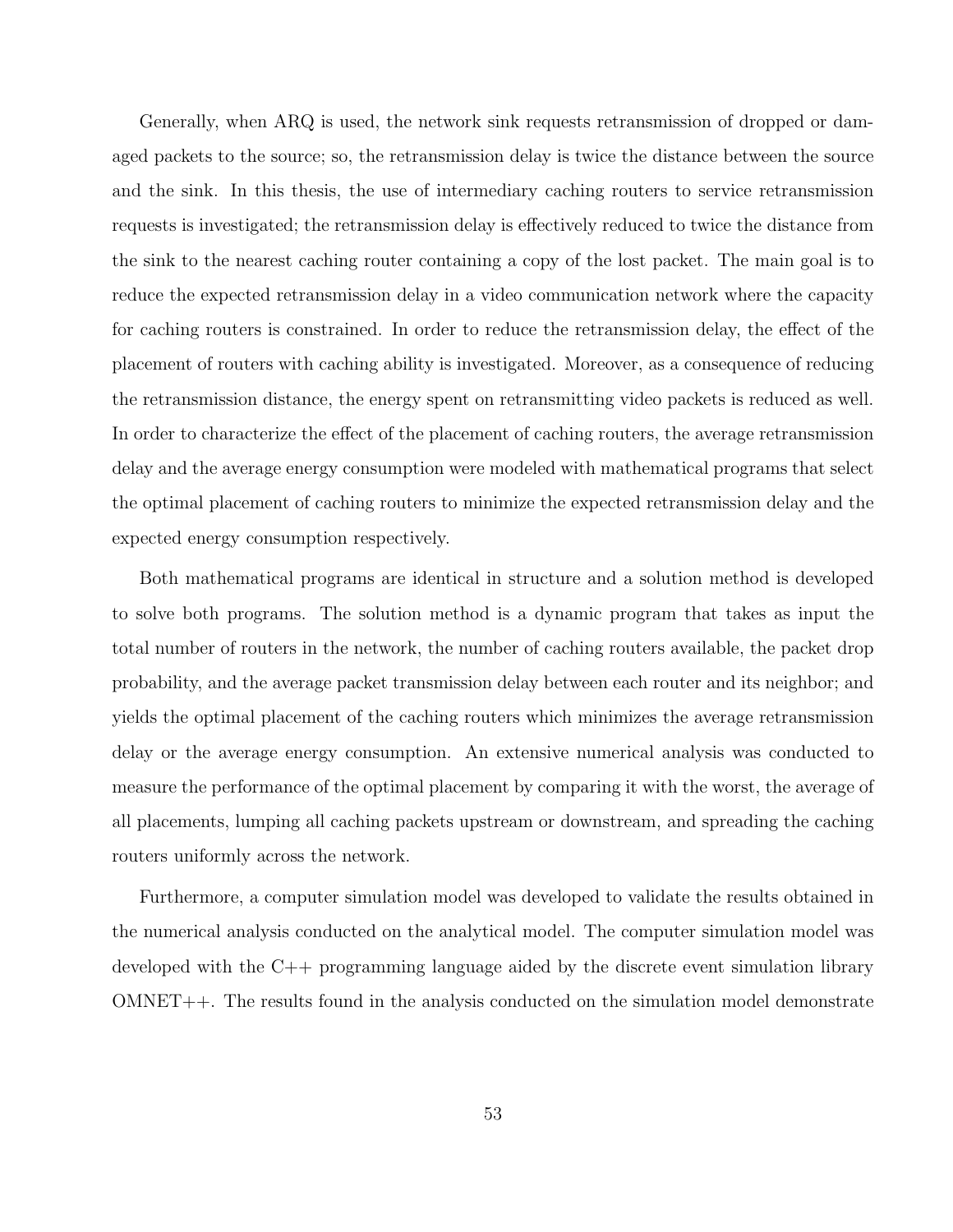Generally, when ARQ is used, the network sink requests retransmission of dropped or damaged packets to the source; so, the retransmission delay is twice the distance between the source and the sink. In this thesis, the use of intermediary caching routers to service retransmission requests is investigated; the retransmission delay is effectively reduced to twice the distance from the sink to the nearest caching router containing a copy of the lost packet. The main goal is to reduce the expected retransmission delay in a video communication network where the capacity for caching routers is constrained. In order to reduce the retransmission delay, the effect of the placement of routers with caching ability is investigated. Moreover, as a consequence of reducing the retransmission distance, the energy spent on retransmitting video packets is reduced as well. In order to characterize the effect of the placement of caching routers, the average retransmission delay and the average energy consumption were modeled with mathematical programs that select the optimal placement of caching routers to minimize the expected retransmission delay and the expected energy consumption respectively.

Both mathematical programs are identical in structure and a solution method is developed to solve both programs. The solution method is a dynamic program that takes as input the total number of routers in the network, the number of caching routers available, the packet drop probability, and the average packet transmission delay between each router and its neighbor; and yields the optimal placement of the caching routers which minimizes the average retransmission delay or the average energy consumption. An extensive numerical analysis was conducted to measure the performance of the optimal placement by comparing it with the worst, the average of all placements, lumping all caching packets upstream or downstream, and spreading the caching routers uniformly across the network.

Furthermore, a computer simulation model was developed to validate the results obtained in the numerical analysis conducted on the analytical model. The computer simulation model was developed with the C++ programming language aided by the discrete event simulation library OMNET++. The results found in the analysis conducted on the simulation model demonstrate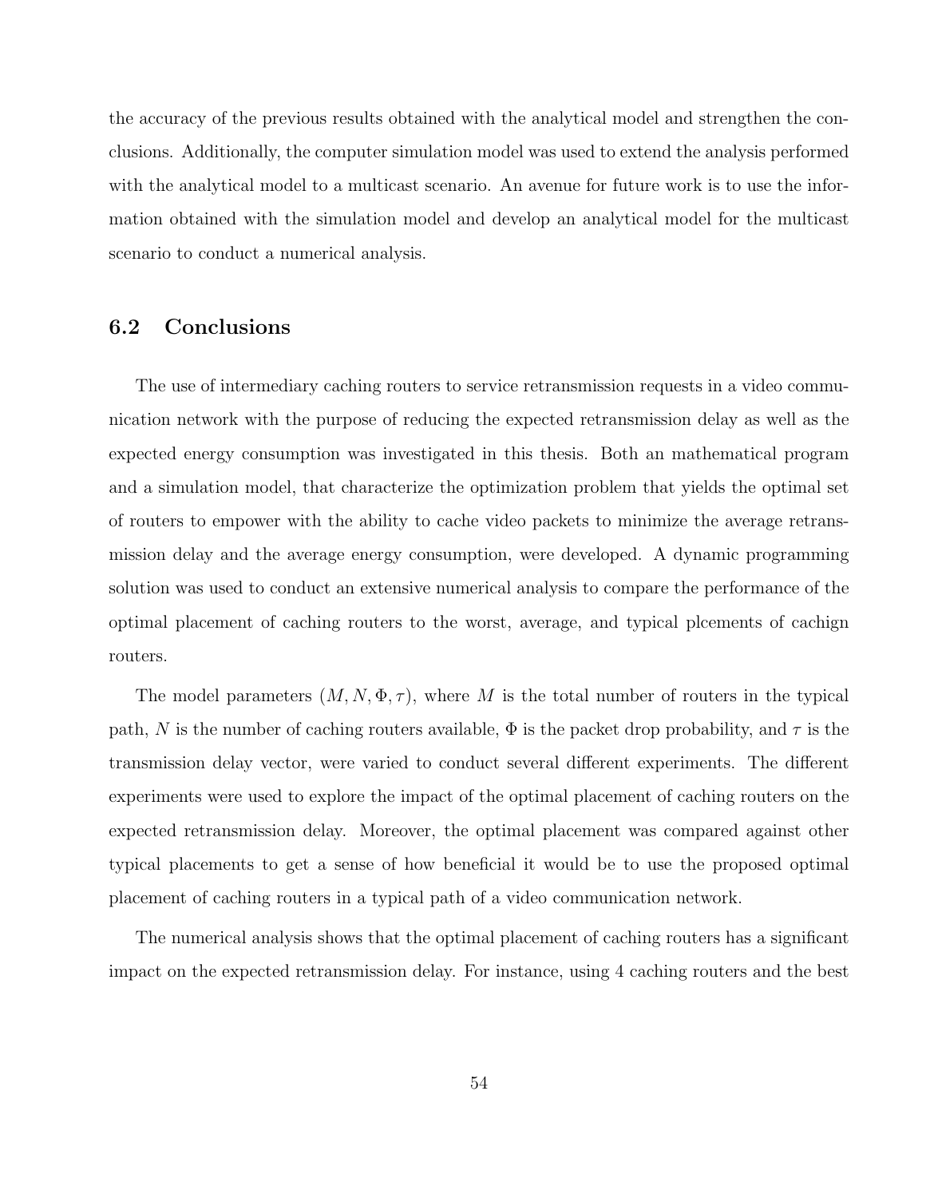the accuracy of the previous results obtained with the analytical model and strengthen the conclusions. Additionally, the computer simulation model was used to extend the analysis performed with the analytical model to a multicast scenario. An avenue for future work is to use the information obtained with the simulation model and develop an analytical model for the multicast scenario to conduct a numerical analysis.

## 6.2 Conclusions

The use of intermediary caching routers to service retransmission requests in a video communication network with the purpose of reducing the expected retransmission delay as well as the expected energy consumption was investigated in this thesis. Both an mathematical program and a simulation model, that characterize the optimization problem that yields the optimal set of routers to empower with the ability to cache video packets to minimize the average retransmission delay and the average energy consumption, were developed. A dynamic programming solution was used to conduct an extensive numerical analysis to compare the performance of the optimal placement of caching routers to the worst, average, and typical plcements of cachign routers.

The model parameters $(M, N, \Phi, \tau)$, where $M$ is the total number of routers in the typical path, $N$ is the number of caching routers available, $\Phi$ is the packet drop probability, and $\tau$ is the transmission delay vector, were varied to conduct several different experiments. The different experiments were used to explore the impact of the optimal placement of caching routers on the expected retransmission delay. Moreover, the optimal placement was compared against other typical placements to get a sense of how beneficial it would be to use the proposed optimal placement of caching routers in a typical path of a video communication network.

The numerical analysis shows that the optimal placement of caching routers has a significant impact on the expected retransmission delay. For instance, using 4 caching routers and the best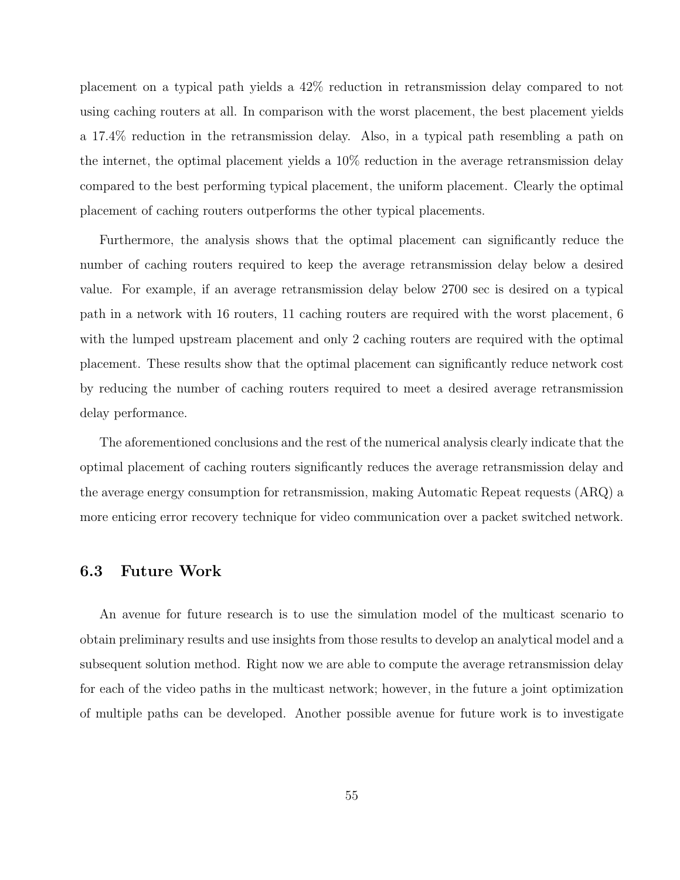placement on a typical path yields a 42% reduction in retransmission delay compared to not using caching routers at all. In comparison with the worst placement, the best placement yields a 17.4% reduction in the retransmission delay. Also, in a typical path resembling a path on the internet, the optimal placement yields a 10% reduction in the average retransmission delay compared to the best performing typical placement, the uniform placement. Clearly the optimal placement of caching routers outperforms the other typical placements.

Furthermore, the analysis shows that the optimal placement can significantly reduce the number of caching routers required to keep the average retransmission delay below a desired value. For example, if an average retransmission delay below 2700 sec is desired on a typical path in a network with 16 routers, 11 caching routers are required with the worst placement, 6 with the lumped upstream placement and only 2 caching routers are required with the optimal placement. These results show that the optimal placement can significantly reduce network cost by reducing the number of caching routers required to meet a desired average retransmission delay performance.

The aforementioned conclusions and the rest of the numerical analysis clearly indicate that the optimal placement of caching routers significantly reduces the average retransmission delay and the average energy consumption for retransmission, making Automatic Repeat requests (ARQ) a more enticing error recovery technique for video communication over a packet switched network.

## 6.3 Future Work

An avenue for future research is to use the simulation model of the multicast scenario to obtain preliminary results and use insights from those results to develop an analytical model and a subsequent solution method. Right now we are able to compute the average retransmission delay for each of the video paths in the multicast network; however, in the future a joint optimization of multiple paths can be developed. Another possible avenue for future work is to investigate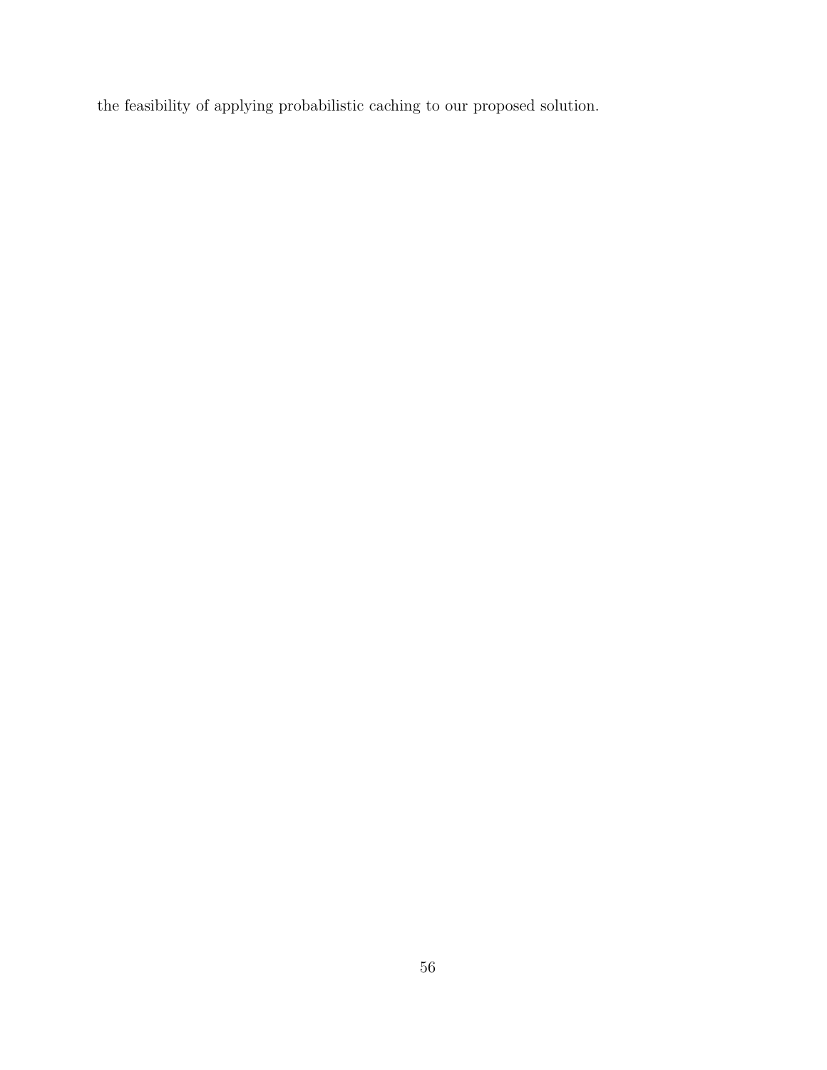the feasibility of applying probabilistic caching to our proposed solution.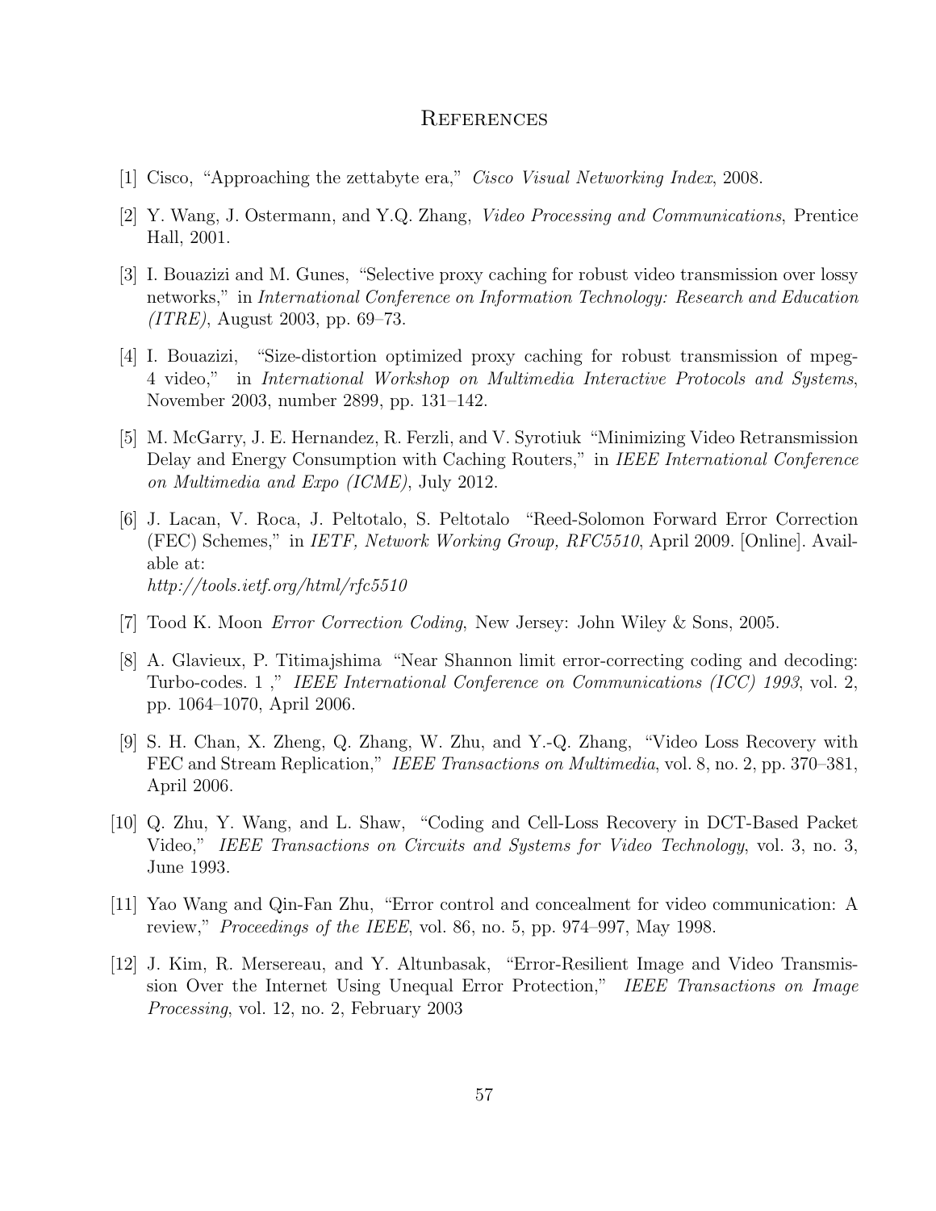# References

[1] Cisco, "Approaching the zettabyte era," *Cisco Visual Networking Index*, 2008.

[2] Y. Wang, J. Ostermann, and Y.Q. Zhang, *Video Processing and Communications*, Prentice Hall, 2001.

[3] I. Bouazizi and M. Gunes, "Selective proxy caching for robust video transmission over lossy networks," in *International Conference on Information Technology: Research and Education (ITRE)*, August 2003, pp. 69–73.

[4] I. Bouazizi, "Size-distortion optimized proxy caching for robust transmission of mpeg-4 video," in *International Workshop on Multimedia Interactive Protocols and Systems*, November 2003, number 2899, pp. 131–142.

[5] M. McGarry, J. E. Hernandez, R. Ferzli, and V. Syrotiuk "Minimizing Video Retransmission Delay and Energy Consumption with Caching Routers," in *IEEE International Conference on Multimedia and Expo (ICME)*, July 2012.

[6] J. Lacan, V. Roca, J. Peltotalo, S. Peltotalo "Reed-Solomon Forward Error Correction (FEC) Schemes," in *IETF, Network Working Group, RFC5510*, April 2009. [Online]. Available at:
*http://tools.ietf.org/html/rfc5510*

[7] Tood K. Moon *Error Correction Coding*, New Jersey: John Wiley & Sons, 2005.

[8] A. Glavieux, P. Titimajshima "Near Shannon limit error-correcting coding and decoding: Turbo-codes. 1 ," *IEEE International Conference on Communications (ICC) 1993*, vol. 2, pp. 1064–1070, April 2006.

[9] S. H. Chan, X. Zheng, Q. Zhang, W. Zhu, and Y.-Q. Zhang, "Video Loss Recovery with FEC and Stream Replication," *IEEE Transactions on Multimedia*, vol. 8, no. 2, pp. 370–381, April 2006.

[10] Q. Zhu, Y. Wang, and L. Shaw, "Coding and Cell-Loss Recovery in DCT-Based Packet Video," *IEEE Transactions on Circuits and Systems for Video Technology*, vol. 3, no. 3, June 1993.

[11] Yao Wang and Qin-Fan Zhu, "Error control and concealment for video communication: A review," *Proceedings of the IEEE*, vol. 86, no. 5, pp. 974–997, May 1998.

[12] J. Kim, R. Mersereau, and Y. Altunbasak, "Error-Resilient Image and Video Transmission Over the Internet Using Unequal Error Protection," *IEEE Transactions on Image Processing*, vol. 12, no. 2, February 2003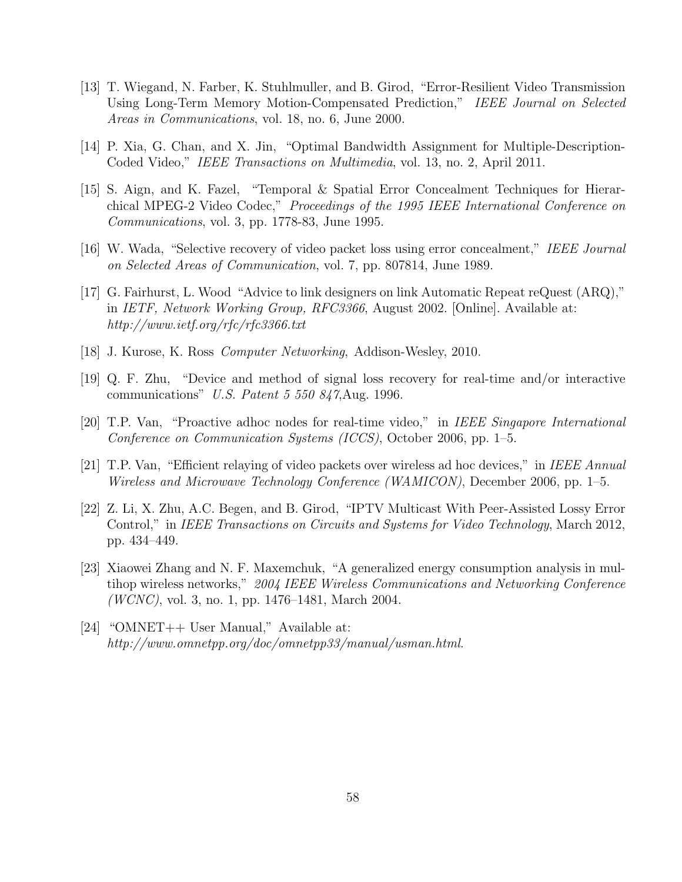[13] T. Wiegand, N. Farber, K. Stuhlmuller, and B. Girod, "Error-Resilient Video Transmission Using Long-Term Memory Motion-Compensated Prediction," *IEEE Journal on Selected Areas in Communications*, vol. 18, no. 6, June 2000.

[14] P. Xia, G. Chan, and X. Jin, "Optimal Bandwidth Assignment for Multiple-Description-Coded Video," *IEEE Transactions on Multimedia*, vol. 13, no. 2, April 2011.

[15] S. Aign, and K. Fazel, "Temporal & Spatial Error Concealment Techniques for Hierarchical MPEG-2 Video Codec," *Proceedings of the 1995 IEEE International Conference on Communications*, vol. 3, pp. 1778-83, June 1995.

[16] W. Wada, "Selective recovery of video packet loss using error concealment," *IEEE Journal on Selected Areas of Communication*, vol. 7, pp. 807814, June 1989.

[17] G. Fairhurst, L. Wood "Advice to link designers on link Automatic Repeat reQuest (ARQ)," in *IETF, Network Working Group, RFC3366*, August 2002. [Online]. Available at: *http://www.ietf.org/rfc/rfc3366.txt*

[18] J. Kurose, K. Ross *Computer Networking*, Addison-Wesley, 2010.

[19] Q. F. Zhu, "Device and method of signal loss recovery for real-time and/or interactive communications" *U.S. Patent 5 550 847*,Aug. 1996.

[20] T.P. Van, "Proactive adhoc nodes for real-time video," in *IEEE Singapore International Conference on Communication Systems (ICCS)*, October 2006, pp. 1–5.

[21] T.P. Van, "Efficient relaying of video packets over wireless ad hoc devices," in *IEEE Annual Wireless and Microwave Technology Conference (WAMICON)*, December 2006, pp. 1–5.

[22] Z. Li, X. Zhu, A.C. Begen, and B. Girod, "IPTV Multicast With Peer-Assisted Lossy Error Control," in *IEEE Transactions on Circuits and Systems for Video Technology*, March 2012, pp. 434–449.

[23] Xiaowei Zhang and N. F. Maxemchuk, "A generalized energy consumption analysis in multihop wireless networks," *2004 IEEE Wireless Communications and Networking Conference (WCNC)*, vol. 3, no. 1, pp. 1476–1481, March 2004.

[24] "OMNET++ User Manual," Available at: *http://www.omnetpp.org/doc/omnetpp33/manual/usman.html*.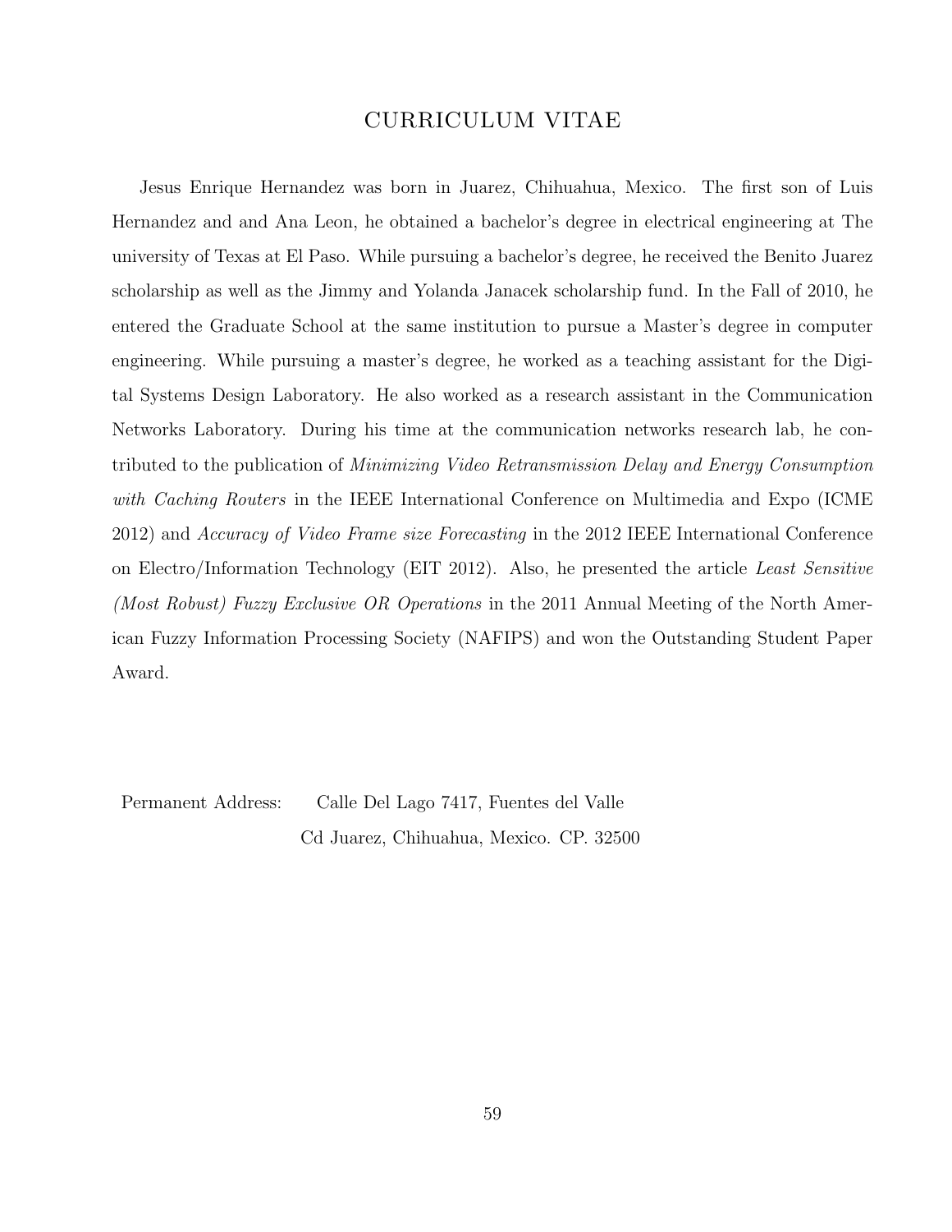# CURRICULUM VITAE

Jesus Enrique Hernandez was born in Juarez, Chihuahua, Mexico. The first son of Luis Hernandez and and Ana Leon, he obtained a bachelor's degree in electrical engineering at The university of Texas at El Paso. While pursuing a bachelor's degree, he received the Benito Juarez scholarship as well as the Jimmy and Yolanda Janacek scholarship fund. In the Fall of 2010, he entered the Graduate School at the same institution to pursue a Master's degree in computer engineering. While pursuing a master's degree, he worked as a teaching assistant for the Digital Systems Design Laboratory. He also worked as a research assistant in the Communication Networks Laboratory. During his time at the communication networks research lab, he contributed to the publication of *Minimizing Video Retransmission Delay and Energy Consumption with Caching Routers* in the IEEE International Conference on Multimedia and Expo (ICME 2012) and *Accuracy of Video Frame size Forecasting* in the 2012 IEEE International Conference on Electro/Information Technology (EIT 2012). Also, he presented the article *Least Sensitive (Most Robust) Fuzzy Exclusive OR Operations* in the 2011 Annual Meeting of the North American Fuzzy Information Processing Society (NAFIPS) and won the Outstanding Student Paper Award.

Permanent Address: Calle Del Lago 7417, Fuentes del Valle
Cd Juarez, Chihuahua, Mexico. CP. 32500